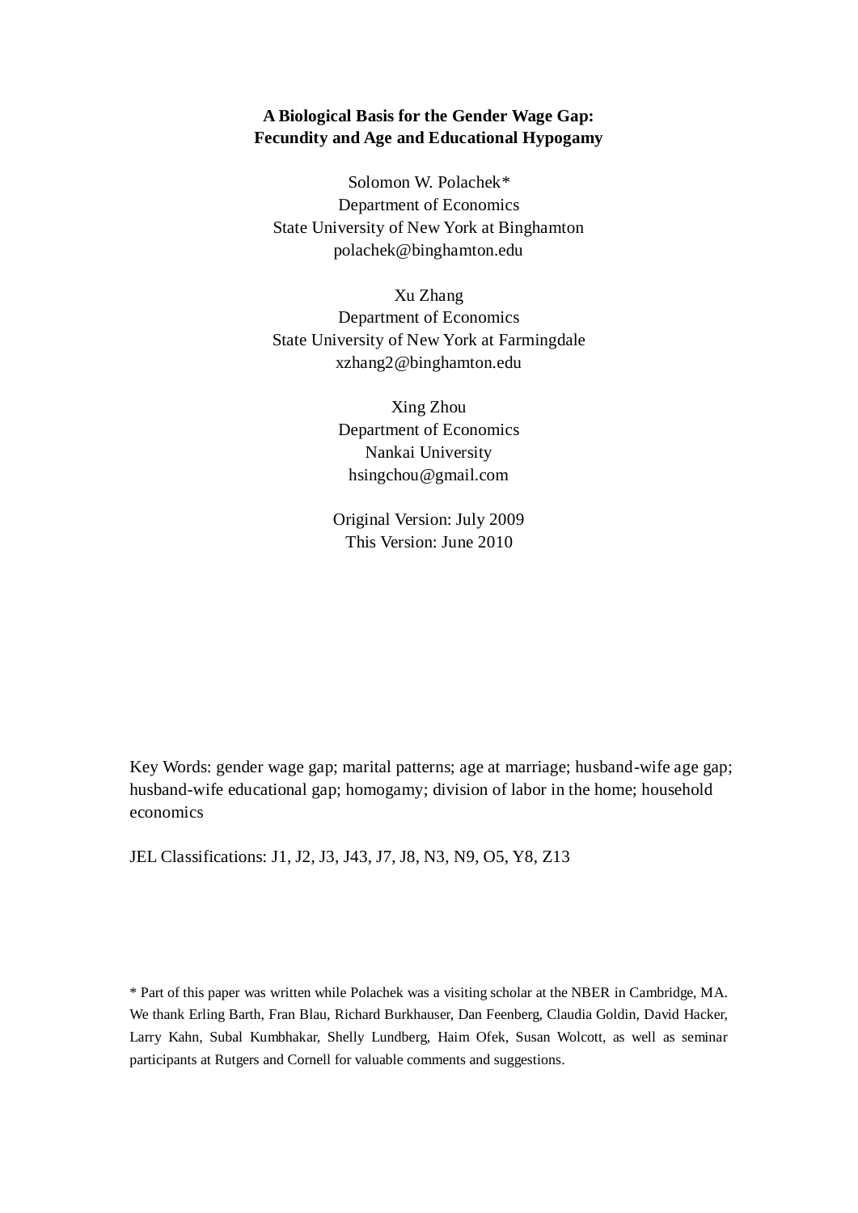# A Biological Basis for the Gender Wage Gap: Fecundity and Age and Educational Hypogamy

Solomon W. Polachek*
Department of Economics
State University of New York at Binghamton
polachek@binghamton.edu

Xu Zhang
Department of Economics
State University of New York at Farmingdale
xzhang2@binghamton.edu

Xing Zhou
Department of Economics
Nankai University
hsingchou@gmail.com

Original Version: July 2009
This Version: June 2010

Key Words: gender wage gap; marital patterns; age at marriage; husband-wife age gap; husband-wife educational gap; homogamy; division of labor in the home; household economics

JEL Classifications: J1, J2, J3, J43, J7, J8, N3, N9, O5, Y8, Z13

* Part of this paper was written while Polachek was a visiting scholar at the NBER in Cambridge, MA. We thank Erling Barth, Fran Blau, Richard Burkhauser, Dan Feenberg, Claudia Goldin, David Hacker, Larry Kahn, Subal Kumbhakar, Shelly Lundberg, Haim Ofek, Susan Wolcott, as well as seminar participants at Rutgers and Cornell for valuable comments and suggestions.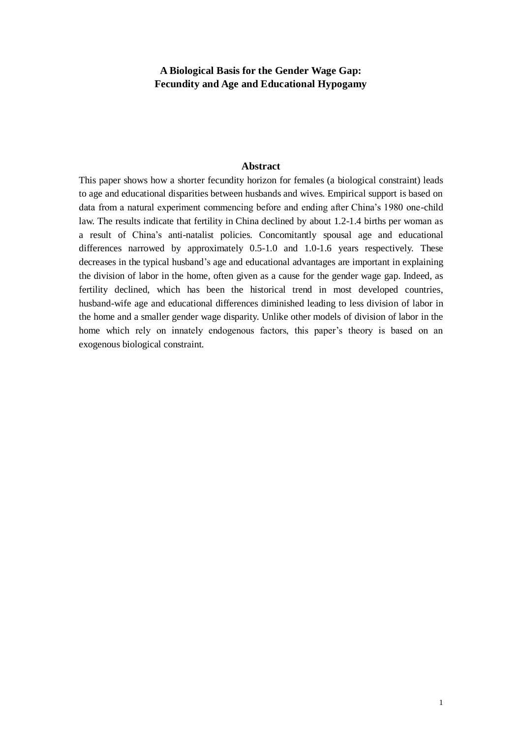**A Biological Basis for the Gender Wage Gap:**
**Fecundity and Age and Educational Hypogamy**

## Abstract

This paper shows how a shorter fecundity horizon for females (a biological constraint) leads to age and educational disparities between husbands and wives. Empirical support is based on data from a natural experiment commencing before and ending after China's 1980 one-child law. The results indicate that fertility in China declined by about 1.2-1.4 births per woman as a result of China's anti-natalist policies. Concomitantly spousal age and educational differences narrowed by approximately 0.5-1.0 and 1.0-1.6 years respectively. These decreases in the typical husband's age and educational advantages are important in explaining the division of labor in the home, often given as a cause for the gender wage gap. Indeed, as fertility declined, which has been the historical trend in most developed countries, husband-wife age and educational differences diminished leading to less division of labor in the home and a smaller gender wage disparity. Unlike other models of division of labor in the home which rely on innately endogenous factors, this paper's theory is based on an exogenous biological constraint.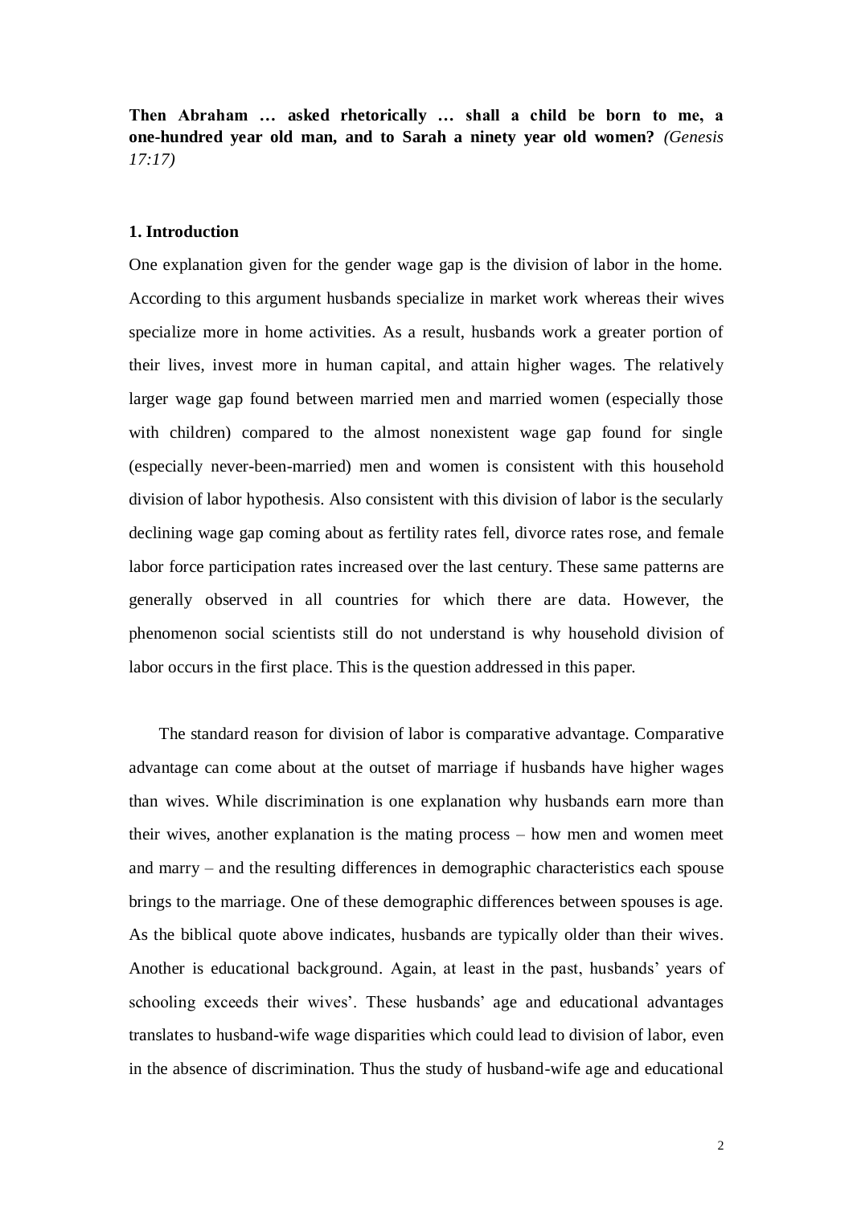**Then Abraham … asked rhetorically … shall a child be born to me, a one-hundred year old man, and to Sarah a ninety year old women?** *(Genesis 17:17)*

## 1. Introduction

One explanation given for the gender wage gap is the division of labor in the home. According to this argument husbands specialize in market work whereas their wives specialize more in home activities. As a result, husbands work a greater portion of their lives, invest more in human capital, and attain higher wages. The relatively larger wage gap found between married men and married women (especially those with children) compared to the almost nonexistent wage gap found for single (especially never-been-married) men and women is consistent with this household division of labor hypothesis. Also consistent with this division of labor is the secularly declining wage gap coming about as fertility rates fell, divorce rates rose, and female labor force participation rates increased over the last century. These same patterns are generally observed in all countries for which there are data. However, the phenomenon social scientists still do not understand is why household division of labor occurs in the first place. This is the question addressed in this paper.

The standard reason for division of labor is comparative advantage. Comparative advantage can come about at the outset of marriage if husbands have higher wages than wives. While discrimination is one explanation why husbands earn more than their wives, another explanation is the mating process – how men and women meet and marry – and the resulting differences in demographic characteristics each spouse brings to the marriage. One of these demographic differences between spouses is age. As the biblical quote above indicates, husbands are typically older than their wives. Another is educational background. Again, at least in the past, husbands' years of schooling exceeds their wives'. These husbands' age and educational advantages translates to husband-wife wage disparities which could lead to division of labor, even in the absence of discrimination. Thus the study of husband-wife age and educational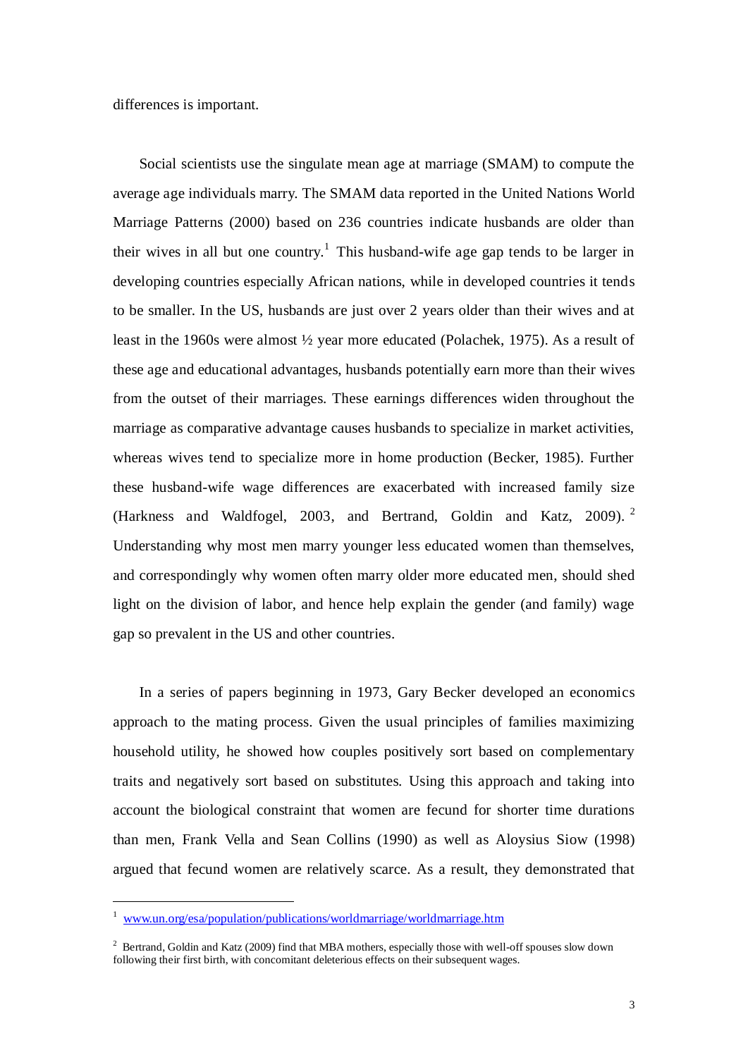differences is important.

Social scientists use the singulate mean age at marriage (SMAM) to compute the average age individuals marry. The SMAM data reported in the United Nations World Marriage Patterns (2000) based on 236 countries indicate husbands are older than their wives in all but one country.[1] This husband-wife age gap tends to be larger in developing countries especially African nations, while in developed countries it tends to be smaller. In the US, husbands are just over 2 years older than their wives and at least in the 1960s were almost ½ year more educated (Polachek, 1975). As a result of these age and educational advantages, husbands potentially earn more than their wives from the outset of their marriages. These earnings differences widen throughout the marriage as comparative advantage causes husbands to specialize in market activities, whereas wives tend to specialize more in home production (Becker, 1985). Further these husband-wife wage differences are exacerbated with increased family size (Harkness and Waldfogel, 2003, and Bertrand, Goldin and Katz, 2009).[2] Understanding why most men marry younger less educated women than themselves, and correspondingly why women often marry older more educated men, should shed light on the division of labor, and hence help explain the gender (and family) wage gap so prevalent in the US and other countries.

In a series of papers beginning in 1973, Gary Becker developed an economics approach to the mating process. Given the usual principles of families maximizing household utility, he showed how couples positively sort based on complementary traits and negatively sort based on substitutes. Using this approach and taking into account the biological constraint that women are fecund for shorter time durations than men, Frank Vella and Sean Collins (1990) as well as Aloysius Siow (1998) argued that fecund women are relatively scarce. As a result, they demonstrated that

---

[1] www.un.org/esa/population/publications/worldmarriage/worldmarriage.htm

[2] Bertrand, Goldin and Katz (2009) find that MBA mothers, especially those with well-off spouses slow down following their first birth, with concomitant deleterious effects on their subsequent wages.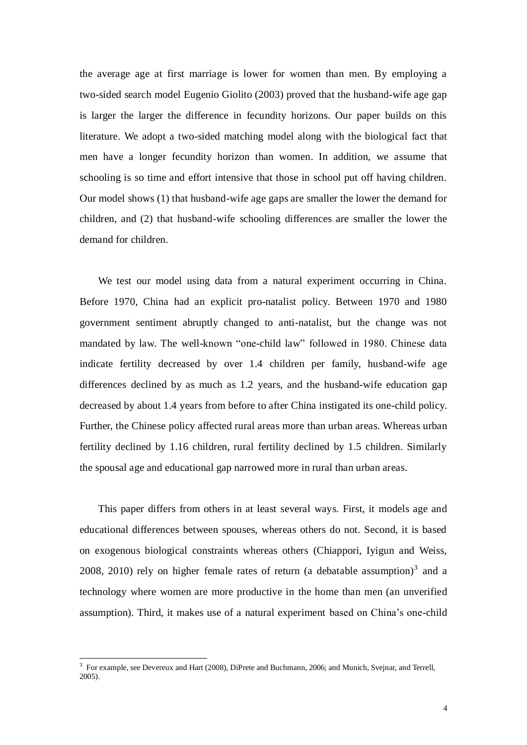the average age at first marriage is lower for women than men. By employing a two-sided search model Eugenio Giolito (2003) proved that the husband-wife age gap is larger the larger the difference in fecundity horizons. Our paper builds on this literature. We adopt a two-sided matching model along with the biological fact that men have a longer fecundity horizon than women. In addition, we assume that schooling is so time and effort intensive that those in school put off having children. Our model shows (1) that husband-wife age gaps are smaller the lower the demand for children, and (2) that husband-wife schooling differences are smaller the lower the demand for children.

We test our model using data from a natural experiment occurring in China. Before 1970, China had an explicit pro-natalist policy. Between 1970 and 1980 government sentiment abruptly changed to anti-natalist, but the change was not mandated by law. The well-known "one-child law" followed in 1980. Chinese data indicate fertility decreased by over 1.4 children per family, husband-wife age differences declined by as much as 1.2 years, and the husband-wife education gap decreased by about 1.4 years from before to after China instigated its one-child policy. Further, the Chinese policy affected rural areas more than urban areas. Whereas urban fertility declined by 1.16 children, rural fertility declined by 1.5 children. Similarly the spousal age and educational gap narrowed more in rural than urban areas.

This paper differs from others in at least several ways. First, it models age and educational differences between spouses, whereas others do not. Second, it is based on exogenous biological constraints whereas others (Chiappori, Iyigun and Weiss, 2008, 2010) rely on higher female rates of return (a debatable assumption)[3] and a technology where women are more productive in the home than men (an unverified assumption). Third, it makes use of a natural experiment based on China's one-child

[3] For example, see Devereux and Hart (2008), DiPrete and Buchmann, 2006; and Munich, Svejnar, and Terrell, 2005).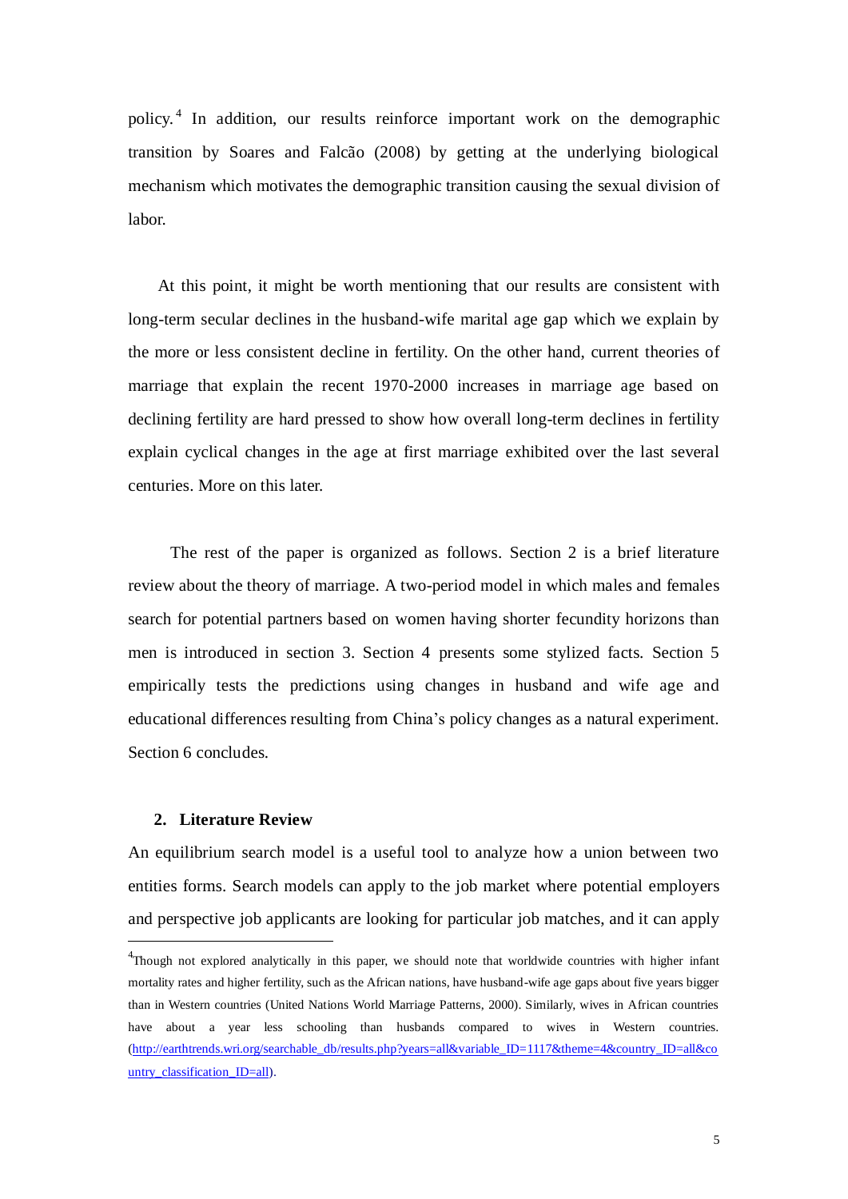policy.[4] In addition, our results reinforce important work on the demographic transition by Soares and Falcão (2008) by getting at the underlying biological mechanism which motivates the demographic transition causing the sexual division of labor.

At this point, it might be worth mentioning that our results are consistent with long-term secular declines in the husband-wife marital age gap which we explain by the more or less consistent decline in fertility. On the other hand, current theories of marriage that explain the recent 1970-2000 increases in marriage age based on declining fertility are hard pressed to show how overall long-term declines in fertility explain cyclical changes in the age at first marriage exhibited over the last several centuries. More on this later.

The rest of the paper is organized as follows. Section 2 is a brief literature review about the theory of marriage. A two-period model in which males and females search for potential partners based on women having shorter fecundity horizons than men is introduced in section 3. Section 4 presents some stylized facts. Section 5 empirically tests the predictions using changes in husband and wife age and educational differences resulting from China's policy changes as a natural experiment. Section 6 concludes.

## 2. Literature Review

An equilibrium search model is a useful tool to analyze how a union between two entities forms. Search models can apply to the job market where potential employers and perspective job applicants are looking for particular job matches, and it can apply

[4] Though not explored analytically in this paper, we should note that worldwide countries with higher infant mortality rates and higher fertility, such as the African nations, have husband-wife age gaps about five years bigger than in Western countries (United Nations World Marriage Patterns, 2000). Similarly, wives in African countries have about a year less schooling than husbands compared to wives in Western countries. (http://earthtrends.wri.org/searchable_db/results.php?years=all&variable_ID=1117&theme=4&country_ID=all&country_classification_ID=all).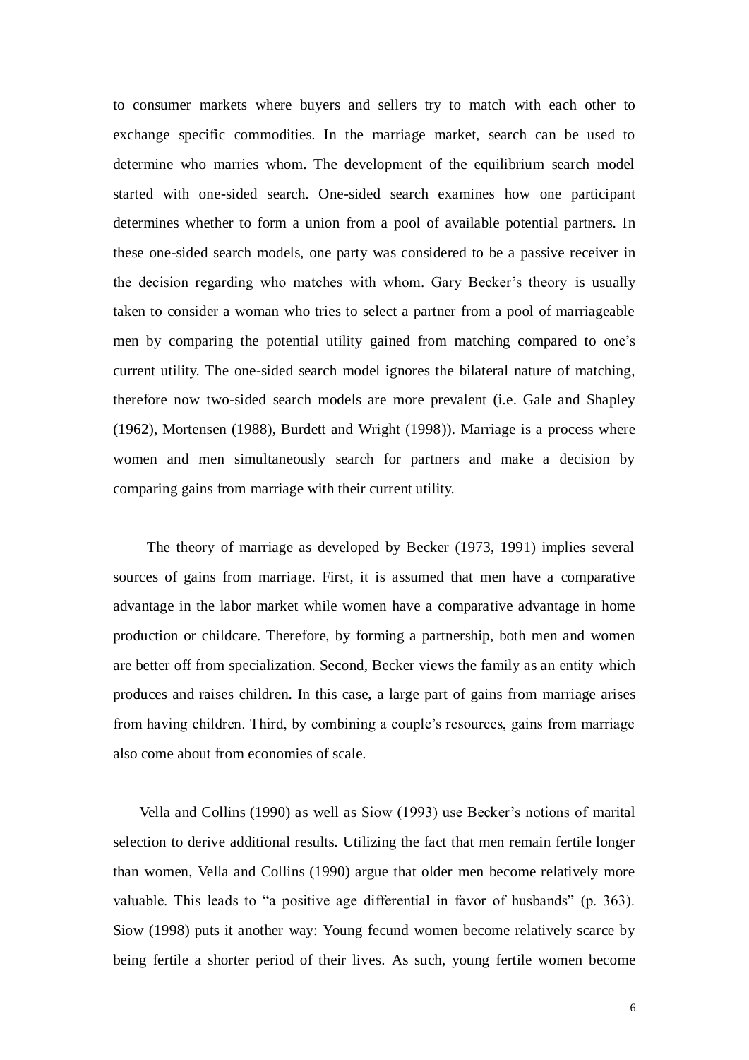to consumer markets where buyers and sellers try to match with each other to exchange specific commodities. In the marriage market, search can be used to determine who marries whom. The development of the equilibrium search model started with one-sided search. One-sided search examines how one participant determines whether to form a union from a pool of available potential partners. In these one-sided search models, one party was considered to be a passive receiver in the decision regarding who matches with whom. Gary Becker's theory is usually taken to consider a woman who tries to select a partner from a pool of marriageable men by comparing the potential utility gained from matching compared to one's current utility. The one-sided search model ignores the bilateral nature of matching, therefore now two-sided search models are more prevalent (i.e. Gale and Shapley (1962), Mortensen (1988), Burdett and Wright (1998)). Marriage is a process where women and men simultaneously search for partners and make a decision by comparing gains from marriage with their current utility.

The theory of marriage as developed by Becker (1973, 1991) implies several sources of gains from marriage. First, it is assumed that men have a comparative advantage in the labor market while women have a comparative advantage in home production or childcare. Therefore, by forming a partnership, both men and women are better off from specialization. Second, Becker views the family as an entity which produces and raises children. In this case, a large part of gains from marriage arises from having children. Third, by combining a couple's resources, gains from marriage also come about from economies of scale.

Vella and Collins (1990) as well as Siow (1993) use Becker's notions of marital selection to derive additional results. Utilizing the fact that men remain fertile longer than women, Vella and Collins (1990) argue that older men become relatively more valuable. This leads to "a positive age differential in favor of husbands" (p. 363). Siow (1998) puts it another way: Young fecund women become relatively scarce by being fertile a shorter period of their lives. As such, young fertile women become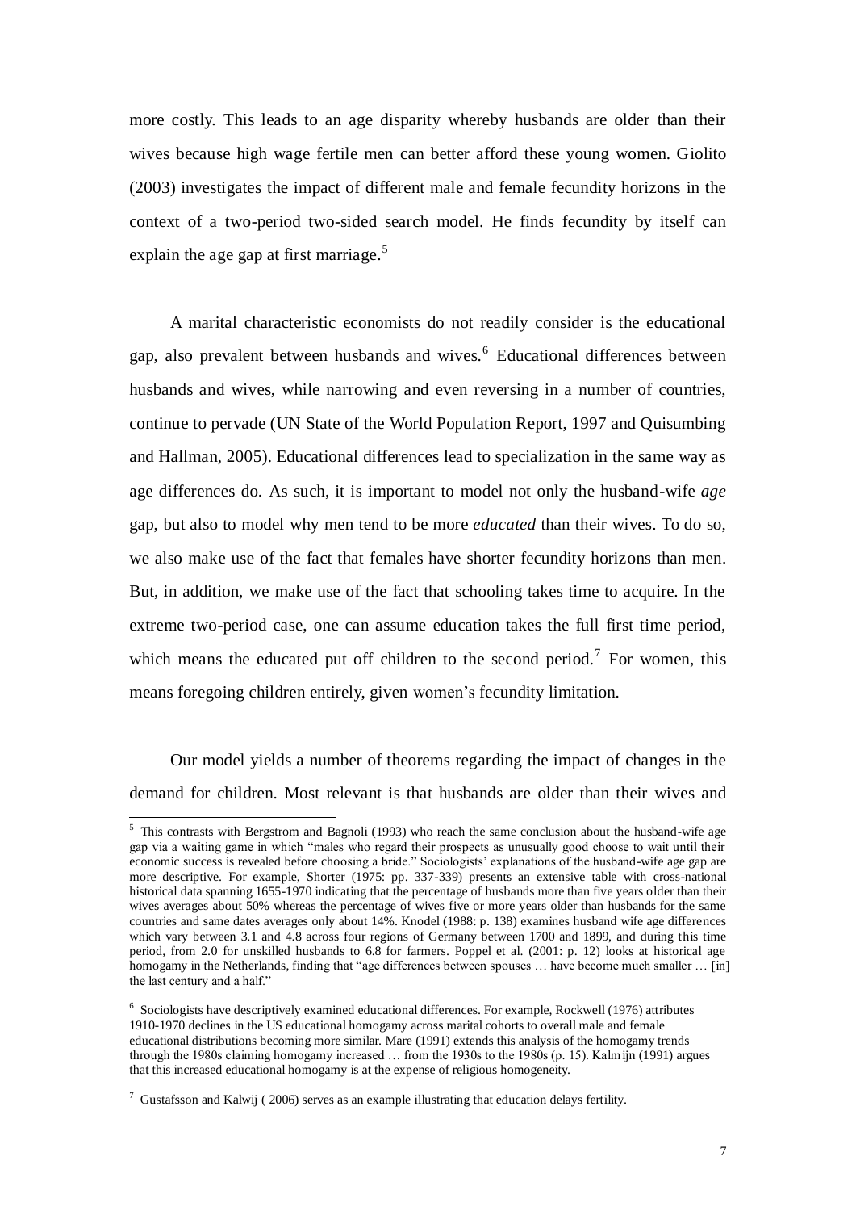more costly. This leads to an age disparity whereby husbands are older than their wives because high wage fertile men can better afford these young women. Giolito (2003) investigates the impact of different male and female fecundity horizons in the context of a two-period two-sided search model. He finds fecundity by itself can explain the age gap at first marriage.[5]

A marital characteristic economists do not readily consider is the educational gap, also prevalent between husbands and wives.[6] Educational differences between husbands and wives, while narrowing and even reversing in a number of countries, continue to pervade (UN State of the World Population Report, 1997 and Quisumbing and Hallman, 2005). Educational differences lead to specialization in the same way as age differences do. As such, it is important to model not only the husband-wife *age* gap, but also to model why men tend to be more *educated* than their wives. To do so, we also make use of the fact that females have shorter fecundity horizons than men. But, in addition, we make use of the fact that schooling takes time to acquire. In the extreme two-period case, one can assume education takes the full first time period, which means the educated put off children to the second period.[7] For women, this means foregoing children entirely, given women's fecundity limitation.

Our model yields a number of theorems regarding the impact of changes in the demand for children. Most relevant is that husbands are older than their wives and

---

[5] This contrasts with Bergstrom and Bagnoli (1993) who reach the same conclusion about the husband-wife age gap via a waiting game in which "males who regard their prospects as unusually good choose to wait until their economic success is revealed before choosing a bride." Sociologists' explanations of the husband-wife age gap are more descriptive. For example, Shorter (1975: pp. 337-339) presents an extensive table with cross-national historical data spanning 1655-1970 indicating that the percentage of husbands more than five years older than their wives averages about 50% whereas the percentage of wives five or more years older than husbands for the same countries and same dates averages only about 14%. Knodel (1988: p. 138) examines husband wife age differences which vary between 3.1 and 4.8 across four regions of Germany between 1700 and 1899, and during this time period, from 2.0 for unskilled husbands to 6.8 for farmers. Poppel et al. (2001: p. 12) looks at historical age homogamy in the Netherlands, finding that "age differences between spouses … have become much smaller … [in] the last century and a half."

[6] Sociologists have descriptively examined educational differences. For example, Rockwell (1976) attributes 1910-1970 declines in the US educational homogamy across marital cohorts to overall male and female educational distributions becoming more similar. Mare (1991) extends this analysis of the homogamy trends through the 1980s claiming homogamy increased … from the 1930s to the 1980s (p. 15). Kalmijn (1991) argues that this increased educational homogamy is at the expense of religious homogeneity.

[7] Gustafsson and Kalwij ( 2006) serves as an example illustrating that education delays fertility.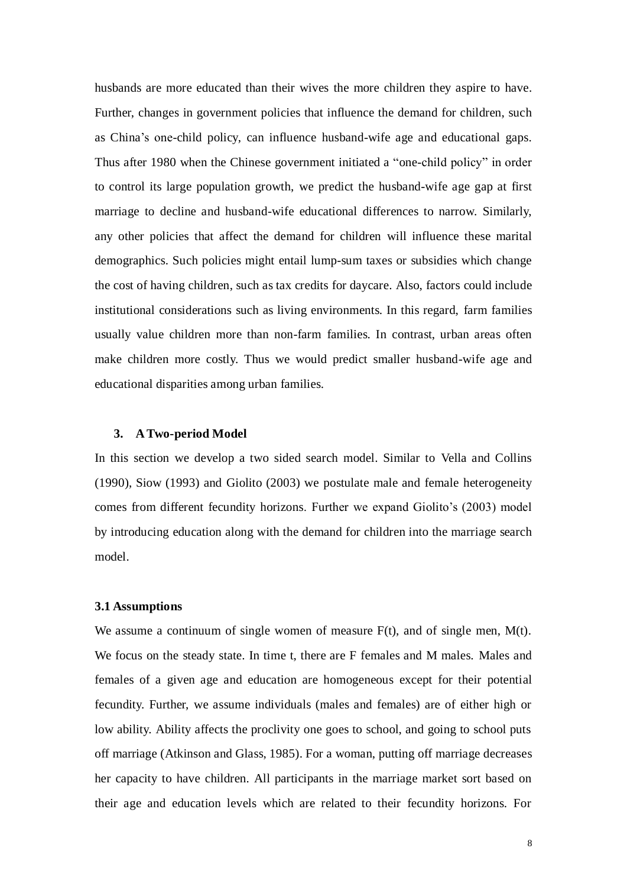husbands are more educated than their wives the more children they aspire to have. Further, changes in government policies that influence the demand for children, such as China's one-child policy, can influence husband-wife age and educational gaps. Thus after 1980 when the Chinese government initiated a "one-child policy" in order to control its large population growth, we predict the husband-wife age gap at first marriage to decline and husband-wife educational differences to narrow. Similarly, any other policies that affect the demand for children will influence these marital demographics. Such policies might entail lump-sum taxes or subsidies which change the cost of having children, such as tax credits for daycare. Also, factors could include institutional considerations such as living environments. In this regard, farm families usually value children more than non-farm families. In contrast, urban areas often make children more costly. Thus we would predict smaller husband-wife age and educational disparities among urban families.

## 3. A Two-period Model

In this section we develop a two sided search model. Similar to Vella and Collins (1990), Siow (1993) and Giolito (2003) we postulate male and female heterogeneity comes from different fecundity horizons. Further we expand Giolito's (2003) model by introducing education along with the demand for children into the marriage search model.

### 3.1 Assumptions

We assume a continuum of single women of measure F(t), and of single men, M(t). We focus on the steady state. In time t, there are F females and M males. Males and females of a given age and education are homogeneous except for their potential fecundity. Further, we assume individuals (males and females) are of either high or low ability. Ability affects the proclivity one goes to school, and going to school puts off marriage (Atkinson and Glass, 1985). For a woman, putting off marriage decreases her capacity to have children. All participants in the marriage market sort based on their age and education levels which are related to their fecundity horizons. For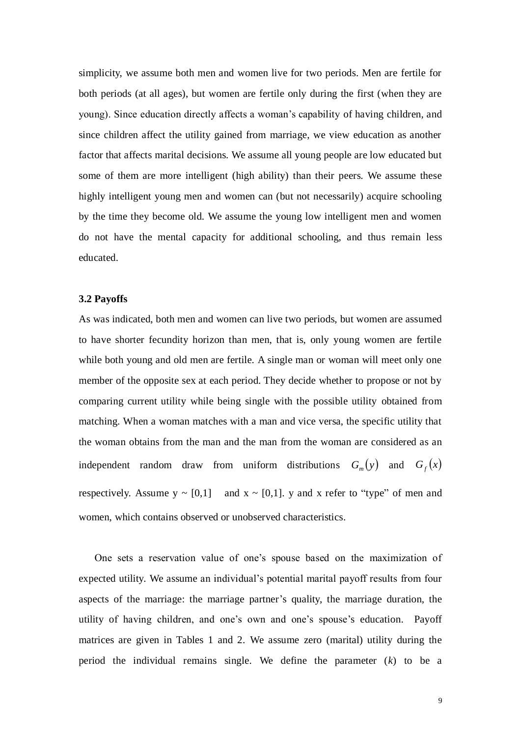simplicity, we assume both men and women live for two periods. Men are fertile for both periods (at all ages), but women are fertile only during the first (when they are young). Since education directly affects a woman's capability of having children, and since children affect the utility gained from marriage, we view education as another factor that affects marital decisions. We assume all young people are low educated but some of them are more intelligent (high ability) than their peers. We assume these highly intelligent young men and women can (but not necessarily) acquire schooling by the time they become old. We assume the young low intelligent men and women do not have the mental capacity for additional schooling, and thus remain less educated.

### 3.2 Payoffs

As was indicated, both men and women can live two periods, but women are assumed to have shorter fecundity horizon than men, that is, only young women are fertile while both young and old men are fertile. A single man or woman will meet only one member of the opposite sex at each period. They decide whether to propose or not by comparing current utility while being single with the possible utility obtained from matching. When a woman matches with a man and vice versa, the specific utility that the woman obtains from the man and the man from the woman are considered as an independent random draw from uniform distributions $G_m(y)$ and $G_f(x)$ respectively. Assume y ~ [0,1] and x ~ [0,1]. y and x refer to "type" of men and women, which contains observed or unobserved characteristics.

One sets a reservation value of one's spouse based on the maximization of expected utility. We assume an individual's potential marital payoff results from four aspects of the marriage: the marriage partner's quality, the marriage duration, the utility of having children, and one's own and one's spouse's education. Payoff matrices are given in Tables 1 and 2. We assume zero (marital) utility during the period the individual remains single. We define the parameter ($k$) to be a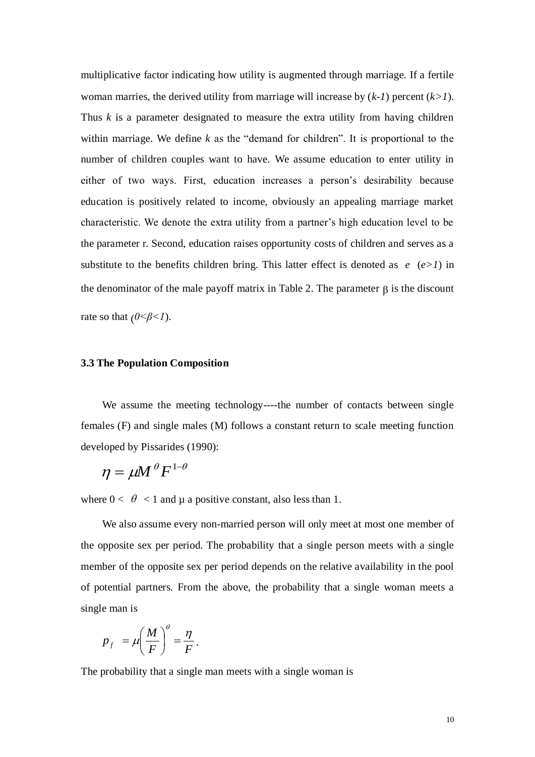multiplicative factor indicating how utility is augmented through marriage. If a fertile woman marries, the derived utility from marriage will increase by (*k-1*) percent (*k>1*). Thus *k* is a parameter designated to measure the extra utility from having children within marriage. We define *k* as the "demand for children". It is proportional to the number of children couples want to have. We assume education to enter utility in either of two ways. First, education increases a person's desirability because education is positively related to income, obviously an appealing marriage market characteristic. We denote the extra utility from a partner's high education level to be the parameter r. Second, education raises opportunity costs of children and serves as a substitute to the benefits children bring. This latter effect is denoted as $e$ ($e>1$) in the denominator of the male payoff matrix in Table 2. The parameter β is the discount rate so that ($0<\beta<1$).

### 3.3 The Population Composition

We assume the meeting technology----the number of contacts between single females (F) and single males (M) follows a constant return to scale meeting function developed by Pissarides (1990):

$$\eta = \mu M^{\theta} F^{1-\theta}$$

where $0 < \theta < 1$ and μ a positive constant, also less than 1.

We also assume every non-married person will only meet at most one member of the opposite sex per period. The probability that a single person meets with a single member of the opposite sex per period depends on the relative availability in the pool of potential partners. From the above, the probability that a single woman meets a single man is

$$p_f = \mu \left( \frac{M}{F} \right)^{\theta} = \frac{\eta}{F}.$$

The probability that a single man meets with a single woman is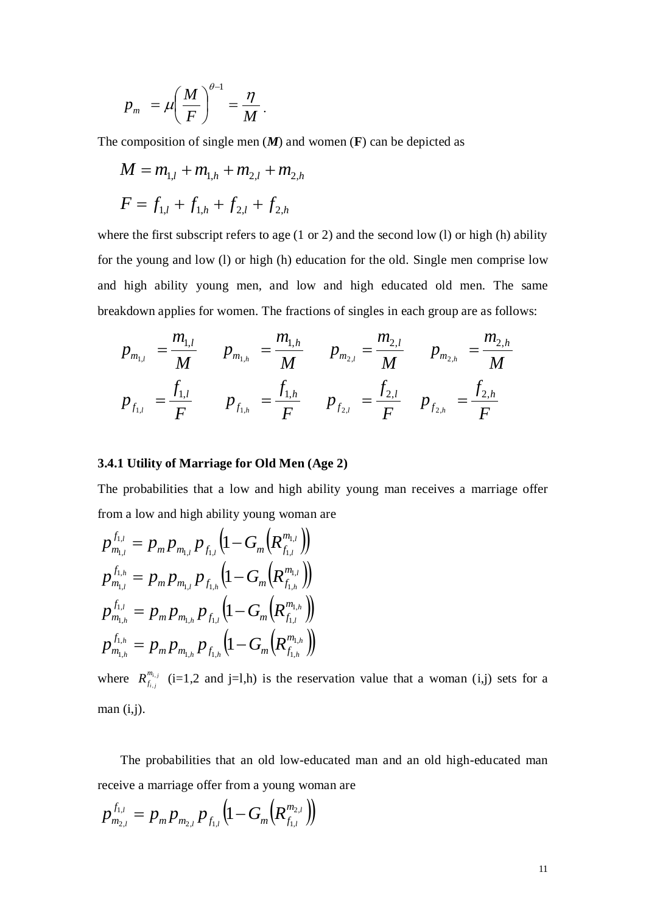$$p_m = \mu\left(\frac{M}{F}\right)^{\theta-1} = \frac{\eta}{M}.$$

The composition of single men (***M***) and women (**F**) can be depicted as

$$M = m_{1,l} + m_{1,h} + m_{2,l} + m_{2,h}$$

$$F = f_{1,l} + f_{1,h} + f_{2,l} + f_{2,h}$$

where the first subscript refers to age (1 or 2) and the second low (l) or high (h) ability for the young and low (l) or high (h) education for the old. Single men comprise low and high ability young men, and low and high educated old men. The same breakdown applies for women. The fractions of singles in each group are as follows:

$$p_{m_{1,l}} = \frac{m_{1,l}}{M} \qquad p_{m_{1,h}} = \frac{m_{1,h}}{M} \qquad p_{m_{2,l}} = \frac{m_{2,l}}{M} \qquad p_{m_{2,h}} = \frac{m_{2,h}}{M}$$

$$p_{f_{1,l}} = \frac{f_{1,l}}{F} \qquad p_{f_{1,h}} = \frac{f_{1,h}}{F} \qquad p_{f_{2,l}} = \frac{f_{2,l}}{F} \qquad p_{f_{2,h}} = \frac{f_{2,h}}{F}$$

### 3.4.1 Utility of Marriage for Old Men (Age 2)

The probabilities that a low and high ability young man receives a marriage offer from a low and high ability young woman are

$$p_{m_{1,l}}^{f_{1,l}} = p_m p_{m_{1,l}} p_{f_{1,l}} \left(1 - G_m\left(R_{f_{1,l}}^{m_{1,l}}\right)\right)$$

$$p_{m_{1,l}}^{f_{1,h}} = p_m p_{m_{1,l}} p_{f_{1,h}} \left(1 - G_m\left(R_{f_{1,h}}^{m_{1,l}}\right)\right)$$

$$p_{m_{1,h}}^{f_{1,l}} = p_m p_{m_{1,h}} p_{f_{1,l}} \left(1 - G_m\left(R_{f_{1,l}}^{m_{1,h}}\right)\right)$$

$$p_{m_{1,h}}^{f_{1,h}} = p_m p_{m_{1,h}} p_{f_{1,h}} \left(1 - G_m\left(R_{f_{1,h}}^{m_{1,h}}\right)\right)$$

where $R_{f_{i,j}}^{m_{i,j}}$ (i=1,2 and j=l,h) is the reservation value that a woman (i,j) sets for a man (i,j).

The probabilities that an old low-educated man and an old high-educated man receive a marriage offer from a young woman are

$$p_{m_{2,l}}^{f_{1,l}} = p_m p_{m_{2,l}} p_{f_{1,l}} \left(1 - G_m\left(R_{f_{1,l}}^{m_{2,l}}\right)\right)$$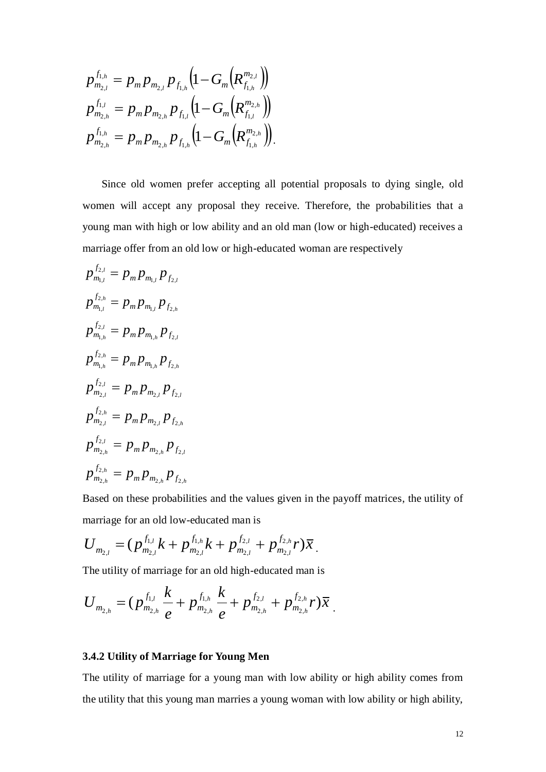$$
\begin{aligned}
p_{m_{2,l}}^{f_{1,h}} &= p_m p_{m_{2,l}} p_{f_{1,h}} \left(1 - G_m\left(R_{f_{1,h}}^{m_{2,l}}\right)\right) \\
p_{m_{2,h}}^{f_{1,l}} &= p_m p_{m_{2,h}} p_{f_{1,l}} \left(1 - G_m\left(R_{f_{1,l}}^{m_{2,h}}\right)\right) \\
p_{m_{2,h}}^{f_{1,h}} &= p_m p_{m_{2,h}} p_{f_{1,h}} \left(1 - G_m\left(R_{f_{1,h}}^{m_{2,h}}\right)\right).
\end{aligned}
$$

Since old women prefer accepting all potential proposals to dying single, old women will accept any proposal they receive. Therefore, the probabilities that a young man with high or low ability and an old man (low or high-educated) receives a marriage offer from an old low or high-educated woman are respectively

$$
\begin{aligned}
p_{m_{1,l}}^{f_{2,l}} &= p_m p_{m_{1,l}} p_{f_{2,l}} \\
p_{m_{1,l}}^{f_{2,h}} &= p_m p_{m_{1,l}} p_{f_{2,h}} \\
p_{m_{1,h}}^{f_{2,l}} &= p_m p_{m_{1,h}} p_{f_{2,l}} \\
p_{m_{1,h}}^{f_{2,h}} &= p_m p_{m_{1,h}} p_{f_{2,h}} \\
p_{m_{2,l}}^{f_{2,l}} &= p_m p_{m_{2,l}} p_{f_{2,l}} \\
p_{m_{2,l}}^{f_{2,h}} &= p_m p_{m_{2,l}} p_{f_{2,h}} \\
p_{m_{2,h}}^{f_{2,l}} &= p_m p_{m_{2,h}} p_{f_{2,l}} \\
p_{m_{2,h}}^{f_{2,h}} &= p_m p_{m_{2,h}} p_{f_{2,h}}
\end{aligned}
$$

Based on these probabilities and the values given in the payoff matrices, the utility of marriage for an old low-educated man is

$$
U_{m_{2,l}} = \left(p_{m_{2,l}}^{f_{1,l}} k + p_{m_{2,l}}^{f_{1,h}} k + p_{m_{2,l}}^{f_{2,l}} + p_{m_{2,l}}^{f_{2,h}} r\right)\bar{x}.
$$

The utility of marriage for an old high-educated man is

$$
U_{m_{2,h}} = \left(p_{m_{2,h}}^{f_{1,l}} \frac{k}{e} + p_{m_{2,h}}^{f_{1,h}} \frac{k}{e} + p_{m_{2,h}}^{f_{2,l}} + p_{m_{2,h}}^{f_{2,h}} r\right)\bar{x}.
$$

### 3.4.2 Utility of Marriage for Young Men

The utility of marriage for a young man with low ability or high ability comes from the utility that this young man marries a young woman with low ability or high ability,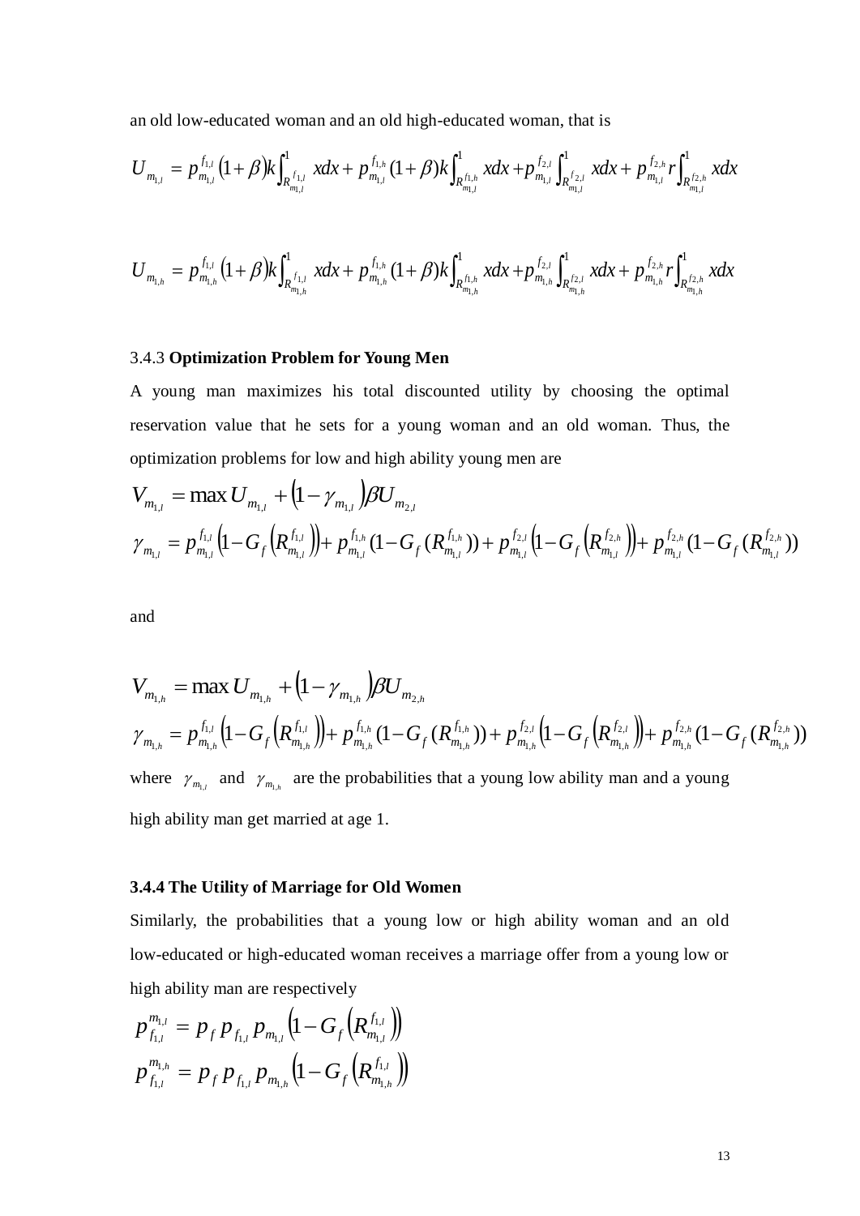an old low-educated woman and an old high-educated woman, that is

$$U_{m_{1,l}} = p_{m_{1,l}}^{f_{1,l}} (1+\beta) k \int_{R_{m_{1,l}}^{f_{1,l}}}^{1} x dx + p_{m_{1,l}}^{f_{1,h}} (1+\beta) k \int_{R_{m_{1,l}}^{f_{1,h}}}^{1} x dx + p_{m_{1,l}}^{f_{2,l}} \int_{R_{m_{1,l}}^{f_{2,l}}}^{1} x dx + p_{m_{1,l}}^{f_{2,h}} r \int_{R_{m_{1,l}}^{f_{2,h}}}^{1} x dx$$

$$U_{m_{1,h}} = p_{m_{1,h}}^{f_{1,l}} (1+\beta) k \int_{R_{m_{1,h}}^{f_{1,l}}}^{1} x dx + p_{m_{1,h}}^{f_{1,h}} (1+\beta) k \int_{R_{m_{1,h}}^{f_{1,h}}}^{1} x dx + p_{m_{1,h}}^{f_{2,l}} \int_{R_{m_{1,h}}^{f_{2,l}}}^{1} x dx + p_{m_{1,h}}^{f_{2,h}} r \int_{R_{m_{1,h}}^{f_{2,h}}}^{1} x dx$$

3.4.3 **Optimization Problem for Young Men**

A young man maximizes his total discounted utility by choosing the optimal reservation value that he sets for a young woman and an old woman. Thus, the optimization problems for low and high ability young men are

$$V_{m_{1,l}} = \max U_{m_{1,l}} + (1-\gamma_{m_{1,l}}) \beta U_{m_{2,l}}$$

$$\gamma_{m_{1,l}} = p_{m_{1,l}}^{f_{1,l}} \left(1-G_f\left(R_{m_{1,l}}^{f_{1,l}}\right)\right) + p_{m_{1,l}}^{f_{1,h}} (1-G_f(R_{m_{1,l}}^{f_{1,h}})) + p_{m_{1,l}}^{f_{2,l}} \left(1-G_f\left(R_{m_{1,l}}^{f_{2,h}}\right)\right) + p_{m_{1,l}}^{f_{2,h}} (1-G_f(R_{m_{1,l}}^{f_{2,h}}))$$

and

$$V_{m_{1,h}} = \max U_{m_{1,h}} + (1-\gamma_{m_{1,h}}) \beta U_{m_{2,h}}$$

$$\gamma_{m_{1,h}} = p_{m_{1,h}}^{f_{1,l}} \left(1-G_f\left(R_{m_{1,h}}^{f_{1,l}}\right)\right) + p_{m_{1,h}}^{f_{1,h}} (1-G_f(R_{m_{1,h}}^{f_{1,h}})) + p_{m_{1,h}}^{f_{2,l}} \left(1-G_f\left(R_{m_{1,h}}^{f_{2,l}}\right)\right) + p_{m_{1,h}}^{f_{2,h}} (1-G_f(R_{m_{1,h}}^{f_{2,h}}))$$

where $\gamma_{m_{1,l}}$ and $\gamma_{m_{1,h}}$ are the probabilities that a young low ability man and a young high ability man get married at age 1.

**3.4.4 The Utility of Marriage for Old Women**

Similarly, the probabilities that a young low or high ability woman and an old low-educated or high-educated woman receives a marriage offer from a young low or high ability man are respectively

$$p_{f_{1,l}}^{m_{1,l}} = p_f p_{f_{1,l}} p_{m_{1,l}} \left(1-G_f\left(R_{m_{1,l}}^{f_{1,l}}\right)\right)$$

$$p_{f_{1,l}}^{m_{1,h}} = p_f p_{f_{1,l}} p_{m_{1,h}} \left(1-G_f\left(R_{m_{1,h}}^{f_{1,l}}\right)\right)$$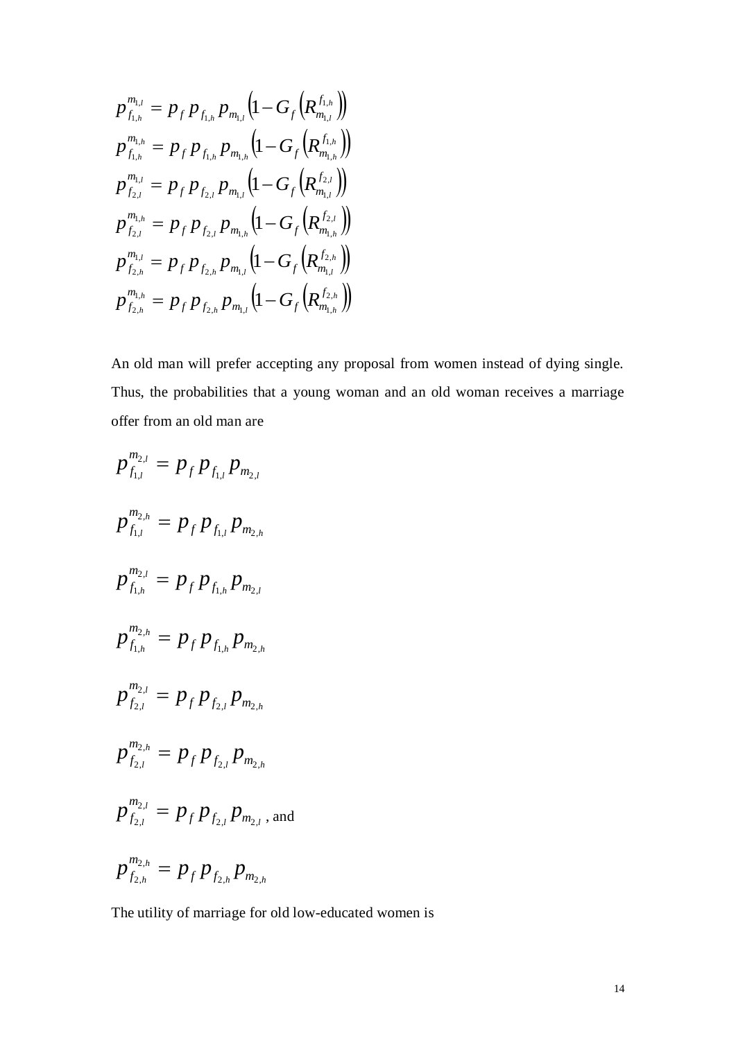$$p_{f_{1,h}}^{m_{1,l}} = p_f \, p_{f_{1,h}} \, p_{m_{1,l}} \left(1 - G_f \left(R_{m_{1,l}}^{f_{1,h}}\right)\right)$$

$$p_{f_{1,h}}^{m_{1,h}} = p_f \, p_{f_{1,h}} \, p_{m_{1,h}} \left(1 - G_f \left(R_{m_{1,h}}^{f_{1,h}}\right)\right)$$

$$p_{f_{2,l}}^{m_{1,l}} = p_f \, p_{f_{2,l}} \, p_{m_{1,l}} \left(1 - G_f \left(R_{m_{1,l}}^{f_{2,l}}\right)\right)$$

$$p_{f_{2,l}}^{m_{1,h}} = p_f \, p_{f_{2,l}} \, p_{m_{1,h}} \left(1 - G_f \left(R_{m_{1,h}}^{f_{2,l}}\right)\right)$$

$$p_{f_{2,h}}^{m_{1,l}} = p_f \, p_{f_{2,h}} \, p_{m_{1,l}} \left(1 - G_f \left(R_{m_{1,l}}^{f_{2,h}}\right)\right)$$

$$p_{f_{2,h}}^{m_{1,h}} = p_f \, p_{f_{2,h}} \, p_{m_{1,l}} \left(1 - G_f \left(R_{m_{1,h}}^{f_{2,h}}\right)\right)$$

An old man will prefer accepting any proposal from women instead of dying single. Thus, the probabilities that a young woman and an old woman receives a marriage offer from an old man are

$$p_{f_{1,l}}^{m_{2,l}} = p_f \, p_{f_{1,l}} \, p_{m_{2,l}}$$

$$p_{f_{1,l}}^{m_{2,h}} = p_f \, p_{f_{1,l}} \, p_{m_{2,h}}$$

$$p_{f_{1,h}}^{m_{2,l}} = p_f \, p_{f_{1,h}} \, p_{m_{2,l}}$$

$$p_{f_{1,h}}^{m_{2,h}} = p_f \, p_{f_{1,h}} \, p_{m_{2,h}}$$

$$p_{f_{2,l}}^{m_{2,l}} = p_f \, p_{f_{2,l}} \, p_{m_{2,h}}$$

$$p_{f_{2,l}}^{m_{2,h}} = p_f \, p_{f_{2,l}} \, p_{m_{2,h}}$$

$$p_{f_{2,l}}^{m_{2,l}} = p_f \, p_{f_{2,l}} \, p_{m_{2,l}} \text{, and}$$

$$p_{f_{2,h}}^{m_{2,h}} = p_f \, p_{f_{2,h}} \, p_{m_{2,h}}$$

The utility of marriage for old low-educated women is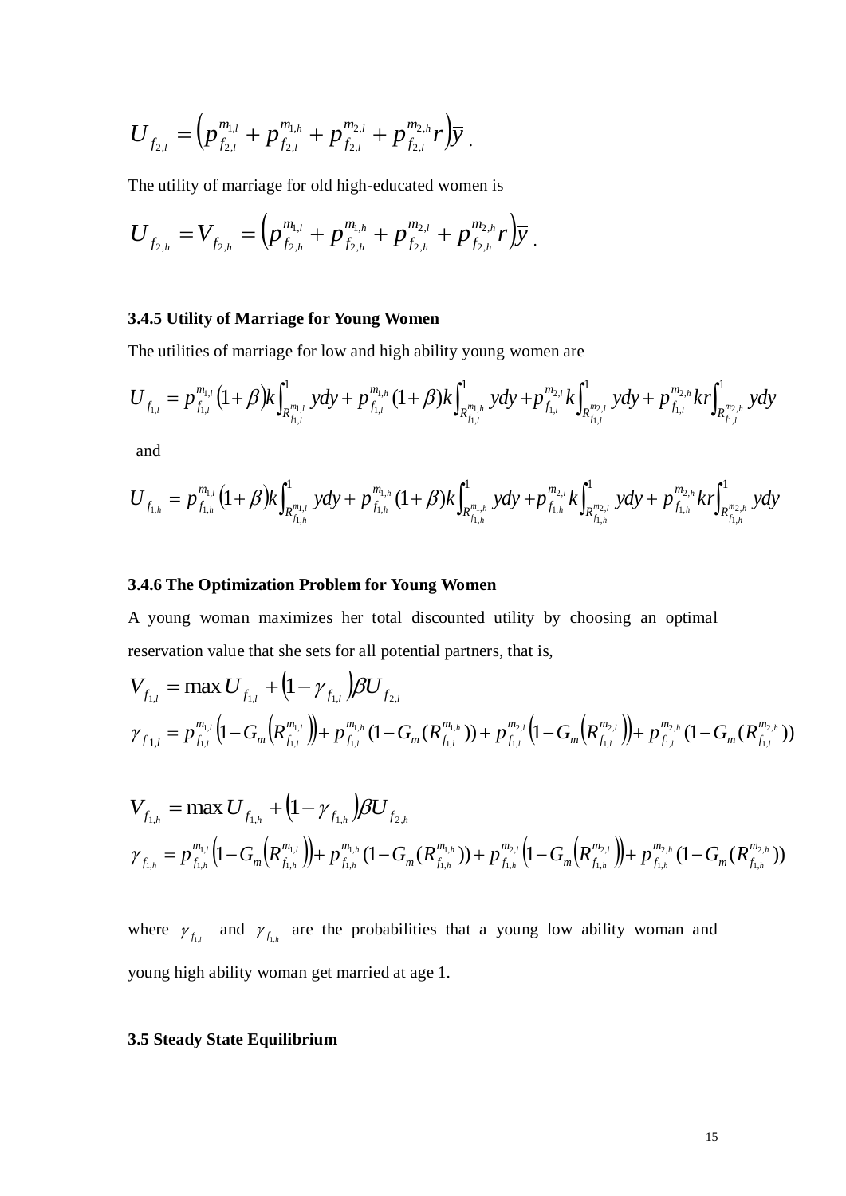$$U_{f_{2,l}} = \left(p_{f_{2,l}}^{m_{1,l}} + p_{f_{2,l}}^{m_{1,h}} + p_{f_{2,l}}^{m_{2,l}} + p_{f_{2,l}}^{m_{2,h}} r\right)\bar{y}\,.$$

The utility of marriage for old high-educated women is

$$U_{f_{2,h}} = V_{f_{2,h}} = \left(p_{f_{2,h}}^{m_{1,l}} + p_{f_{2,h}}^{m_{1,h}} + p_{f_{2,h}}^{m_{2,l}} + p_{f_{2,h}}^{m_{2,h}} r\right)\bar{y}\,.$$

### 3.4.5 Utility of Marriage for Young Women

The utilities of marriage for low and high ability young women are

$$U_{f_{1,l}} = p_{f_{1,l}}^{m_{1,l}}\left(1+\beta\right)k\int_{R_{f_{1,l}}^{m_{1,l}}}^{1} ydy + p_{f_{1,l}}^{m_{1,h}}(1+\beta)k\int_{R_{f_{1,l}}^{m_{1,h}}}^{1} ydy + p_{f_{1,l}}^{m_{2,l}}k\int_{R_{f_{1,l}}^{m_{2,l}}}^{1} ydy + p_{f_{1,l}}^{m_{2,h}}kr\int_{R_{f_{1,l}}^{m_{2,h}}}^{1} ydy$$

and

$$U_{f_{1,h}} = p_{f_{1,h}}^{m_{1,l}}\left(1+\beta\right)k\int_{R_{f_{1,h}}^{m_{1,l}}}^{1} ydy + p_{f_{1,h}}^{m_{1,h}}(1+\beta)k\int_{R_{f_{1,h}}^{m_{1,h}}}^{1} ydy + p_{f_{1,h}}^{m_{2,l}}k\int_{R_{f_{1,h}}^{m_{2,l}}}^{1} ydy + p_{f_{1,h}}^{m_{2,h}}kr\int_{R_{f_{1,h}}^{m_{2,h}}}^{1} ydy$$

### 3.4.6 The Optimization Problem for Young Women

A young woman maximizes her total discounted utility by choosing an optimal reservation value that she sets for all potential partners, that is,

$$V_{f_{1,l}} = \max U_{f_{1,l}} + \left(1-\gamma_{f_{1,l}}\right)\beta U_{f_{2,l}}$$

$$\gamma_{f_{1,l}} = p_{f_{1,l}}^{m_{1,l}}\left(1-G_m\left(R_{f_{1,l}}^{m_{1,l}}\right)\right) + p_{f_{1,l}}^{m_{1,h}}(1-G_m(R_{f_{1,l}}^{m_{1,h}})) + p_{f_{1,l}}^{m_{2,l}}\left(1-G_m\left(R_{f_{1,l}}^{m_{2,l}}\right)\right) + p_{f_{1,l}}^{m_{2,h}}(1-G_m(R_{f_{1,l}}^{m_{2,h}}))$$

$$V_{f_{1,h}} = \max U_{f_{1,h}} + \left(1-\gamma_{f_{1,h}}\right)\beta U_{f_{2,h}}$$

$$\gamma_{f_{1,h}} = p_{f_{1,h}}^{m_{1,l}}\left(1-G_m\left(R_{f_{1,h}}^{m_{1,l}}\right)\right) + p_{f_{1,h}}^{m_{1,h}}(1-G_m(R_{f_{1,h}}^{m_{1,h}})) + p_{f_{1,h}}^{m_{2,l}}\left(1-G_m\left(R_{f_{1,h}}^{m_{2,l}}\right)\right) + p_{f_{1,h}}^{m_{2,h}}(1-G_m(R_{f_{1,h}}^{m_{2,h}}))$$

where $\gamma_{f_{1,l}}$ and $\gamma_{f_{1,h}}$ are the probabilities that a young low ability woman and young high ability woman get married at age 1.

### 3.5 Steady State Equilibrium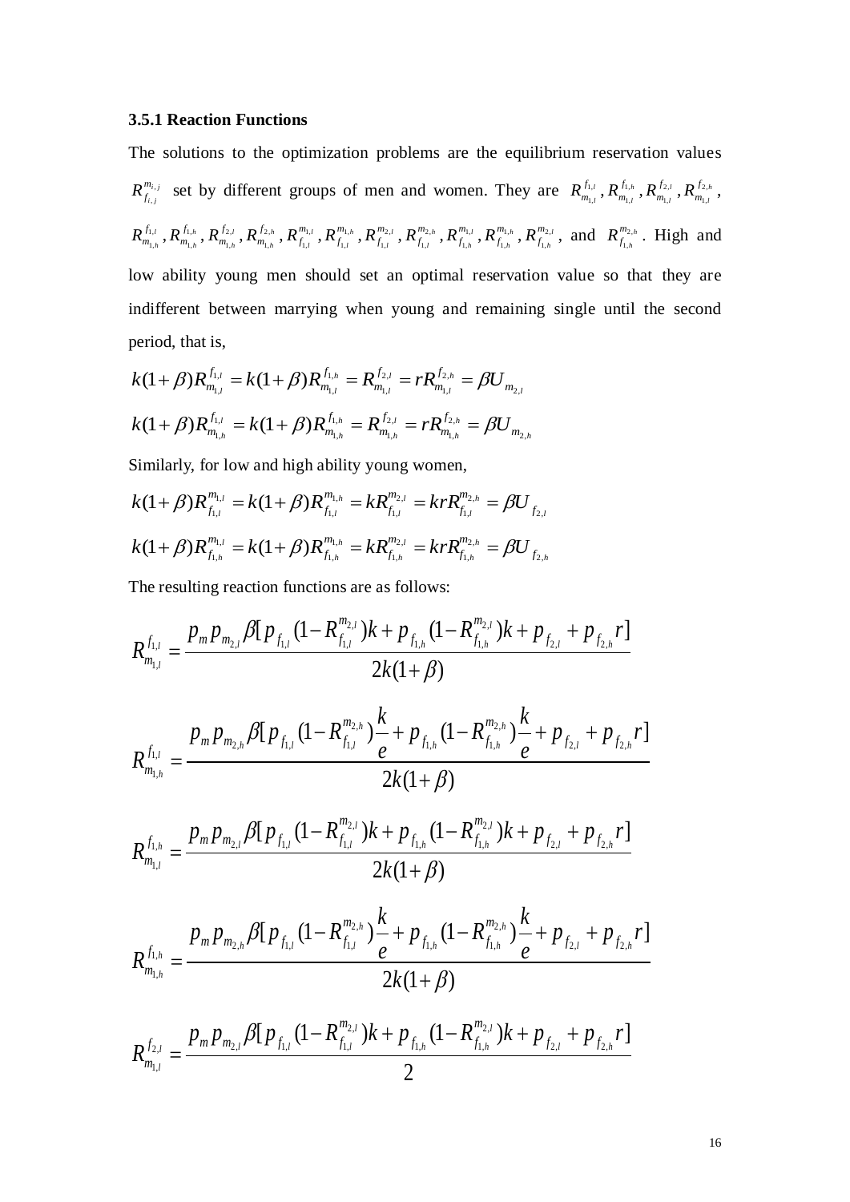### 3.5.1 Reaction Functions

The solutions to the optimization problems are the equilibrium reservation values $R_{f_{i,j}}^{m_{i,j}}$ set by different groups of men and women. They are $R_{m_{1,l}}^{f_{1,l}}, R_{m_{1,l}}^{f_{1,h}}, R_{m_{1,l}}^{f_{2,l}}, R_{m_{1,l}}^{f_{2,h}}$, $R_{m_{1,h}}^{f_{1,l}}, R_{m_{1,h}}^{f_{1,h}}, R_{m_{1,h}}^{f_{2,l}}, R_{m_{1,h}}^{f_{2,h}}, R_{f_{1,l}}^{m_{1,l}}, R_{f_{1,l}}^{m_{1,h}}, R_{f_{1,l}}^{m_{2,l}}, R_{f_{1,l}}^{m_{2,h}}, R_{f_{1,h}}^{m_{1,l}}, R_{f_{1,h}}^{m_{1,h}}, R_{f_{1,h}}^{m_{2,l}}$, and $R_{f_{1,h}}^{m_{2,h}}$. High and low ability young men should set an optimal reservation value so that they are indifferent between marrying when young and remaining single until the second period, that is,

$$k(1+\beta)R_{m_{1,l}}^{f_{1,l}} = k(1+\beta)R_{m_{1,l}}^{f_{1,h}} = R_{m_{1,l}}^{f_{2,l}} = rR_{m_{1,l}}^{f_{2,h}} = \beta U_{m_{2,l}}$$

$$k(1+\beta)R_{m_{1,h}}^{f_{1,l}} = k(1+\beta)R_{m_{1,h}}^{f_{1,h}} = R_{m_{1,h}}^{f_{2,l}} = rR_{m_{1,h}}^{f_{2,h}} = \beta U_{m_{2,h}}$$

Similarly, for low and high ability young women,

$$k(1+\beta)R_{f_{1,l}}^{m_{1,l}} = k(1+\beta)R_{f_{1,l}}^{m_{1,h}} = kR_{f_{1,l}}^{m_{2,l}} = krR_{f_{1,l}}^{m_{2,h}} = \beta U_{f_{2,l}}$$

$$k(1+\beta)R_{f_{1,h}}^{m_{1,l}} = k(1+\beta)R_{f_{1,h}}^{m_{1,h}} = kR_{f_{1,h}}^{m_{2,l}} = krR_{f_{1,h}}^{m_{2,h}} = \beta U_{f_{2,h}}$$

The resulting reaction functions are as follows:

$$R_{m_{1,l}}^{f_{1,l}} = \frac{p_m p_{m_{2,l}} \beta [p_{f_{1,l}}(1-R_{f_{1,l}}^{m_{2,l}})k + p_{f_{1,h}}(1-R_{f_{1,h}}^{m_{2,l}})k + p_{f_{2,l}} + p_{f_{2,h}} r]}{2k(1+\beta)}$$

$$R_{m_{1,h}}^{f_{1,l}} = \frac{p_m p_{m_{2,h}} \beta [p_{f_{1,l}}(1-R_{f_{1,l}}^{m_{2,h}})\frac{k}{e} + p_{f_{1,h}}(1-R_{f_{1,h}}^{m_{2,h}})\frac{k}{e} + p_{f_{2,l}} + p_{f_{2,h}} r]}{2k(1+\beta)}$$

$$R_{m_{1,l}}^{f_{1,h}} = \frac{p_m p_{m_{2,l}} \beta [p_{f_{1,l}}(1-R_{f_{1,l}}^{m_{2,l}})k + p_{f_{1,h}}(1-R_{f_{1,h}}^{m_{2,l}})k + p_{f_{2,l}} + p_{f_{2,h}} r]}{2k(1+\beta)}$$

$$R_{m_{1,h}}^{f_{1,h}} = \frac{p_m p_{m_{2,h}} \beta [p_{f_{1,l}}(1-R_{f_{1,l}}^{m_{2,h}})\frac{k}{e} + p_{f_{1,h}}(1-R_{f_{1,h}}^{m_{2,h}})\frac{k}{e} + p_{f_{2,l}} + p_{f_{2,h}} r]}{2k(1+\beta)}$$

$$R_{m_{1,l}}^{f_{2,l}} = \frac{p_m p_{m_{2,l}} \beta [p_{f_{1,l}}(1-R_{f_{1,l}}^{m_{2,l}})k + p_{f_{1,h}}(1-R_{f_{1,h}}^{m_{2,l}})k + p_{f_{2,l}} + p_{f_{2,h}} r]}{2}$$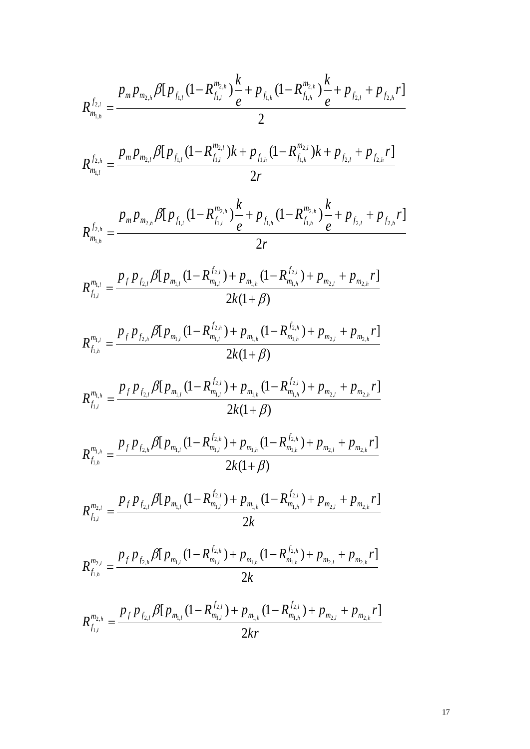$$R_{m_{1,h}}^{f_{2,l}} = \frac{p_m p_{m_{2,h}} \beta[p_{f_{1,l}}(1-R_{f_{1,l}}^{m_{2,h}})\frac{k}{e} + p_{f_{1,h}}(1-R_{f_{1,h}}^{m_{2,h}})\frac{k}{e} + p_{f_{2,l}} + p_{f_{2,h}} r]}{2}$$

$$R_{m_{1,l}}^{f_{2,h}} = \frac{p_m p_{m_{2,l}} \beta[p_{f_{1,l}}(1-R_{f_{1,l}}^{m_{2,l}})k + p_{f_{1,h}}(1-R_{f_{1,h}}^{m_{2,l}})k + p_{f_{2,l}} + p_{f_{2,h}} r]}{2r}$$

$$R_{m_{1,h}}^{f_{2,h}} = \frac{p_m p_{m_{2,h}} \beta[p_{f_{1,l}}(1-R_{f_{1,l}}^{m_{2,h}})\frac{k}{e} + p_{f_{1,h}}(1-R_{f_{1,h}}^{m_{2,h}})\frac{k}{e} + p_{f_{2,l}} + p_{f_{2,h}} r]}{2r}$$

$$R_{f_{1,l}}^{m_{1,l}} = \frac{p_f p_{f_{2,l}} \beta[p_{m_{1,l}}(1-R_{m_{1,l}}^{f_{2,l}}) + p_{m_{1,h}}(1-R_{m_{1,h}}^{f_{2,l}}) + p_{m_{2,l}} + p_{m_{2,h}} r]}{2k(1+\beta)}$$

$$R_{f_{1,h}}^{m_{1,l}} = \frac{p_f p_{f_{2,h}} \beta[p_{m_{1,l}}(1-R_{m_{1,l}}^{f_{2,h}}) + p_{m_{1,h}}(1-R_{m_{1,h}}^{f_{2,h}}) + p_{m_{2,l}} + p_{m_{2,h}} r]}{2k(1+\beta)}$$

$$R_{f_{1,l}}^{m_{1,h}} = \frac{p_f p_{f_{2,l}} \beta[p_{m_{1,l}}(1-R_{m_{1,l}}^{f_{2,l}}) + p_{m_{1,h}}(1-R_{m_{1,h}}^{f_{2,l}}) + p_{m_{2,l}} + p_{m_{2,h}} r]}{2k(1+\beta)}$$

$$R_{f_{1,h}}^{m_{1,h}} = \frac{p_f p_{f_{2,h}} \beta[p_{m_{1,l}}(1-R_{m_{1,l}}^{f_{2,h}}) + p_{m_{1,h}}(1-R_{m_{1,h}}^{f_{2,h}}) + p_{m_{2,l}} + p_{m_{2,h}} r]}{2k(1+\beta)}$$

$$R_{f_{1,l}}^{m_{2,l}} = \frac{p_f p_{f_{2,l}} \beta[p_{m_{1,l}}(1-R_{m_{1,l}}^{f_{2,l}}) + p_{m_{1,h}}(1-R_{m_{1,h}}^{f_{2,l}}) + p_{m_{2,l}} + p_{m_{2,h}} r]}{2k}$$

$$R_{f_{1,h}}^{m_{2,l}} = \frac{p_f p_{f_{2,h}} \beta[p_{m_{1,l}}(1-R_{m_{1,l}}^{f_{2,h}}) + p_{m_{1,h}}(1-R_{m_{1,h}}^{f_{2,h}}) + p_{m_{2,l}} + p_{m_{2,h}} r]}{2k}$$

$$R_{f_{1,l}}^{m_{2,h}} = \frac{p_f p_{f_{2,l}} \beta[p_{m_{1,l}}(1-R_{m_{1,l}}^{f_{2,l}}) + p_{m_{1,h}}(1-R_{m_{1,h}}^{f_{2,l}}) + p_{m_{2,l}} + p_{m_{2,h}} r]}{2kr}$$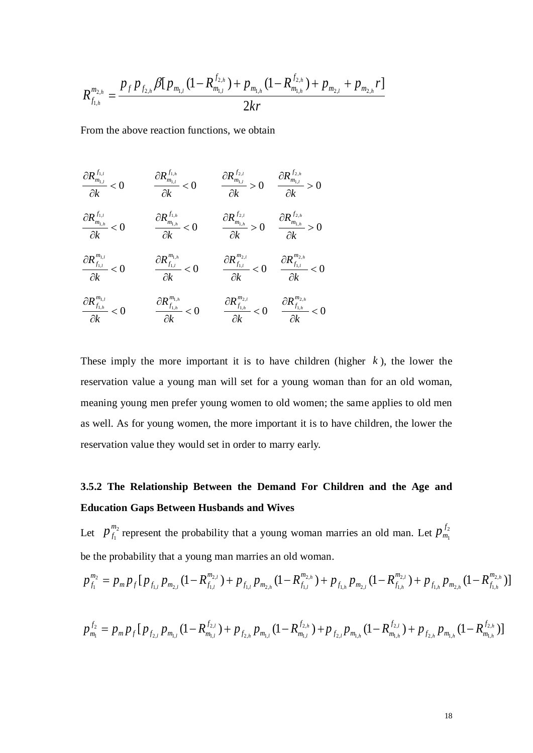$$R_{f_{1,h}}^{m_{2,h}} = \frac{p_f \, p_{f_{2,h}} \beta [p_{m_{1,l}} (1 - R_{m_{1,l}}^{f_{2,h}}) + p_{m_{1,h}} (1 - R_{m_{1,h}}^{f_{2,h}}) + p_{m_{2,l}} + p_{m_{2,h}} r]}{2kr}$$

From the above reaction functions, we obtain

$$\frac{\partial R_{m_{1,l}}^{f_{1,l}}}{\partial k} < 0 \qquad \frac{\partial R_{m_{1,l}}^{f_{1,h}}}{\partial k} < 0 \qquad \frac{\partial R_{m_{1,l}}^{f_{2,l}}}{\partial k} > 0 \qquad \frac{\partial R_{m_{1,l}}^{f_{2,h}}}{\partial k} > 0$$

$$\frac{\partial R_{m_{1,h}}^{f_{1,l}}}{\partial k} < 0 \qquad \frac{\partial R_{m_{1,h}}^{f_{1,h}}}{\partial k} < 0 \qquad \frac{\partial R_{m_{1,h}}^{f_{2,l}}}{\partial k} > 0 \qquad \frac{\partial R_{m_{1,h}}^{f_{2,h}}}{\partial k} > 0$$

$$\frac{\partial R_{f_{1,l}}^{m_{1,l}}}{\partial k} < 0 \qquad \frac{\partial R_{f_{1,l}}^{m_{1,h}}}{\partial k} < 0 \qquad \frac{\partial R_{f_{1,l}}^{m_{2,l}}}{\partial k} < 0 \qquad \frac{\partial R_{f_{1,l}}^{m_{2,h}}}{\partial k} < 0$$

$$\frac{\partial R_{f_{1,h}}^{m_{1,l}}}{\partial k} < 0 \qquad \frac{\partial R_{f_{1,h}}^{m_{1,h}}}{\partial k} < 0 \qquad \frac{\partial R_{f_{1,h}}^{m_{2,l}}}{\partial k} < 0 \qquad \frac{\partial R_{f_{1,h}}^{m_{2,h}}}{\partial k} < 0$$

These imply the more important it is to have children (higher $k$), the lower the reservation value a young man will set for a young woman than for an old woman, meaning young men prefer young women to old women; the same applies to old men as well. As for young women, the more important it is to have children, the lower the reservation value they would set in order to marry early.

### 3.5.2 The Relationship Between the Demand For Children and the Age and Education Gaps Between Husbands and Wives

Let $p_{f_1}^{m_2}$ represent the probability that a young woman marries an old man. Let $p_{m_1}^{f_2}$ be the probability that a young man marries an old woman.

$$p_{f_1}^{m_2} = p_m p_f [p_{f_{1,l}} p_{m_{2,l}} (1 - R_{f_{1,l}}^{m_{2,l}}) + p_{f_{1,l}} p_{m_{2,h}} (1 - R_{f_{1,l}}^{m_{2,h}}) + p_{f_{1,h}} p_{m_{2,l}} (1 - R_{f_{1,h}}^{m_{2,l}}) + p_{f_{1,h}} p_{m_{2,h}} (1 - R_{f_{1,h}}^{m_{2,h}})]$$

$$p_{m_1}^{f_2} = p_m p_f [p_{f_{2,l}} p_{m_{1,l}} (1 - R_{m_{1,l}}^{f_{2,l}}) + p_{f_{2,h}} p_{m_{1,l}} (1 - R_{m_{1,l}}^{f_{2,h}}) + p_{f_{2,l}} p_{m_{1,h}} (1 - R_{m_{1,h}}^{f_{2,l}}) + p_{f_{2,h}} p_{m_{1,h}} (1 - R_{m_{1,h}}^{f_{2,h}})]$$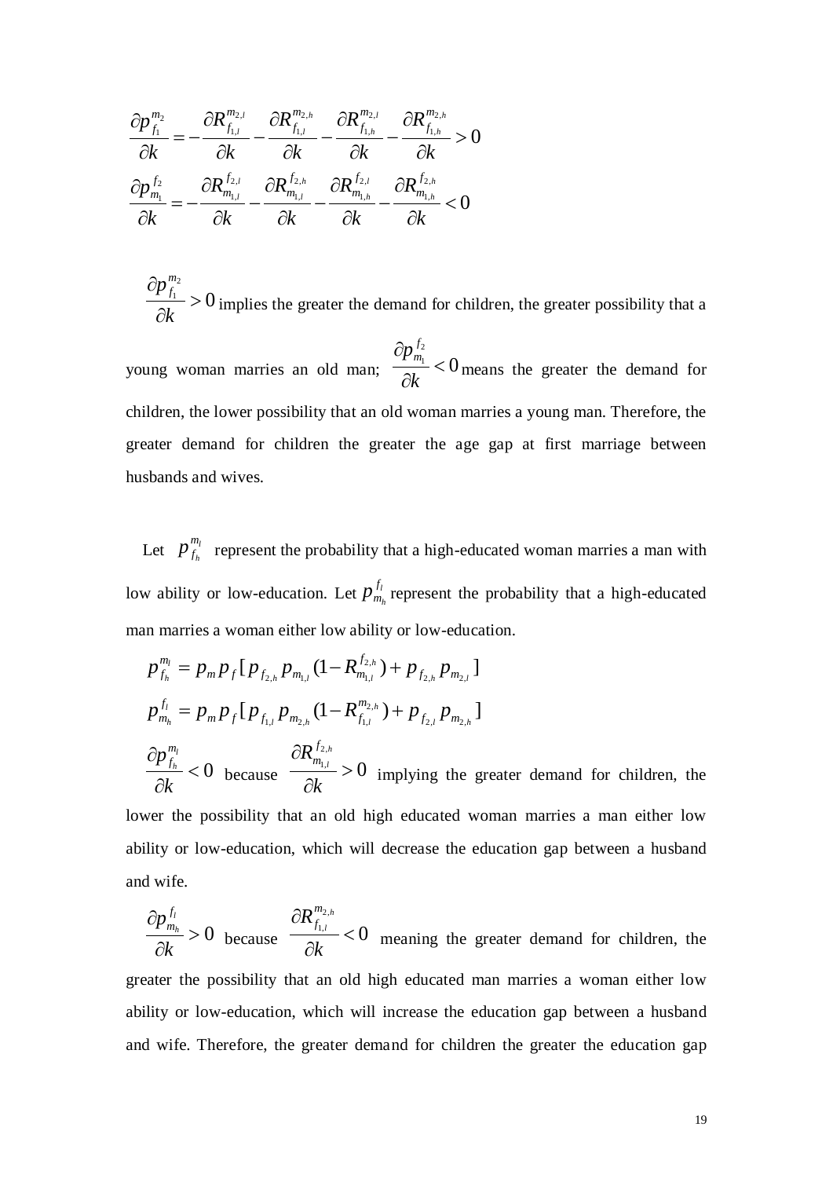$$\frac{\partial p_{f_1}^{m_2}}{\partial k} = -\frac{\partial R_{f_{1,l}}^{m_{2,l}}}{\partial k} - \frac{\partial R_{f_{1,l}}^{m_{2,h}}}{\partial k} - \frac{\partial R_{f_{1,h}}^{m_{2,l}}}{\partial k} - \frac{\partial R_{f_{1,h}}^{m_{2,h}}}{\partial k} > 0$$

$$\frac{\partial p_{m_1}^{f_2}}{\partial k} = -\frac{\partial R_{m_{1,l}}^{f_{2,l}}}{\partial k} - \frac{\partial R_{m_{1,l}}^{f_{2,h}}}{\partial k} - \frac{\partial R_{m_{1,h}}^{f_{2,l}}}{\partial k} - \frac{\partial R_{m_{1,h}}^{f_{2,h}}}{\partial k} < 0$$

$\frac{\partial p_{f_1}^{m_2}}{\partial k} > 0$ implies the greater the demand for children, the greater possibility that a young woman marries an old man; $\frac{\partial p_{m_1}^{f_2}}{\partial k} < 0$ means the greater the demand for children, the lower possibility that an old woman marries a young man. Therefore, the greater demand for children the greater the age gap at first marriage between husbands and wives.

Let $p_{f_h}^{m_l}$ represent the probability that a high-educated woman marries a man with low ability or low-education. Let $p_{m_h}^{f_l}$ represent the probability that a high-educated man marries a woman either low ability or low-education.

$$p_{f_h}^{m_l} = p_m p_f [p_{f_{2,h}} p_{m_{1,l}} (1 - R_{m_{1,l}}^{f_{2,h}}) + p_{f_{2,h}} p_{m_{2,l}}]$$

$$p_{m_h}^{f_l} = p_m p_f [p_{f_{1,l}} p_{m_{2,h}} (1 - R_{f_{1,l}}^{m_{2,h}}) + p_{f_{2,l}} p_{m_{2,h}}]$$

$\frac{\partial p_{f_h}^{m_l}}{\partial k} < 0$ because $\frac{\partial R_{m_{1,l}}^{f_{2,h}}}{\partial k} > 0$ implying the greater demand for children, the lower the possibility that an old high educated woman marries a man either low ability or low-education, which will decrease the education gap between a husband and wife.

$\frac{\partial p_{m_h}^{f_l}}{\partial k} > 0$ because $\frac{\partial R_{f_{1,l}}^{m_{2,h}}}{\partial k} < 0$ meaning the greater demand for children, the greater the possibility that an old high educated man marries a woman either low ability or low-education, which will increase the education gap between a husband and wife. Therefore, the greater demand for children the greater the education gap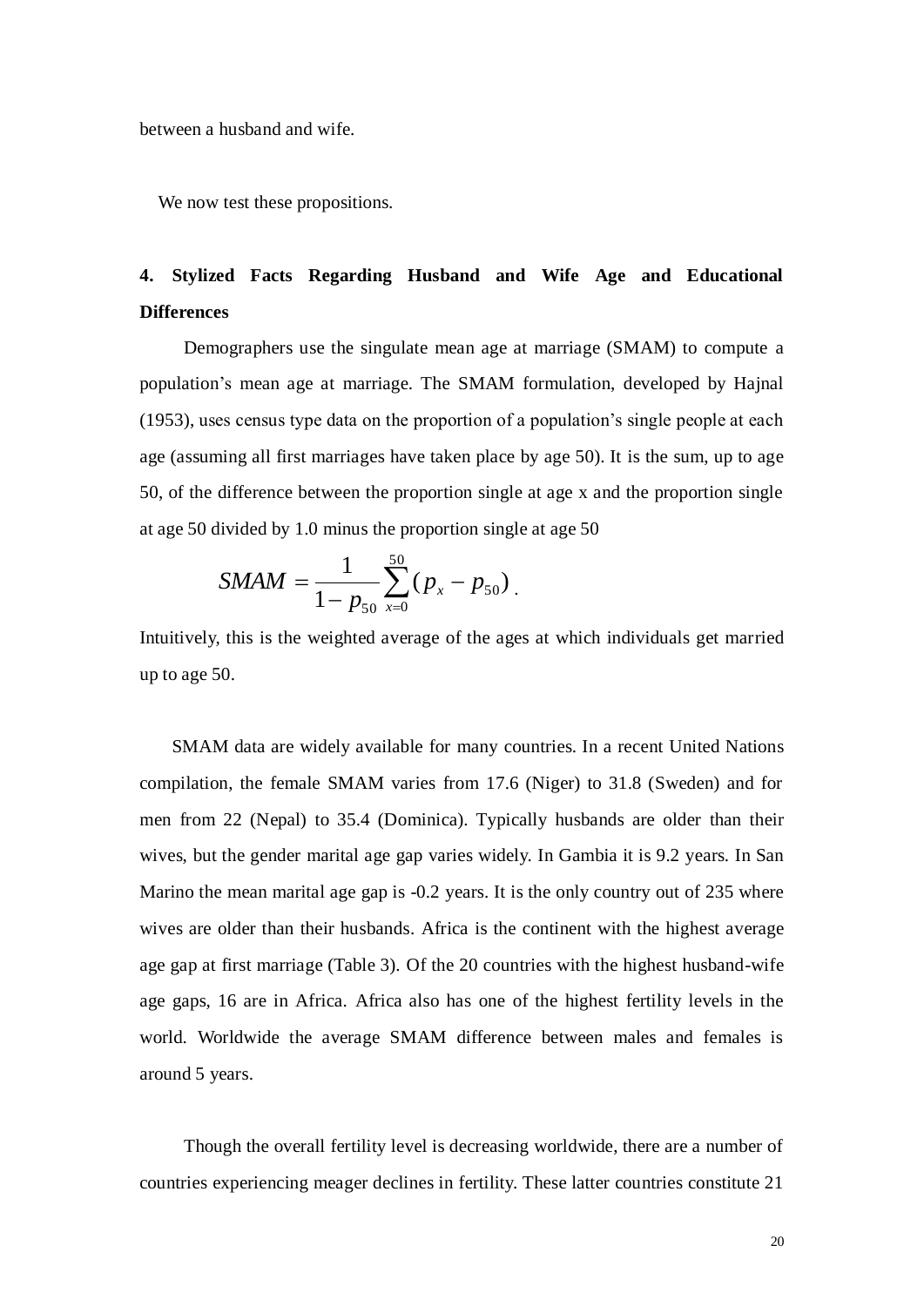between a husband and wife.

We now test these propositions.

## 4. Stylized Facts Regarding Husband and Wife Age and Educational Differences

Demographers use the singulate mean age at marriage (SMAM) to compute a population's mean age at marriage. The SMAM formulation, developed by Hajnal (1953), uses census type data on the proportion of a population's single people at each age (assuming all first marriages have taken place by age 50). It is the sum, up to age 50, of the difference between the proportion single at age x and the proportion single at age 50 divided by 1.0 minus the proportion single at age 50

$$SMAM = \frac{1}{1 - p_{50}} \sum_{x=0}^{50} (p_x - p_{50}) .$$

Intuitively, this is the weighted average of the ages at which individuals get married up to age 50.

SMAM data are widely available for many countries. In a recent United Nations compilation, the female SMAM varies from 17.6 (Niger) to 31.8 (Sweden) and for men from 22 (Nepal) to 35.4 (Dominica). Typically husbands are older than their wives, but the gender marital age gap varies widely. In Gambia it is 9.2 years. In San Marino the mean marital age gap is -0.2 years. It is the only country out of 235 where wives are older than their husbands. Africa is the continent with the highest average age gap at first marriage (Table 3). Of the 20 countries with the highest husband-wife age gaps, 16 are in Africa. Africa also has one of the highest fertility levels in the world. Worldwide the average SMAM difference between males and females is around 5 years.

Though the overall fertility level is decreasing worldwide, there are a number of countries experiencing meager declines in fertility. These latter countries constitute 21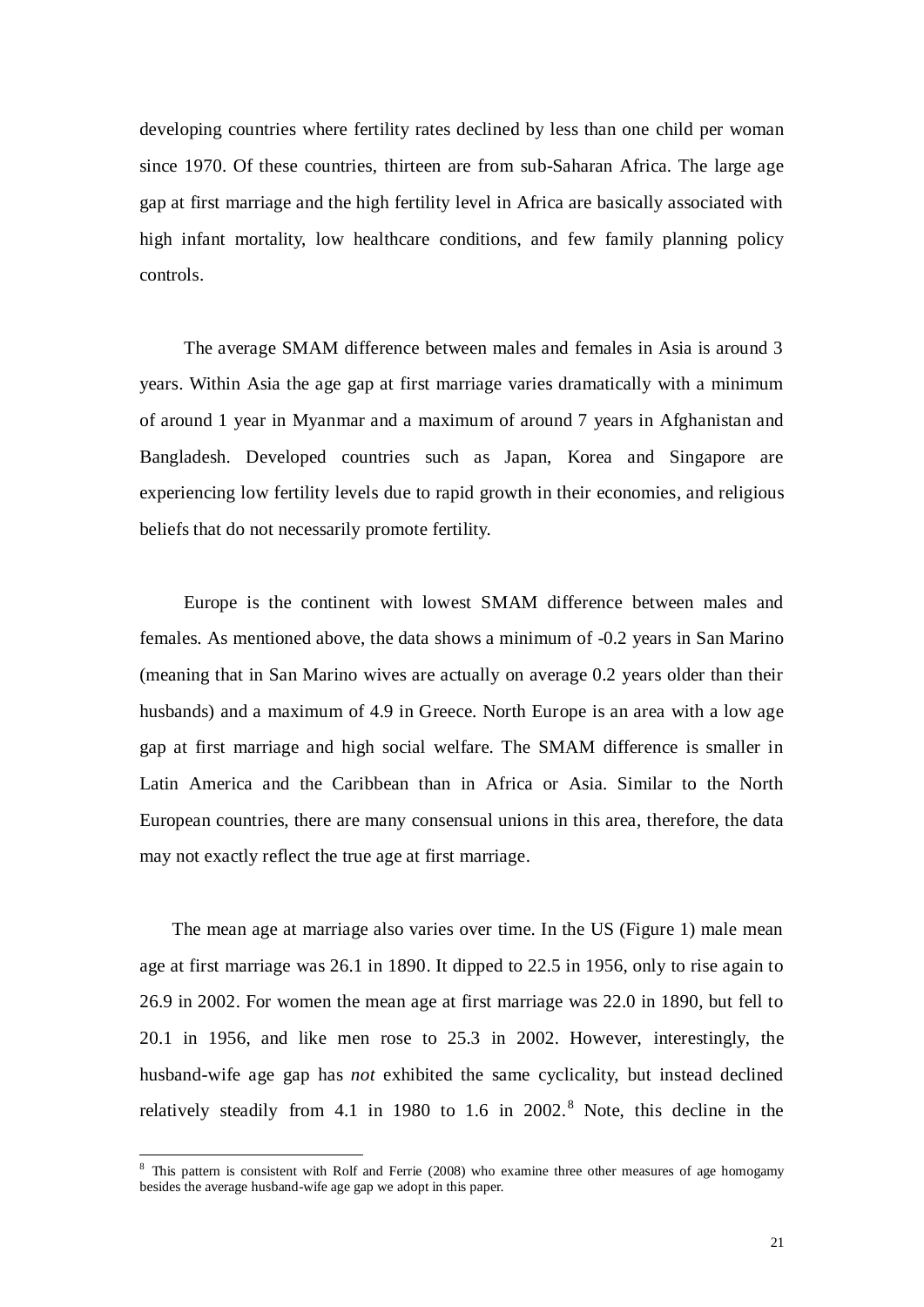developing countries where fertility rates declined by less than one child per woman since 1970. Of these countries, thirteen are from sub-Saharan Africa. The large age gap at first marriage and the high fertility level in Africa are basically associated with high infant mortality, low healthcare conditions, and few family planning policy controls.

The average SMAM difference between males and females in Asia is around 3 years. Within Asia the age gap at first marriage varies dramatically with a minimum of around 1 year in Myanmar and a maximum of around 7 years in Afghanistan and Bangladesh. Developed countries such as Japan, Korea and Singapore are experiencing low fertility levels due to rapid growth in their economies, and religious beliefs that do not necessarily promote fertility.

Europe is the continent with lowest SMAM difference between males and females. As mentioned above, the data shows a minimum of -0.2 years in San Marino (meaning that in San Marino wives are actually on average 0.2 years older than their husbands) and a maximum of 4.9 in Greece. North Europe is an area with a low age gap at first marriage and high social welfare. The SMAM difference is smaller in Latin America and the Caribbean than in Africa or Asia. Similar to the North European countries, there are many consensual unions in this area, therefore, the data may not exactly reflect the true age at first marriage.

The mean age at marriage also varies over time. In the US (Figure 1) male mean age at first marriage was 26.1 in 1890. It dipped to 22.5 in 1956, only to rise again to 26.9 in 2002. For women the mean age at first marriage was 22.0 in 1890, but fell to 20.1 in 1956, and like men rose to 25.3 in 2002. However, interestingly, the husband-wife age gap has *not* exhibited the same cyclicality, but instead declined relatively steadily from 4.1 in 1980 to 1.6 in 2002.[8] Note, this decline in the

[8] This pattern is consistent with Rolf and Ferrie (2008) who examine three other measures of age homogamy besides the average husband-wife age gap we adopt in this paper.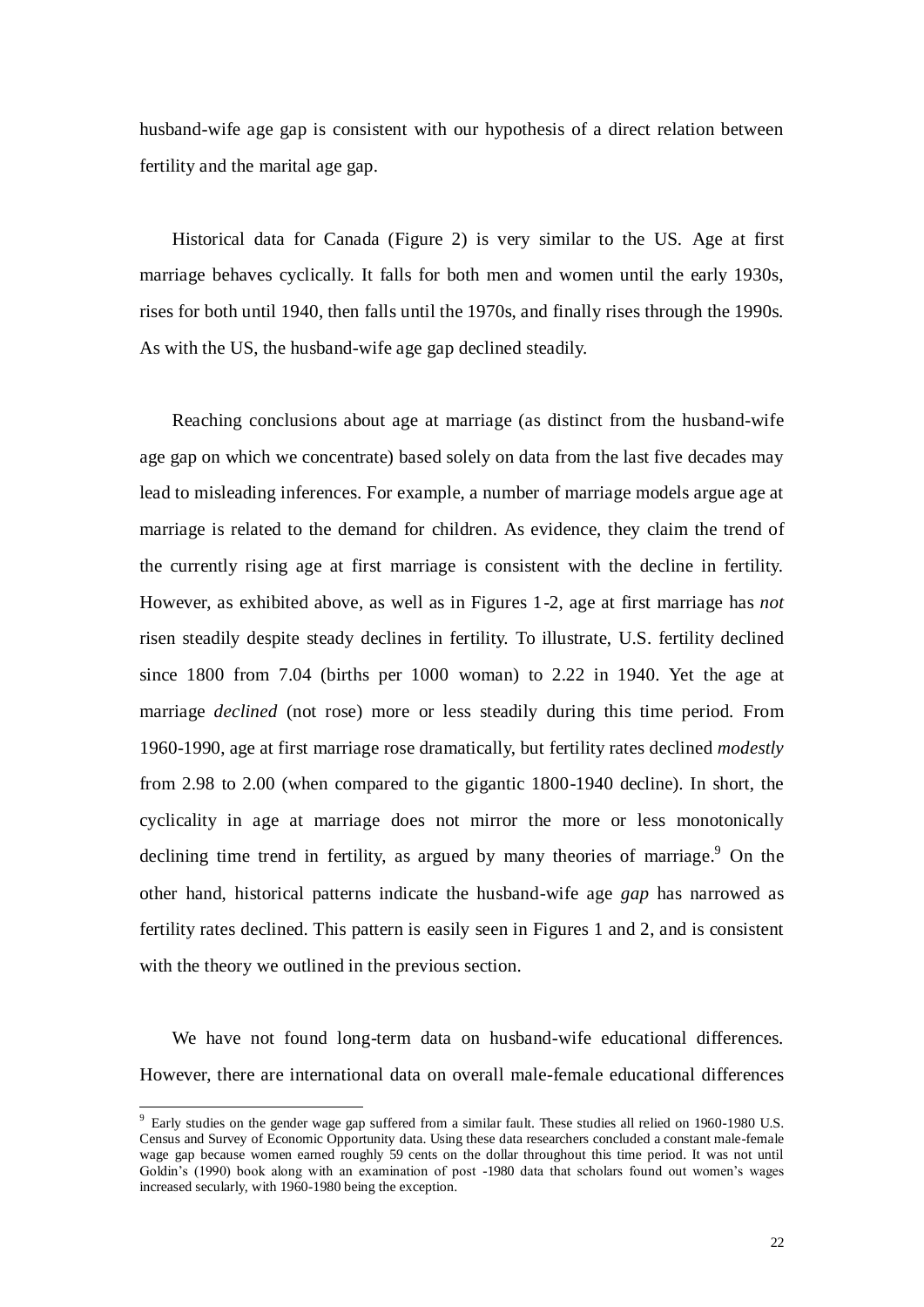husband-wife age gap is consistent with our hypothesis of a direct relation between fertility and the marital age gap.

Historical data for Canada (Figure 2) is very similar to the US. Age at first marriage behaves cyclically. It falls for both men and women until the early 1930s, rises for both until 1940, then falls until the 1970s, and finally rises through the 1990s. As with the US, the husband-wife age gap declined steadily.

Reaching conclusions about age at marriage (as distinct from the husband-wife age gap on which we concentrate) based solely on data from the last five decades may lead to misleading inferences. For example, a number of marriage models argue age at marriage is related to the demand for children. As evidence, they claim the trend of the currently rising age at first marriage is consistent with the decline in fertility. However, as exhibited above, as well as in Figures 1-2, age at first marriage has *not* risen steadily despite steady declines in fertility. To illustrate, U.S. fertility declined since 1800 from 7.04 (births per 1000 woman) to 2.22 in 1940. Yet the age at marriage *declined* (not rose) more or less steadily during this time period. From 1960-1990, age at first marriage rose dramatically, but fertility rates declined *modestly* from 2.98 to 2.00 (when compared to the gigantic 1800-1940 decline). In short, the cyclicality in age at marriage does not mirror the more or less monotonically declining time trend in fertility, as argued by many theories of marriage.[9] On the other hand, historical patterns indicate the husband-wife age *gap* has narrowed as fertility rates declined. This pattern is easily seen in Figures 1 and 2, and is consistent with the theory we outlined in the previous section.

We have not found long-term data on husband-wife educational differences. However, there are international data on overall male-female educational differences

[9] Early studies on the gender wage gap suffered from a similar fault. These studies all relied on 1960-1980 U.S. Census and Survey of Economic Opportunity data. Using these data researchers concluded a constant male-female wage gap because women earned roughly 59 cents on the dollar throughout this time period. It was not until Goldin's (1990) book along with an examination of post -1980 data that scholars found out women's wages increased secularly, with 1960-1980 being the exception.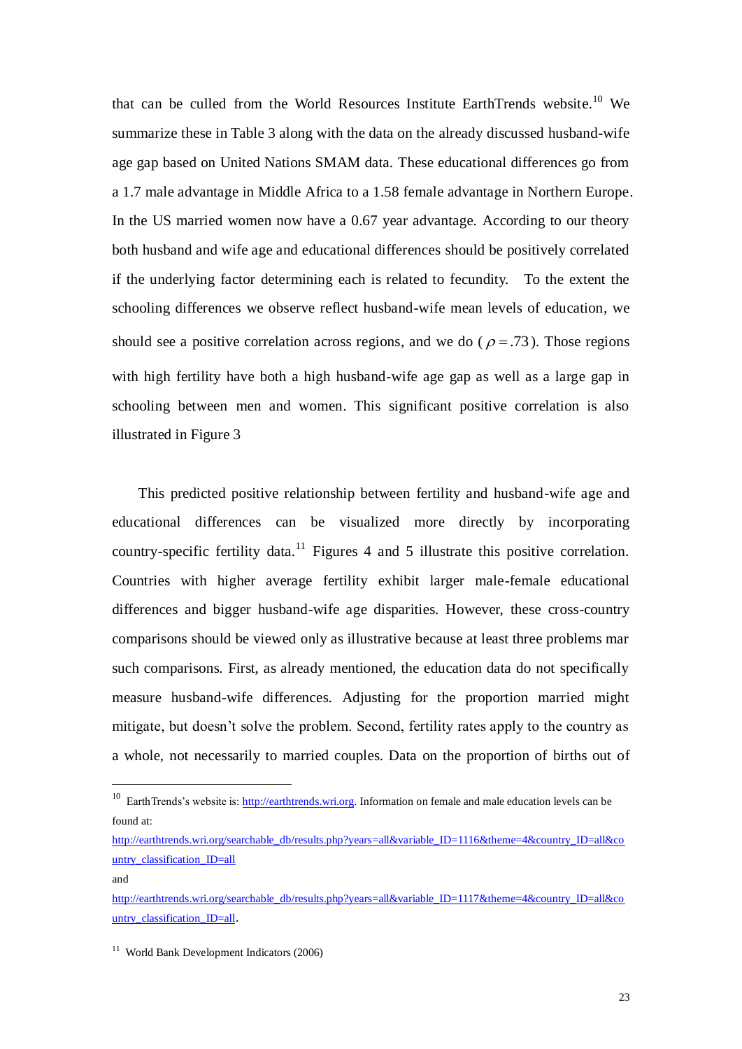that can be culled from the World Resources Institute EarthTrends website.[10] We summarize these in Table 3 along with the data on the already discussed husband-wife age gap based on United Nations SMAM data. These educational differences go from a 1.7 male advantage in Middle Africa to a 1.58 female advantage in Northern Europe. In the US married women now have a 0.67 year advantage. According to our theory both husband and wife age and educational differences should be positively correlated if the underlying factor determining each is related to fecundity. To the extent the schooling differences we observe reflect husband-wife mean levels of education, we should see a positive correlation across regions, and we do ($\rho = .73$). Those regions with high fertility have both a high husband-wife age gap as well as a large gap in schooling between men and women. This significant positive correlation is also illustrated in Figure 3

This predicted positive relationship between fertility and husband-wife age and educational differences can be visualized more directly by incorporating country-specific fertility data.[11] Figures 4 and 5 illustrate this positive correlation. Countries with higher average fertility exhibit larger male-female educational differences and bigger husband-wife age disparities. However, these cross-country comparisons should be viewed only as illustrative because at least three problems mar such comparisons. First, as already mentioned, the education data do not specifically measure husband-wife differences. Adjusting for the proportion married might mitigate, but doesn't solve the problem. Second, fertility rates apply to the country as a whole, not necessarily to married couples. Data on the proportion of births out of

---

[10] EarthTrends's website is: http://earthtrends.wri.org. Information on female and male education levels can be found at:
http://earthtrends.wri.org/searchable_db/results.php?years=all&variable_ID=1116&theme=4&country_ID=all&country_classification_ID=all
and
http://earthtrends.wri.org/searchable_db/results.php?years=all&variable_ID=1117&theme=4&country_ID=all&country_classification_ID=all.

[11] World Bank Development Indicators (2006)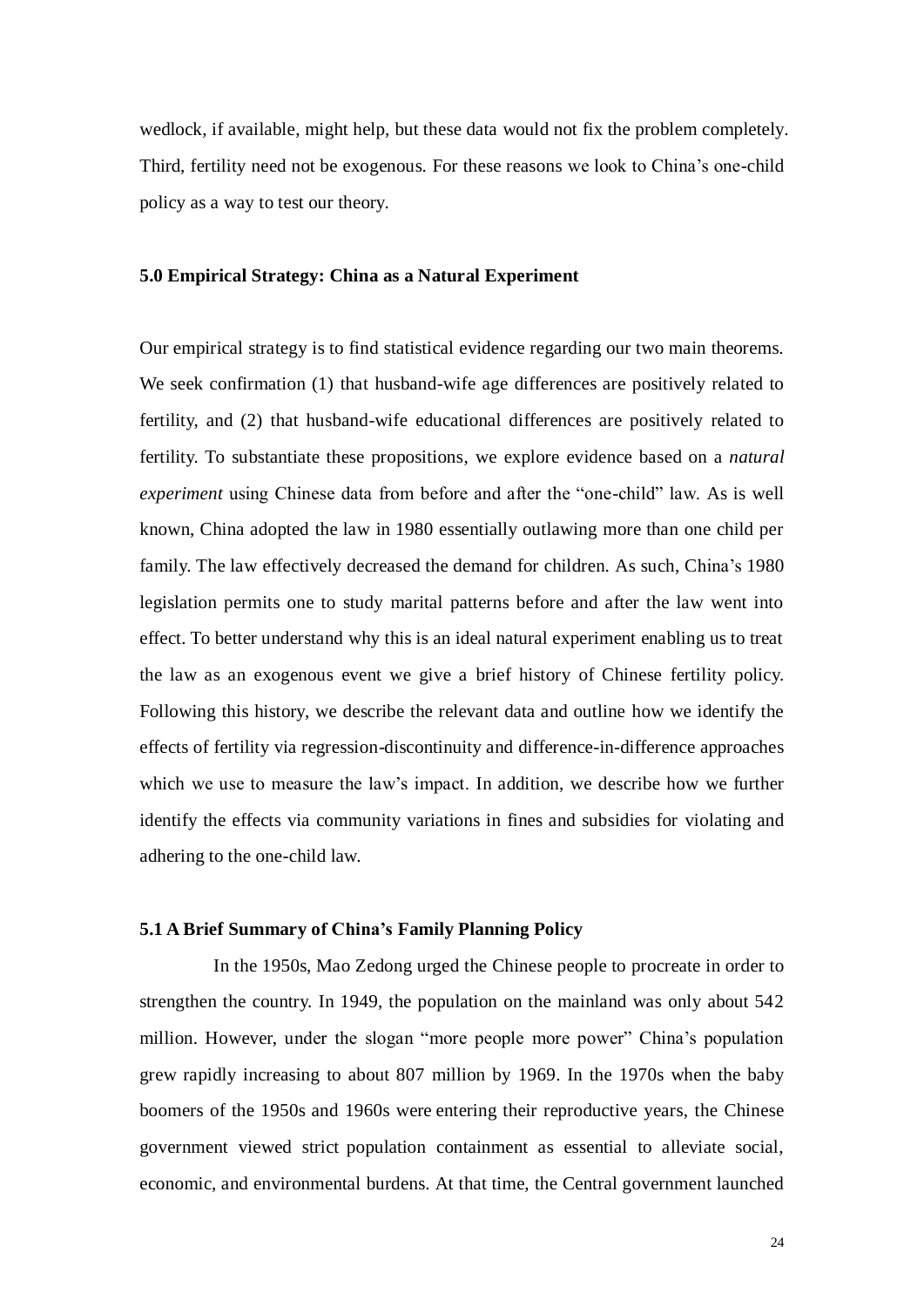wedlock, if available, might help, but these data would not fix the problem completely. Third, fertility need not be exogenous. For these reasons we look to China's one-child policy as a way to test our theory.

### 5.0 Empirical Strategy: China as a Natural Experiment

Our empirical strategy is to find statistical evidence regarding our two main theorems. We seek confirmation (1) that husband-wife age differences are positively related to fertility, and (2) that husband-wife educational differences are positively related to fertility. To substantiate these propositions, we explore evidence based on a *natural experiment* using Chinese data from before and after the "one-child" law. As is well known, China adopted the law in 1980 essentially outlawing more than one child per family. The law effectively decreased the demand for children. As such, China's 1980 legislation permits one to study marital patterns before and after the law went into effect. To better understand why this is an ideal natural experiment enabling us to treat the law as an exogenous event we give a brief history of Chinese fertility policy. Following this history, we describe the relevant data and outline how we identify the effects of fertility via regression-discontinuity and difference-in-difference approaches which we use to measure the law's impact. In addition, we describe how we further identify the effects via community variations in fines and subsidies for violating and adhering to the one-child law.

### 5.1 A Brief Summary of China's Family Planning Policy

In the 1950s, Mao Zedong urged the Chinese people to procreate in order to strengthen the country. In 1949, the population on the mainland was only about 542 million. However, under the slogan "more people more power" China's population grew rapidly increasing to about 807 million by 1969. In the 1970s when the baby boomers of the 1950s and 1960s were entering their reproductive years, the Chinese government viewed strict population containment as essential to alleviate social, economic, and environmental burdens. At that time, the Central government launched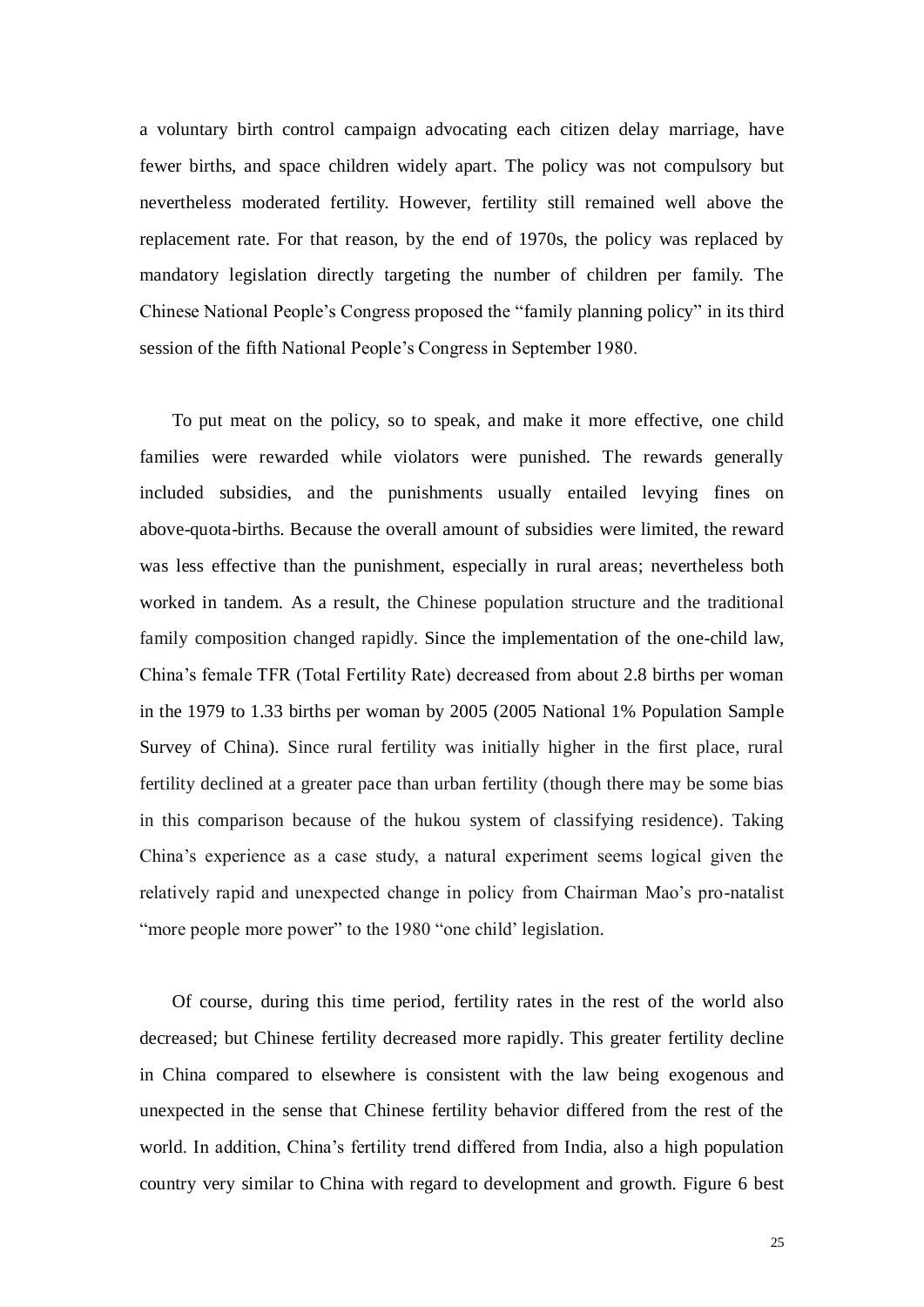a voluntary birth control campaign advocating each citizen delay marriage, have fewer births, and space children widely apart. The policy was not compulsory but nevertheless moderated fertility. However, fertility still remained well above the replacement rate. For that reason, by the end of 1970s, the policy was replaced by mandatory legislation directly targeting the number of children per family. The Chinese National People's Congress proposed the "family planning policy" in its third session of the fifth National People's Congress in September 1980.

To put meat on the policy, so to speak, and make it more effective, one child families were rewarded while violators were punished. The rewards generally included subsidies, and the punishments usually entailed levying fines on above-quota-births. Because the overall amount of subsidies were limited, the reward was less effective than the punishment, especially in rural areas; nevertheless both worked in tandem. As a result, the Chinese population structure and the traditional family composition changed rapidly. Since the implementation of the one-child law, China's female TFR (Total Fertility Rate) decreased from about 2.8 births per woman in the 1979 to 1.33 births per woman by 2005 (2005 National 1% Population Sample Survey of China). Since rural fertility was initially higher in the first place, rural fertility declined at a greater pace than urban fertility (though there may be some bias in this comparison because of the hukou system of classifying residence). Taking China's experience as a case study, a natural experiment seems logical given the relatively rapid and unexpected change in policy from Chairman Mao's pro-natalist "more people more power" to the 1980 "one child' legislation.

Of course, during this time period, fertility rates in the rest of the world also decreased; but Chinese fertility decreased more rapidly. This greater fertility decline in China compared to elsewhere is consistent with the law being exogenous and unexpected in the sense that Chinese fertility behavior differed from the rest of the world. In addition, China's fertility trend differed from India, also a high population country very similar to China with regard to development and growth. Figure 6 best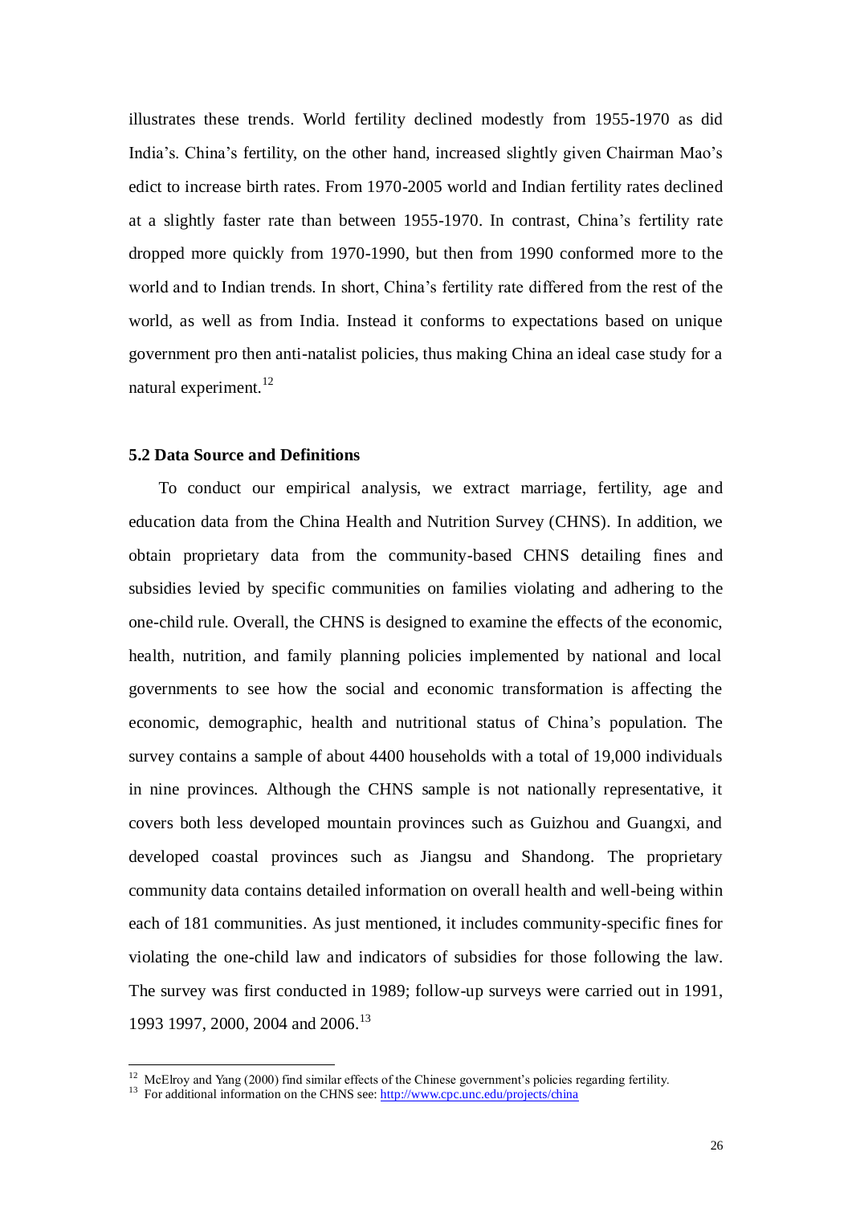illustrates these trends. World fertility declined modestly from 1955-1970 as did India's. China's fertility, on the other hand, increased slightly given Chairman Mao's edict to increase birth rates. From 1970-2005 world and Indian fertility rates declined at a slightly faster rate than between 1955-1970. In contrast, China's fertility rate dropped more quickly from 1970-1990, but then from 1990 conformed more to the world and to Indian trends. In short, China's fertility rate differed from the rest of the world, as well as from India. Instead it conforms to expectations based on unique government pro then anti-natalist policies, thus making China an ideal case study for a natural experiment.[12]

### 5.2 Data Source and Definitions

To conduct our empirical analysis, we extract marriage, fertility, age and education data from the China Health and Nutrition Survey (CHNS). In addition, we obtain proprietary data from the community-based CHNS detailing fines and subsidies levied by specific communities on families violating and adhering to the one-child rule. Overall, the CHNS is designed to examine the effects of the economic, health, nutrition, and family planning policies implemented by national and local governments to see how the social and economic transformation is affecting the economic, demographic, health and nutritional status of China's population. The survey contains a sample of about 4400 households with a total of 19,000 individuals in nine provinces. Although the CHNS sample is not nationally representative, it covers both less developed mountain provinces such as Guizhou and Guangxi, and developed coastal provinces such as Jiangsu and Shandong. The proprietary community data contains detailed information on overall health and well-being within each of 181 communities. As just mentioned, it includes community-specific fines for violating the one-child law and indicators of subsidies for those following the law. The survey was first conducted in 1989; follow-up surveys were carried out in 1991, 1993 1997, 2000, 2004 and 2006.[13]

---

[12] McElroy and Yang (2000) find similar effects of the Chinese government's policies regarding fertility.

[13] For additional information on the CHNS see: http://www.cpc.unc.edu/projects/china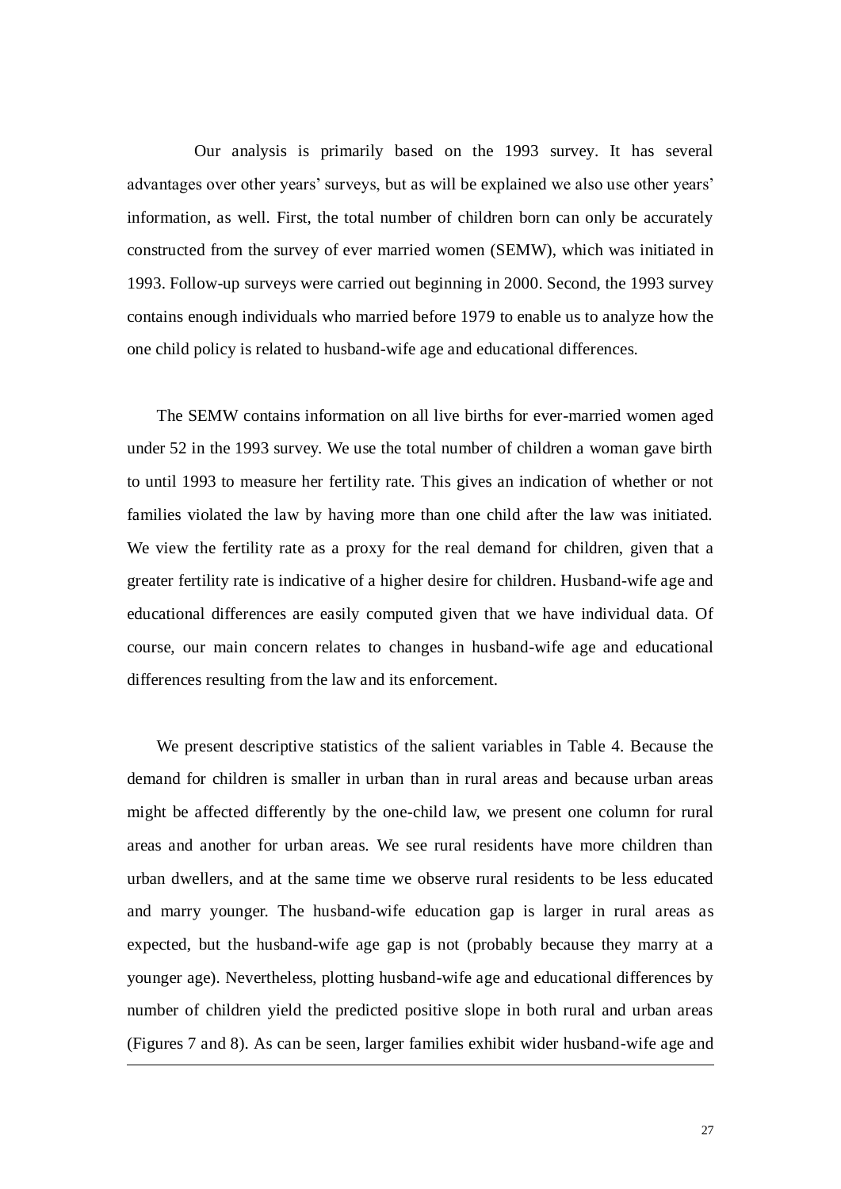Our analysis is primarily based on the 1993 survey. It has several advantages over other years' surveys, but as will be explained we also use other years' information, as well. First, the total number of children born can only be accurately constructed from the survey of ever married women (SEMW), which was initiated in 1993. Follow-up surveys were carried out beginning in 2000. Second, the 1993 survey contains enough individuals who married before 1979 to enable us to analyze how the one child policy is related to husband-wife age and educational differences.

The SEMW contains information on all live births for ever-married women aged under 52 in the 1993 survey. We use the total number of children a woman gave birth to until 1993 to measure her fertility rate. This gives an indication of whether or not families violated the law by having more than one child after the law was initiated. We view the fertility rate as a proxy for the real demand for children, given that a greater fertility rate is indicative of a higher desire for children. Husband-wife age and educational differences are easily computed given that we have individual data. Of course, our main concern relates to changes in husband-wife age and educational differences resulting from the law and its enforcement.

We present descriptive statistics of the salient variables in Table 4. Because the demand for children is smaller in urban than in rural areas and because urban areas might be affected differently by the one-child law, we present one column for rural areas and another for urban areas. We see rural residents have more children than urban dwellers, and at the same time we observe rural residents to be less educated and marry younger. The husband-wife education gap is larger in rural areas as expected, but the husband-wife age gap is not (probably because they marry at a younger age). Nevertheless, plotting husband-wife age and educational differences by number of children yield the predicted positive slope in both rural and urban areas (Figures 7 and 8). As can be seen, larger families exhibit wider husband-wife age and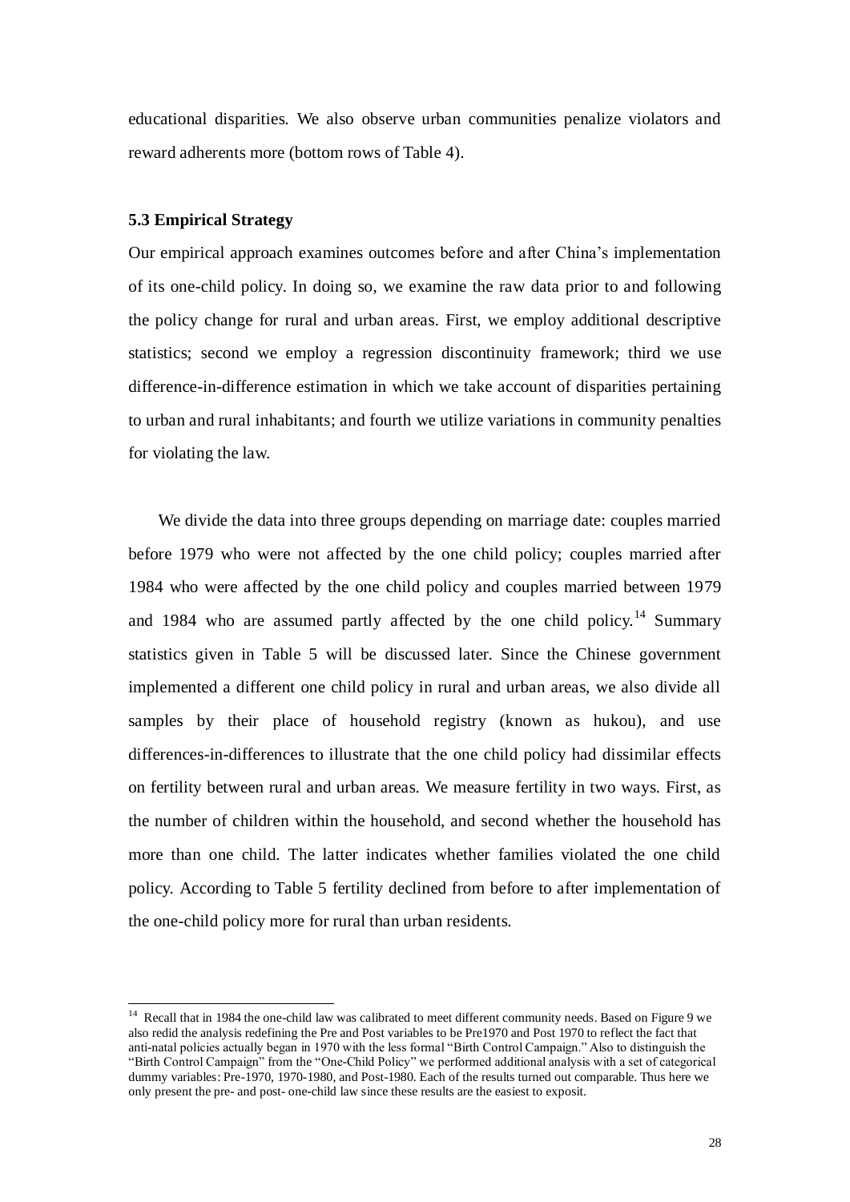educational disparities. We also observe urban communities penalize violators and reward adherents more (bottom rows of Table 4).

### 5.3 Empirical Strategy

Our empirical approach examines outcomes before and after China's implementation of its one-child policy. In doing so, we examine the raw data prior to and following the policy change for rural and urban areas. First, we employ additional descriptive statistics; second we employ a regression discontinuity framework; third we use difference-in-difference estimation in which we take account of disparities pertaining to urban and rural inhabitants; and fourth we utilize variations in community penalties for violating the law.

We divide the data into three groups depending on marriage date: couples married before 1979 who were not affected by the one child policy; couples married after 1984 who were affected by the one child policy and couples married between 1979 and 1984 who are assumed partly affected by the one child policy.[14] Summary statistics given in Table 5 will be discussed later. Since the Chinese government implemented a different one child policy in rural and urban areas, we also divide all samples by their place of household registry (known as hukou), and use differences-in-differences to illustrate that the one child policy had dissimilar effects on fertility between rural and urban areas. We measure fertility in two ways. First, as the number of children within the household, and second whether the household has more than one child. The latter indicates whether families violated the one child policy. According to Table 5 fertility declined from before to after implementation of the one-child policy more for rural than urban residents.

[14] Recall that in 1984 the one-child law was calibrated to meet different community needs. Based on Figure 9 we also redid the analysis redefining the Pre and Post variables to be Pre1970 and Post 1970 to reflect the fact that anti-natal policies actually began in 1970 with the less formal "Birth Control Campaign." Also to distinguish the "Birth Control Campaign" from the "One-Child Policy" we performed additional analysis with a set of categorical dummy variables: Pre-1970, 1970-1980, and Post-1980. Each of the results turned out comparable. Thus here we only present the pre- and post- one-child law since these results are the easiest to exposit.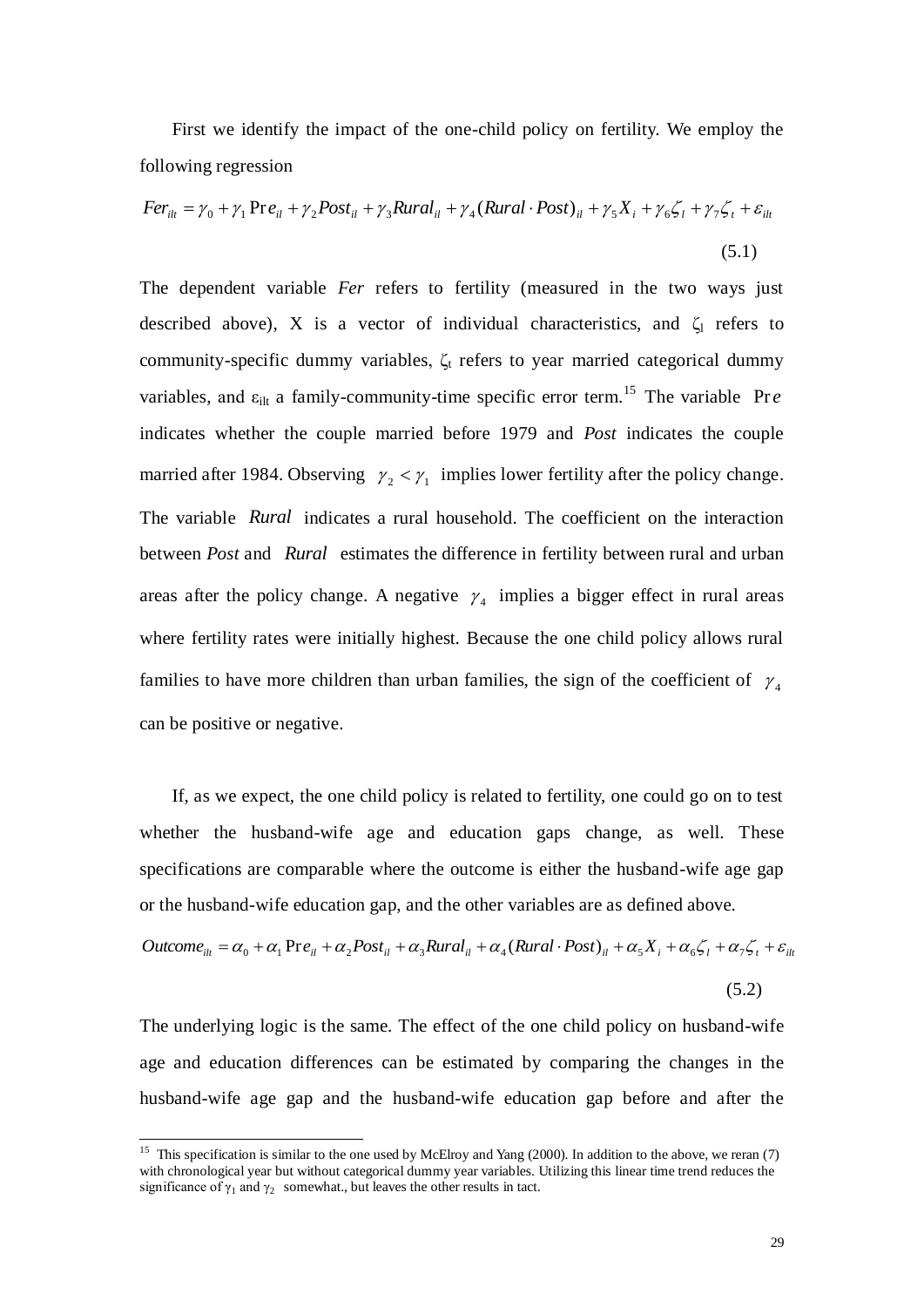First we identify the impact of the one-child policy on fertility. We employ the following regression

$$Fer_{ilt} = \gamma_0 + \gamma_1 \Pr e_{il} + \gamma_2 Post_{il} + \gamma_3 Rural_{il} + \gamma_4 (Rural \cdot Post)_{il} + \gamma_5 X_i + \gamma_6 \zeta_l + \gamma_7 \zeta_t + \varepsilon_{ilt} \tag{5.1}$$

The dependent variable *Fer* refers to fertility (measured in the two ways just described above), X is a vector of individual characteristics, and $\zeta_l$ refers to community-specific dummy variables, $\zeta_t$ refers to year married categorical dummy variables, and $\varepsilon_{ilt}$ a family-community-time specific error term.[15] The variable $\Pr e$ indicates whether the couple married before 1979 and *Post* indicates the couple married after 1984. Observing $\gamma_2 < \gamma_1$ implies lower fertility after the policy change. The variable *Rural* indicates a rural household. The coefficient on the interaction between *Post* and *Rural* estimates the difference in fertility between rural and urban areas after the policy change. A negative $\gamma_4$ implies a bigger effect in rural areas where fertility rates were initially highest. Because the one child policy allows rural families to have more children than urban families, the sign of the coefficient of $\gamma_4$ can be positive or negative.

If, as we expect, the one child policy is related to fertility, one could go on to test whether the husband-wife age and education gaps change, as well. These specifications are comparable where the outcome is either the husband-wife age gap or the husband-wife education gap, and the other variables are as defined above.

$$Outcome_{ilt} = \alpha_0 + \alpha_1 \Pr e_{il} + \alpha_2 Post_{il} + \alpha_3 Rural_{il} + \alpha_4 (Rural \cdot Post)_{il} + \alpha_5 X_i + \alpha_6 \zeta_l + \alpha_7 \zeta_t + \varepsilon_{ilt} \tag{5.2}$$

The underlying logic is the same. The effect of the one child policy on husband-wife age and education differences can be estimated by comparing the changes in the husband-wife age gap and the husband-wife education gap before and after the

---

[15] This specification is similar to the one used by McElroy and Yang (2000). In addition to the above, we reran (7) with chronological year but without categorical dummy year variables. Utilizing this linear time trend reduces the significance of $\gamma_1$ and $\gamma_2$ somewhat., but leaves the other results in tact.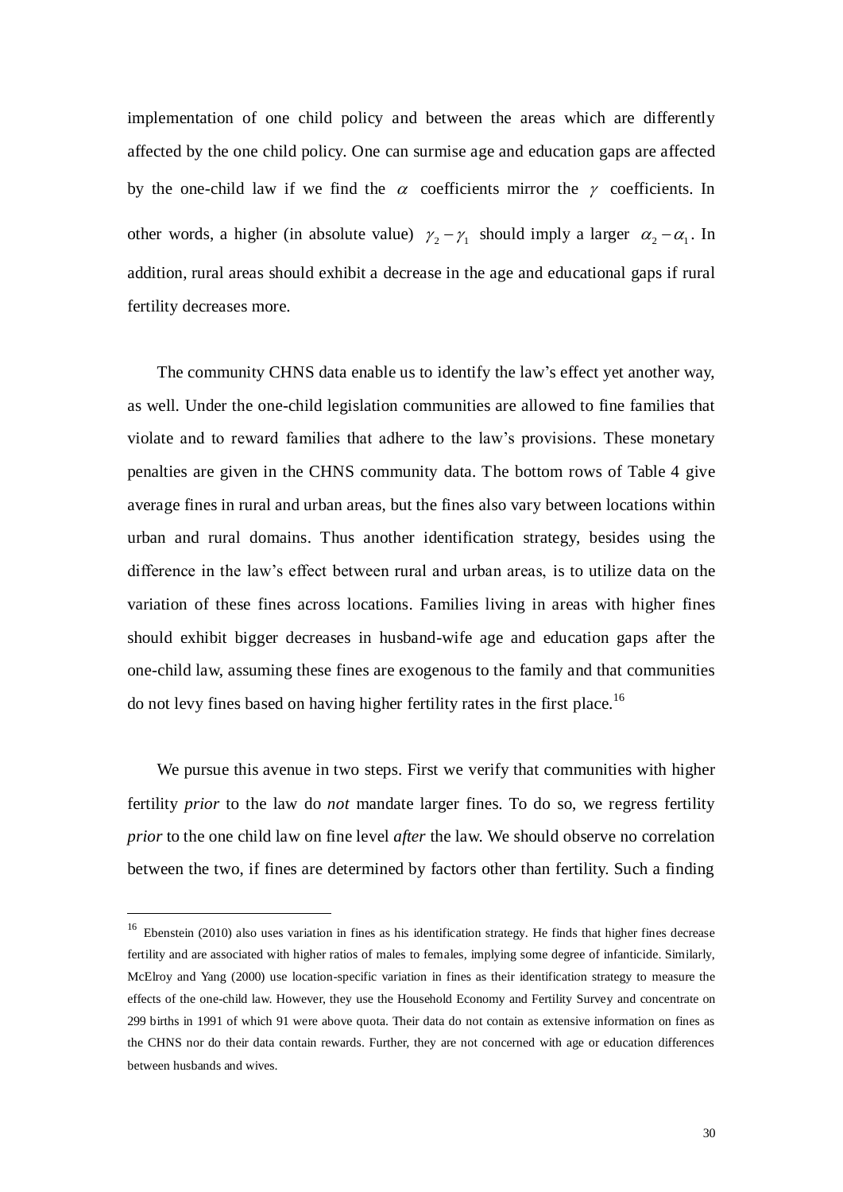implementation of one child policy and between the areas which are differently affected by the one child policy. One can surmise age and education gaps are affected by the one-child law if we find the $\alpha$ coefficients mirror the $\gamma$ coefficients. In other words, a higher (in absolute value) $\gamma_2 - \gamma_1$ should imply a larger $\alpha_2 - \alpha_1$. In addition, rural areas should exhibit a decrease in the age and educational gaps if rural fertility decreases more.

The community CHNS data enable us to identify the law's effect yet another way, as well. Under the one-child legislation communities are allowed to fine families that violate and to reward families that adhere to the law's provisions. These monetary penalties are given in the CHNS community data. The bottom rows of Table 4 give average fines in rural and urban areas, but the fines also vary between locations within urban and rural domains. Thus another identification strategy, besides using the difference in the law's effect between rural and urban areas, is to utilize data on the variation of these fines across locations. Families living in areas with higher fines should exhibit bigger decreases in husband-wife age and education gaps after the one-child law, assuming these fines are exogenous to the family and that communities do not levy fines based on having higher fertility rates in the first place.[16]

We pursue this avenue in two steps. First we verify that communities with higher fertility *prior* to the law do *not* mandate larger fines. To do so, we regress fertility *prior* to the one child law on fine level *after* the law. We should observe no correlation between the two, if fines are determined by factors other than fertility. Such a finding

---

[16] Ebenstein (2010) also uses variation in fines as his identification strategy. He finds that higher fines decrease fertility and are associated with higher ratios of males to females, implying some degree of infanticide. Similarly, McElroy and Yang (2000) use location-specific variation in fines as their identification strategy to measure the effects of the one-child law. However, they use the Household Economy and Fertility Survey and concentrate on 299 births in 1991 of which 91 were above quota. Their data do not contain as extensive information on fines as the CHNS nor do their data contain rewards. Further, they are not concerned with age or education differences between husbands and wives.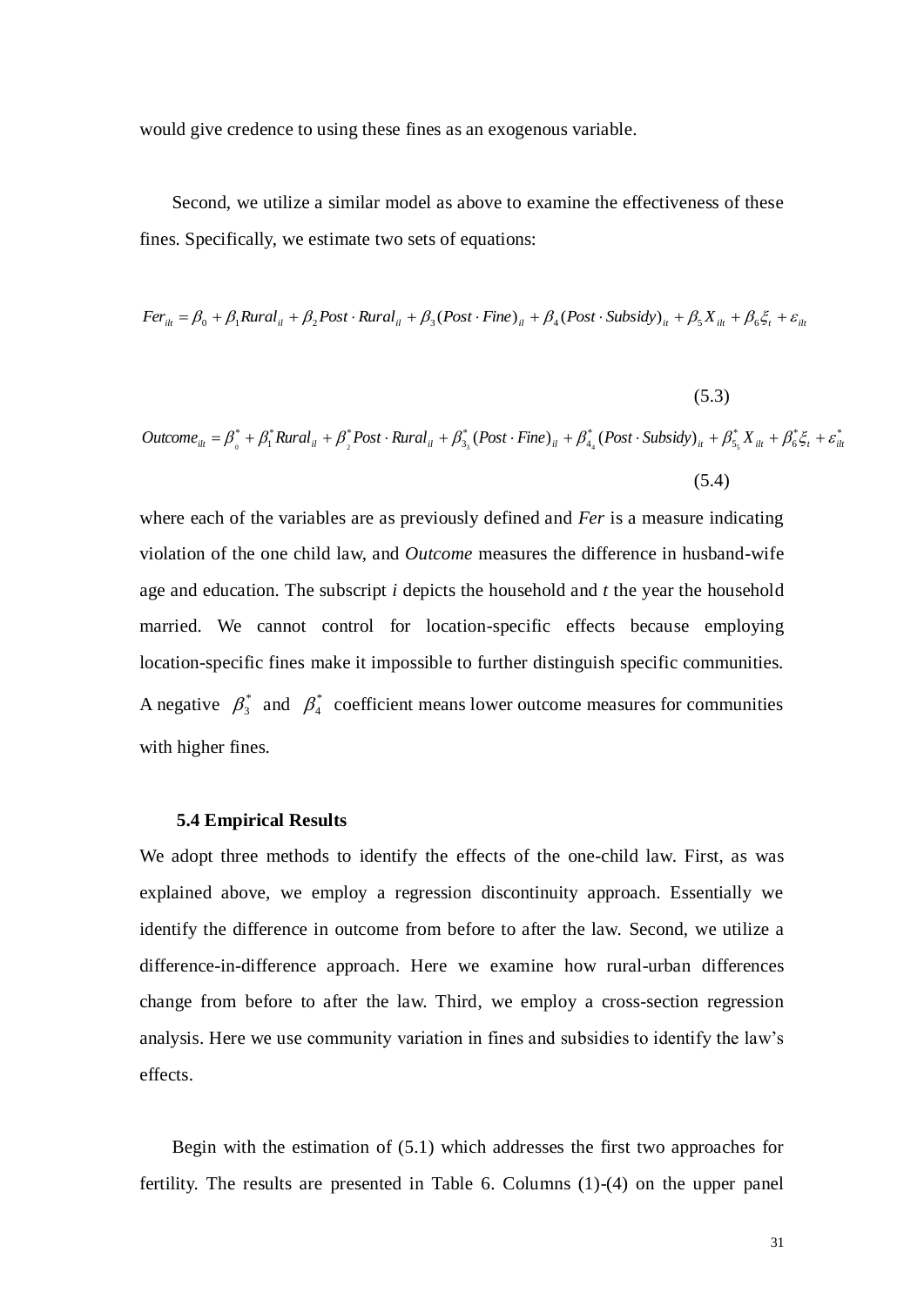would give credence to using these fines as an exogenous variable.

Second, we utilize a similar model as above to examine the effectiveness of these fines. Specifically, we estimate two sets of equations:

$$Fer_{ilt} = \beta_0 + \beta_1 Rural_{il} + \beta_2 Post \cdot Rural_{il} + \beta_3 (Post \cdot Fine)_{il} + \beta_4 (Post \cdot Subsidy)_{it} + \beta_5 X_{ilt} + \beta_6 \xi_t + \varepsilon_{ilt} \tag{5.3}$$

$$Outcome_{ilt} = \beta^*_{0} + \beta^*_1 Rural_{il} + \beta^*_{2} Post \cdot Rural_{il} + \beta^*_{3_3} (Post \cdot Fine)_{il} + \beta^*_{4_4} (Post \cdot Subsidy)_{it} + \beta^*_{5_5} X_{ilt} + \beta^*_6 \xi_t + \varepsilon^*_{ilt} \tag{5.4}$$

where each of the variables are as previously defined and *Fer* is a measure indicating violation of the one child law, and *Outcome* measures the difference in husband-wife age and education. The subscript *i* depicts the household and *t* the year the household married. We cannot control for location-specific effects because employing location-specific fines make it impossible to further distinguish specific communities. A negative $\beta^*_3$ and $\beta^*_4$ coefficient means lower outcome measures for communities with higher fines.

### 5.4 Empirical Results

We adopt three methods to identify the effects of the one-child law. First, as was explained above, we employ a regression discontinuity approach. Essentially we identify the difference in outcome from before to after the law. Second, we utilize a difference-in-difference approach. Here we examine how rural-urban differences change from before to after the law. Third, we employ a cross-section regression analysis. Here we use community variation in fines and subsidies to identify the law's effects.

Begin with the estimation of (5.1) which addresses the first two approaches for fertility. The results are presented in Table 6. Columns (1)-(4) on the upper panel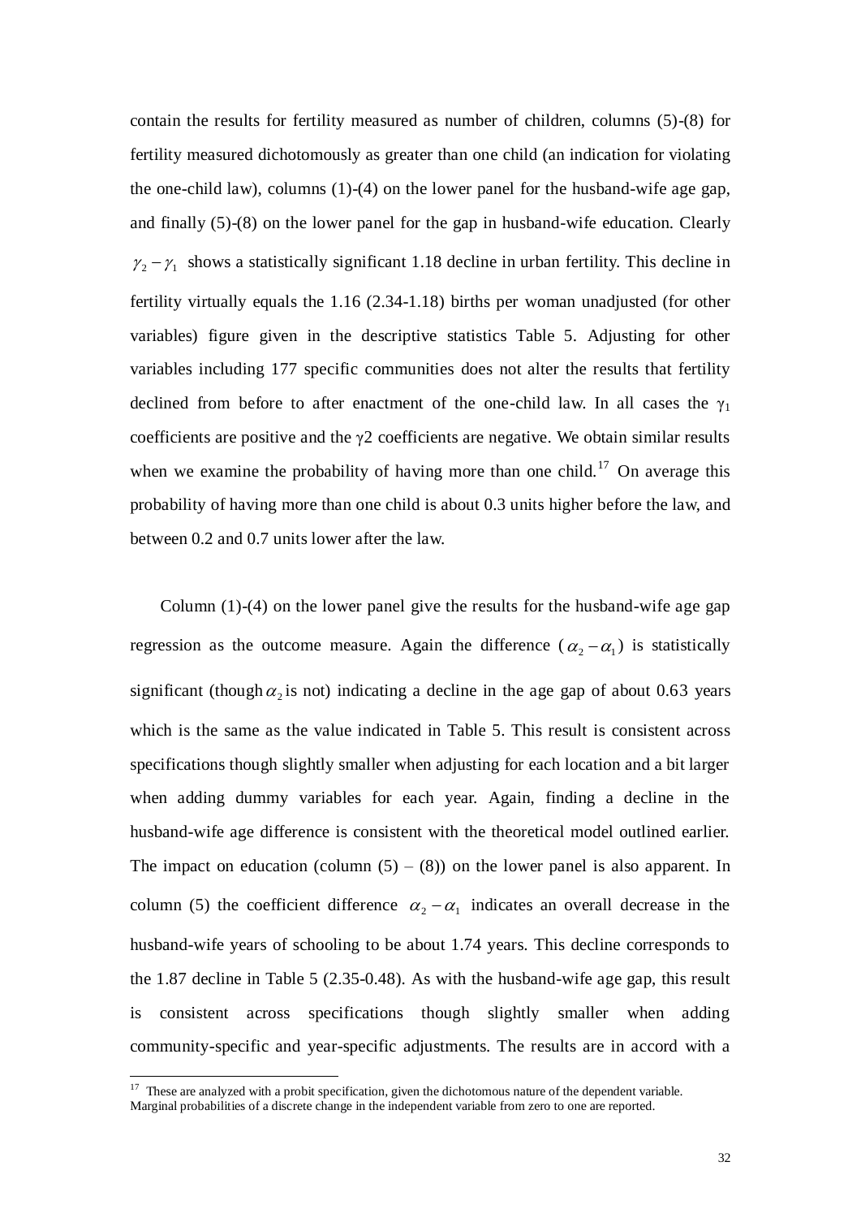contain the results for fertility measured as number of children, columns (5)-(8) for fertility measured dichotomously as greater than one child (an indication for violating the one-child law), columns (1)-(4) on the lower panel for the husband-wife age gap, and finally (5)-(8) on the lower panel for the gap in husband-wife education. Clearly $\gamma_2 - \gamma_1$ shows a statistically significant 1.18 decline in urban fertility. This decline in fertility virtually equals the 1.16 (2.34-1.18) births per woman unadjusted (for other variables) figure given in the descriptive statistics Table 5. Adjusting for other variables including 177 specific communities does not alter the results that fertility declined from before to after enactment of the one-child law. In all cases the $\gamma_1$ coefficients are positive and the $\gamma 2$ coefficients are negative. We obtain similar results when we examine the probability of having more than one child.[17] On average this probability of having more than one child is about 0.3 units higher before the law, and between 0.2 and 0.7 units lower after the law.

Column (1)-(4) on the lower panel give the results for the husband-wife age gap regression as the outcome measure. Again the difference ($\alpha_2 - \alpha_1$) is statistically significant (though $\alpha_2$ is not) indicating a decline in the age gap of about 0.63 years which is the same as the value indicated in Table 5. This result is consistent across specifications though slightly smaller when adjusting for each location and a bit larger when adding dummy variables for each year. Again, finding a decline in the husband-wife age difference is consistent with the theoretical model outlined earlier. The impact on education (column (5) – (8)) on the lower panel is also apparent. In column (5) the coefficient difference $\alpha_2 - \alpha_1$ indicates an overall decrease in the husband-wife years of schooling to be about 1.74 years. This decline corresponds to the 1.87 decline in Table 5 (2.35-0.48). As with the husband-wife age gap, this result is consistent across specifications though slightly smaller when adding community-specific and year-specific adjustments. The results are in accord with a

[17] These are analyzed with a probit specification, given the dichotomous nature of the dependent variable. Marginal probabilities of a discrete change in the independent variable from zero to one are reported.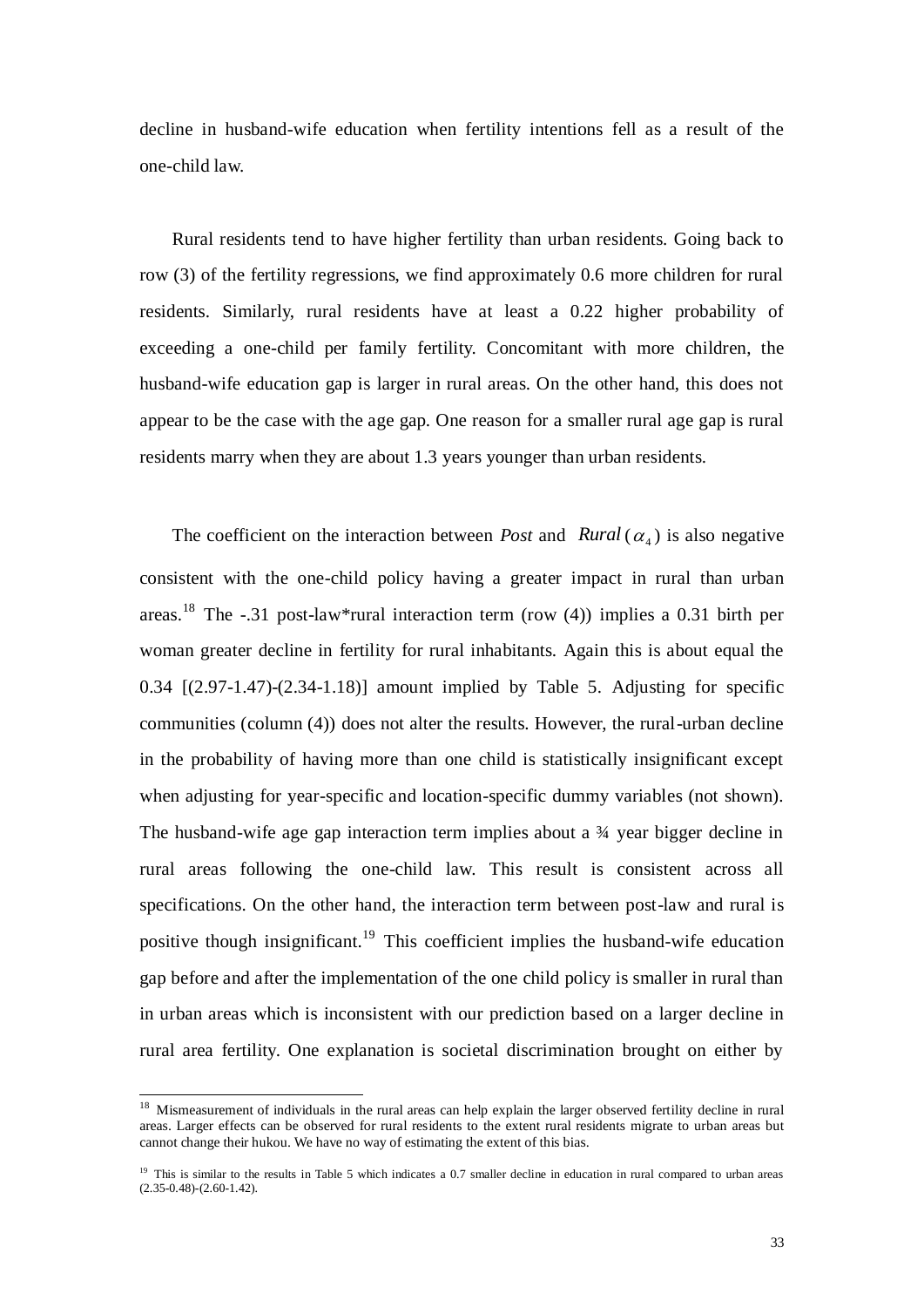decline in husband-wife education when fertility intentions fell as a result of the one-child law.

Rural residents tend to have higher fertility than urban residents. Going back to row (3) of the fertility regressions, we find approximately 0.6 more children for rural residents. Similarly, rural residents have at least a 0.22 higher probability of exceeding a one-child per family fertility. Concomitant with more children, the husband-wife education gap is larger in rural areas. On the other hand, this does not appear to be the case with the age gap. One reason for a smaller rural age gap is rural residents marry when they are about 1.3 years younger than urban residents.

The coefficient on the interaction between *Post* and *Rural* ($\alpha_4$) is also negative consistent with the one-child policy having a greater impact in rural than urban areas.[18] The -.31 post-law*rural interaction term (row (4)) implies a 0.31 birth per woman greater decline in fertility for rural inhabitants. Again this is about equal the 0.34 [(2.97-1.47)-(2.34-1.18)] amount implied by Table 5. Adjusting for specific communities (column (4)) does not alter the results. However, the rural-urban decline in the probability of having more than one child is statistically insignificant except when adjusting for year-specific and location-specific dummy variables (not shown). The husband-wife age gap interaction term implies about a ¾ year bigger decline in rural areas following the one-child law. This result is consistent across all specifications. On the other hand, the interaction term between post-law and rural is positive though insignificant.[19] This coefficient implies the husband-wife education gap before and after the implementation of the one child policy is smaller in rural than in urban areas which is inconsistent with our prediction based on a larger decline in rural area fertility. One explanation is societal discrimination brought on either by

[18] Mismeasurement of individuals in the rural areas can help explain the larger observed fertility decline in rural areas. Larger effects can be observed for rural residents to the extent rural residents migrate to urban areas but cannot change their hukou. We have no way of estimating the extent of this bias.

[19] This is similar to the results in Table 5 which indicates a 0.7 smaller decline in education in rural compared to urban areas (2.35-0.48)-(2.60-1.42).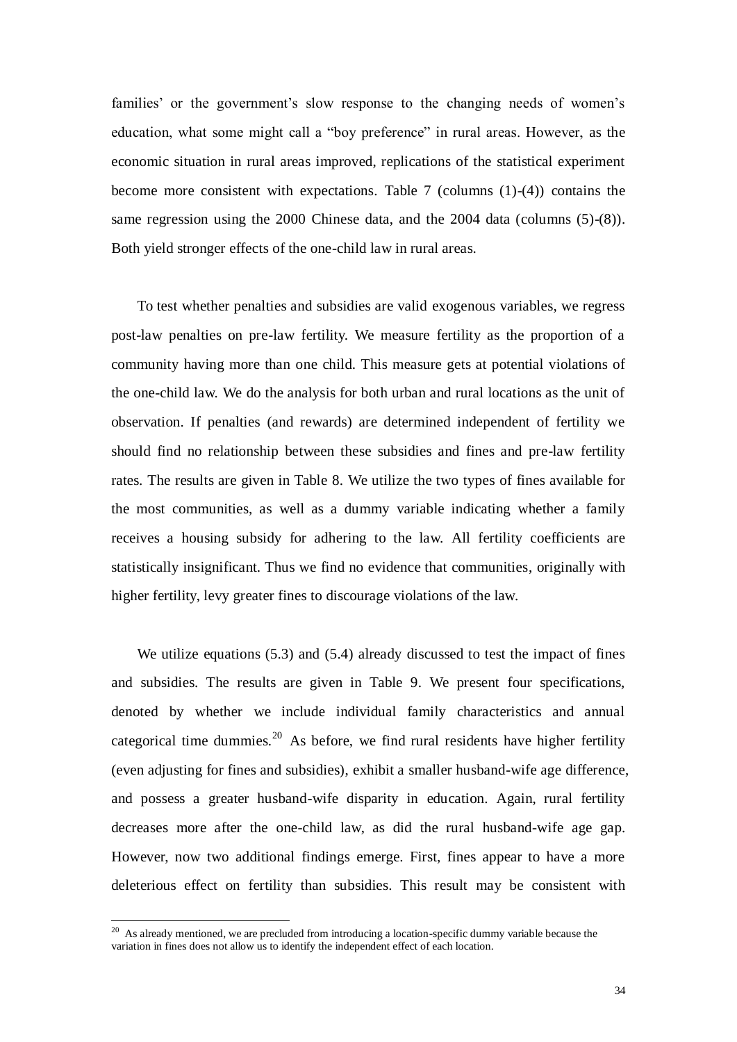families' or the government's slow response to the changing needs of women's education, what some might call a "boy preference" in rural areas. However, as the economic situation in rural areas improved, replications of the statistical experiment become more consistent with expectations. Table 7 (columns (1)-(4)) contains the same regression using the 2000 Chinese data, and the 2004 data (columns (5)-(8)). Both yield stronger effects of the one-child law in rural areas.

To test whether penalties and subsidies are valid exogenous variables, we regress post-law penalties on pre-law fertility. We measure fertility as the proportion of a community having more than one child. This measure gets at potential violations of the one-child law. We do the analysis for both urban and rural locations as the unit of observation. If penalties (and rewards) are determined independent of fertility we should find no relationship between these subsidies and fines and pre-law fertility rates. The results are given in Table 8. We utilize the two types of fines available for the most communities, as well as a dummy variable indicating whether a family receives a housing subsidy for adhering to the law. All fertility coefficients are statistically insignificant. Thus we find no evidence that communities, originally with higher fertility, levy greater fines to discourage violations of the law.

We utilize equations (5.3) and (5.4) already discussed to test the impact of fines and subsidies. The results are given in Table 9. We present four specifications, denoted by whether we include individual family characteristics and annual categorical time dummies.[20] As before, we find rural residents have higher fertility (even adjusting for fines and subsidies), exhibit a smaller husband-wife age difference, and possess a greater husband-wife disparity in education. Again, rural fertility decreases more after the one-child law, as did the rural husband-wife age gap. However, now two additional findings emerge. First, fines appear to have a more deleterious effect on fertility than subsidies. This result may be consistent with

[20] As already mentioned, we are precluded from introducing a location-specific dummy variable because the variation in fines does not allow us to identify the independent effect of each location.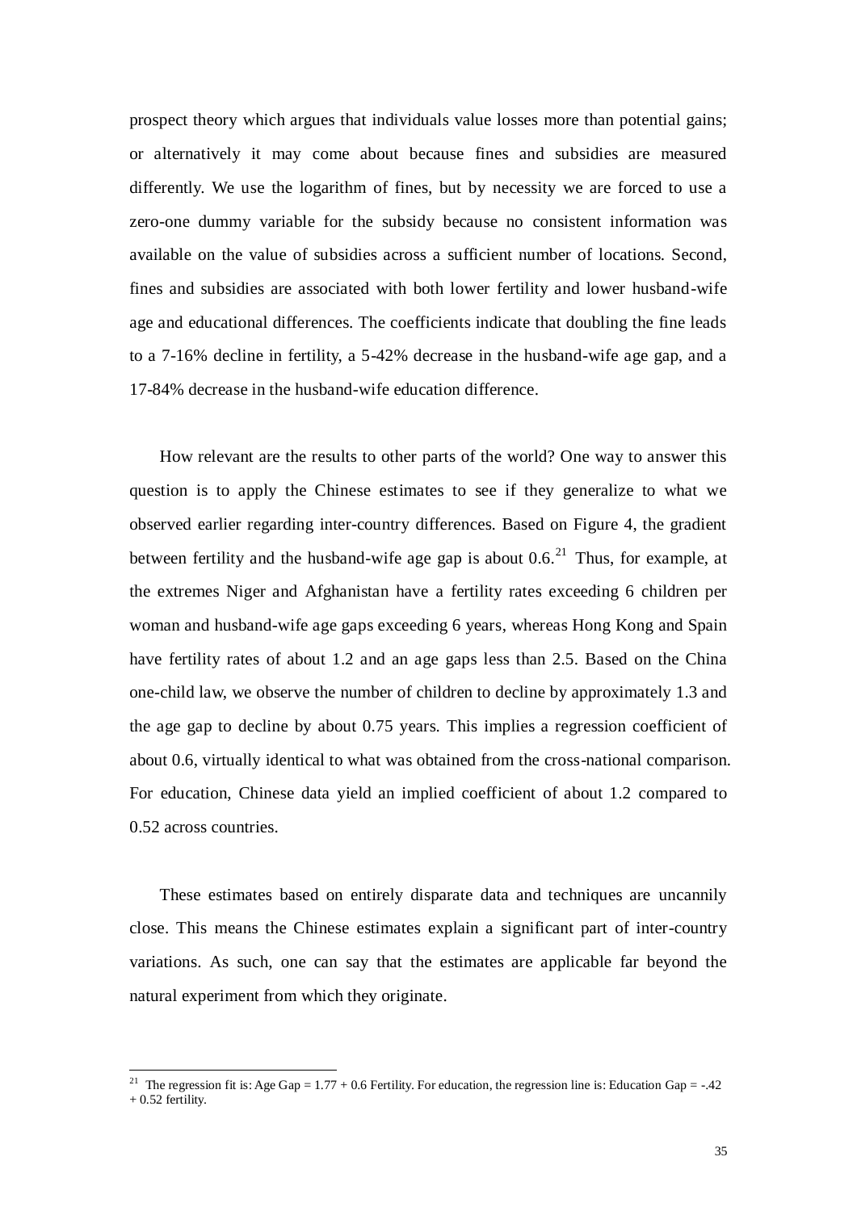prospect theory which argues that individuals value losses more than potential gains; or alternatively it may come about because fines and subsidies are measured differently. We use the logarithm of fines, but by necessity we are forced to use a zero-one dummy variable for the subsidy because no consistent information was available on the value of subsidies across a sufficient number of locations. Second, fines and subsidies are associated with both lower fertility and lower husband-wife age and educational differences. The coefficients indicate that doubling the fine leads to a 7-16% decline in fertility, a 5-42% decrease in the husband-wife age gap, and a 17-84% decrease in the husband-wife education difference.

How relevant are the results to other parts of the world? One way to answer this question is to apply the Chinese estimates to see if they generalize to what we observed earlier regarding inter-country differences. Based on Figure 4, the gradient between fertility and the husband-wife age gap is about 0.6.[21] Thus, for example, at the extremes Niger and Afghanistan have a fertility rates exceeding 6 children per woman and husband-wife age gaps exceeding 6 years, whereas Hong Kong and Spain have fertility rates of about 1.2 and an age gaps less than 2.5. Based on the China one-child law, we observe the number of children to decline by approximately 1.3 and the age gap to decline by about 0.75 years. This implies a regression coefficient of about 0.6, virtually identical to what was obtained from the cross-national comparison. For education, Chinese data yield an implied coefficient of about 1.2 compared to 0.52 across countries.

These estimates based on entirely disparate data and techniques are uncannily close. This means the Chinese estimates explain a significant part of inter-country variations. As such, one can say that the estimates are applicable far beyond the natural experiment from which they originate.

[21] The regression fit is: Age Gap = 1.77 + 0.6 Fertility. For education, the regression line is: Education Gap = -.42 + 0.52 fertility.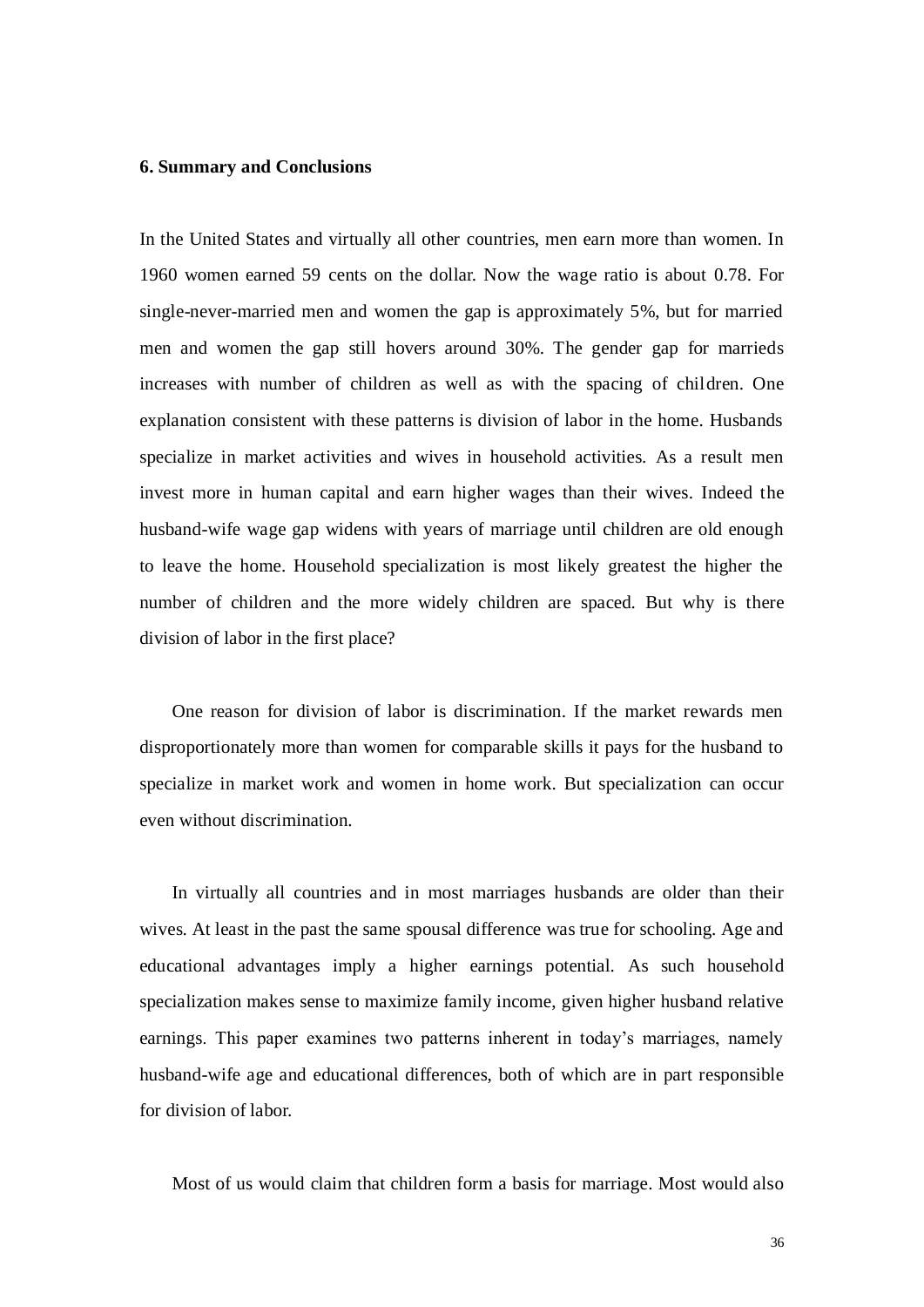### 6. Summary and Conclusions

In the United States and virtually all other countries, men earn more than women. In 1960 women earned 59 cents on the dollar. Now the wage ratio is about 0.78. For single-never-married men and women the gap is approximately 5%, but for married men and women the gap still hovers around 30%. The gender gap for marrieds increases with number of children as well as with the spacing of children. One explanation consistent with these patterns is division of labor in the home. Husbands specialize in market activities and wives in household activities. As a result men invest more in human capital and earn higher wages than their wives. Indeed the husband-wife wage gap widens with years of marriage until children are old enough to leave the home. Household specialization is most likely greatest the higher the number of children and the more widely children are spaced. But why is there division of labor in the first place?

One reason for division of labor is discrimination. If the market rewards men disproportionately more than women for comparable skills it pays for the husband to specialize in market work and women in home work. But specialization can occur even without discrimination.

In virtually all countries and in most marriages husbands are older than their wives. At least in the past the same spousal difference was true for schooling. Age and educational advantages imply a higher earnings potential. As such household specialization makes sense to maximize family income, given higher husband relative earnings. This paper examines two patterns inherent in today's marriages, namely husband-wife age and educational differences, both of which are in part responsible for division of labor.

Most of us would claim that children form a basis for marriage. Most would also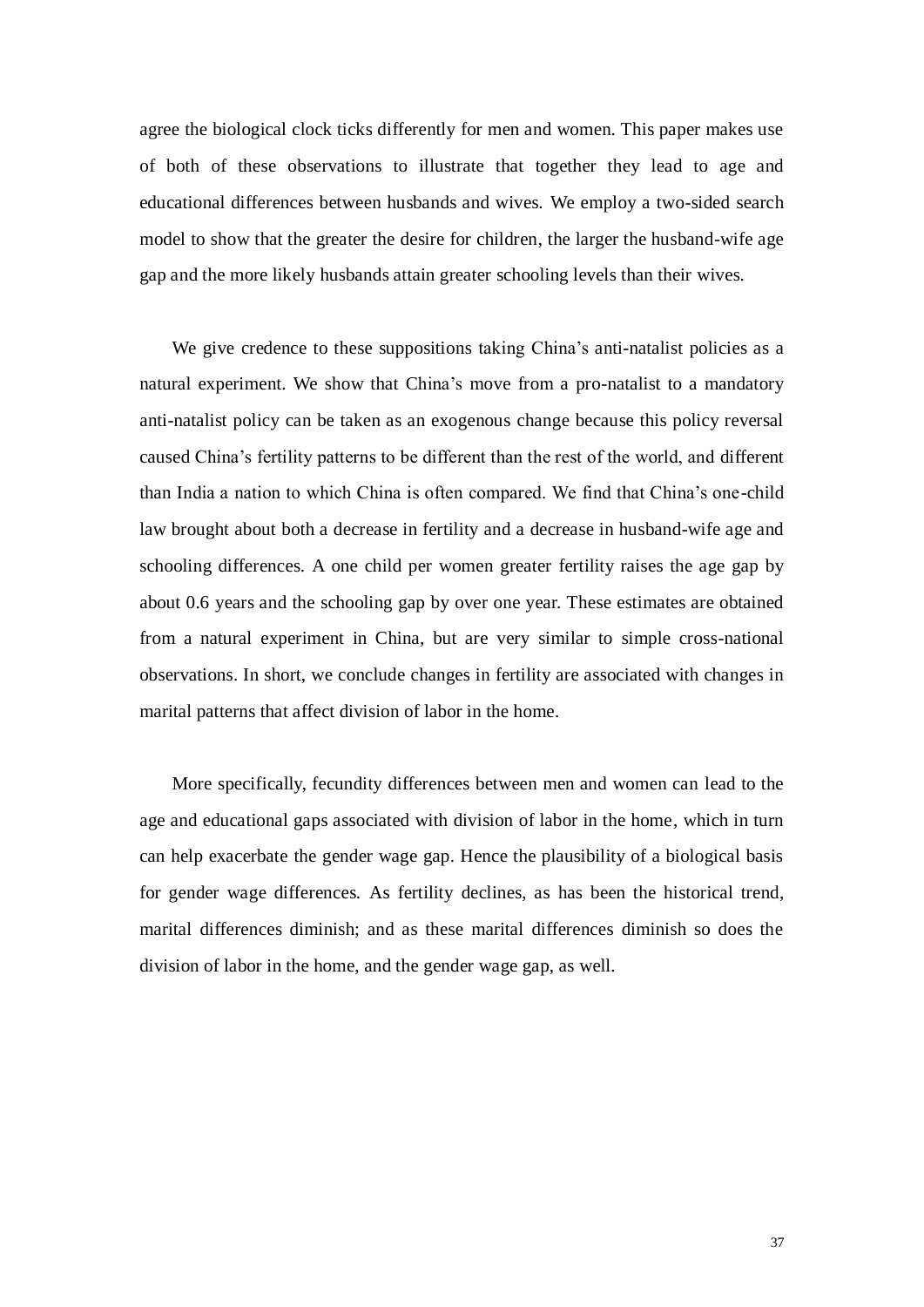agree the biological clock ticks differently for men and women. This paper makes use of both of these observations to illustrate that together they lead to age and educational differences between husbands and wives. We employ a two-sided search model to show that the greater the desire for children, the larger the husband-wife age gap and the more likely husbands attain greater schooling levels than their wives.

We give credence to these suppositions taking China's anti-natalist policies as a natural experiment. We show that China's move from a pro-natalist to a mandatory anti-natalist policy can be taken as an exogenous change because this policy reversal caused China's fertility patterns to be different than the rest of the world, and different than India a nation to which China is often compared. We find that China's one-child law brought about both a decrease in fertility and a decrease in husband-wife age and schooling differences. A one child per women greater fertility raises the age gap by about 0.6 years and the schooling gap by over one year. These estimates are obtained from a natural experiment in China, but are very similar to simple cross-national observations. In short, we conclude changes in fertility are associated with changes in marital patterns that affect division of labor in the home.

More specifically, fecundity differences between men and women can lead to the age and educational gaps associated with division of labor in the home, which in turn can help exacerbate the gender wage gap. Hence the plausibility of a biological basis for gender wage differences. As fertility declines, as has been the historical trend, marital differences diminish; and as these marital differences diminish so does the division of labor in the home, and the gender wage gap, as well.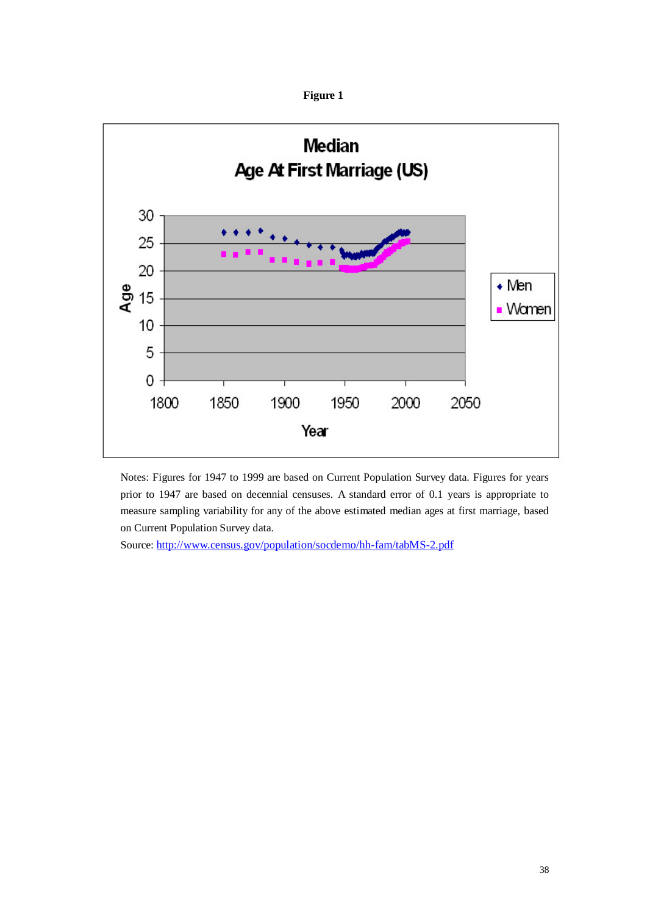**Figure 1**

Notes: Figures for 1947 to 1999 are based on Current Population Survey data. Figures for years prior to 1947 are based on decennial censuses. A standard error of 0.1 years is appropriate to measure sampling variability for any of the above estimated median ages at first marriage, based on Current Population Survey data.

Source: http://www.census.gov/population/socdemo/hh-fam/tabMS-2.pdf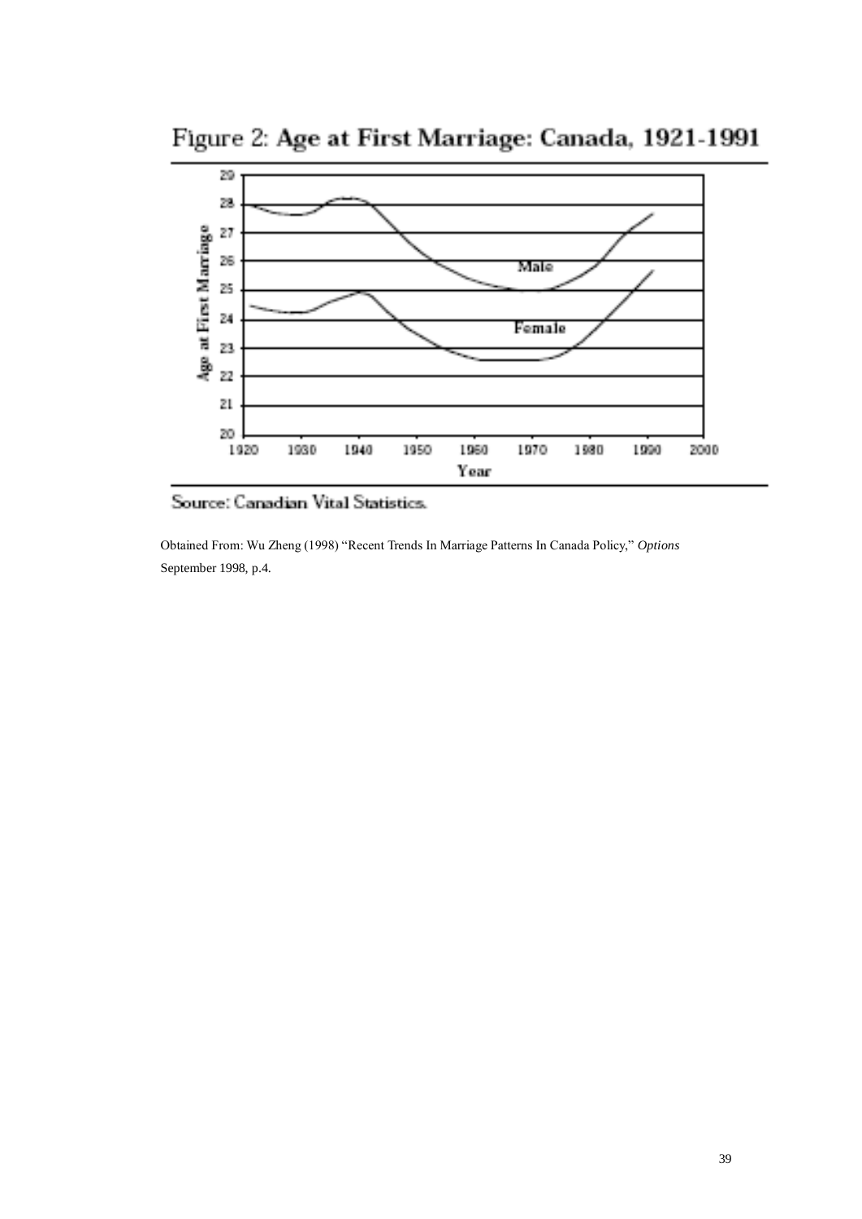## Figure 2: Age at First Marriage: Canada, 1921-1991

Source: Canadian Vital Statistics.

Obtained From: Wu Zheng (1998) "Recent Trends In Marriage Patterns In Canada Policy," *Options* September 1998, p.4.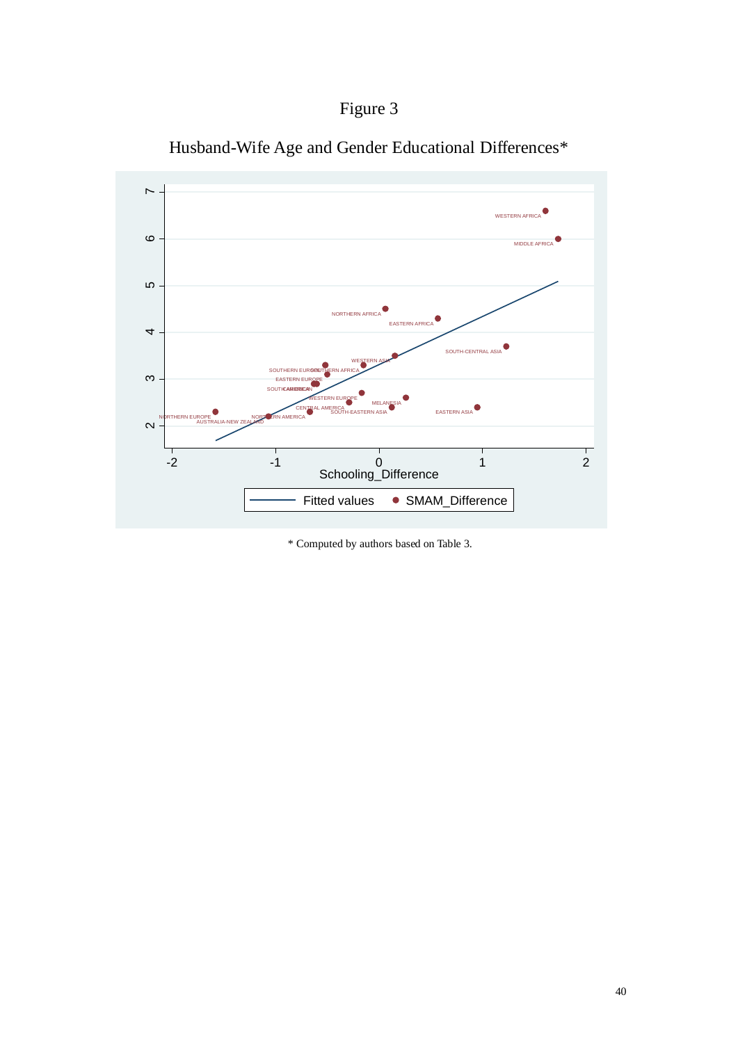# Figure 3

## Husband-Wife Age and Gender Educational Differences*

* Computed by authors based on Table 3.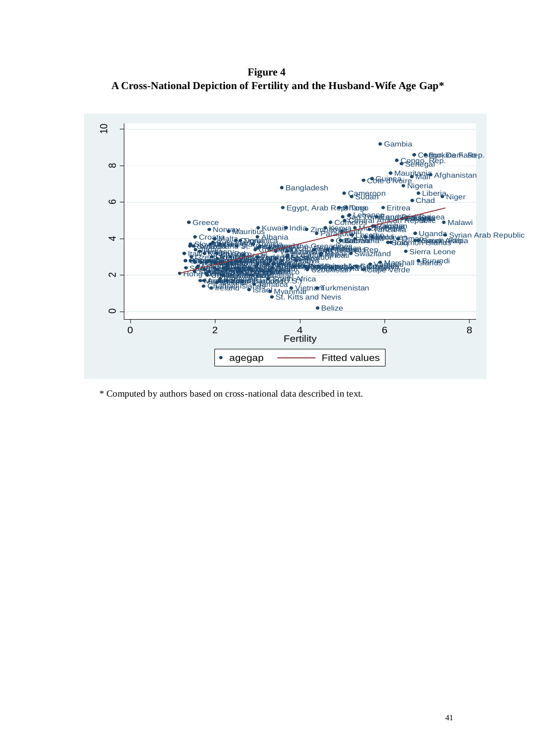**Figure 4**
**A Cross-National Depiction of Fertility and the Husband-Wife Age Gap***

\* Computed by authors based on cross-national data described in text.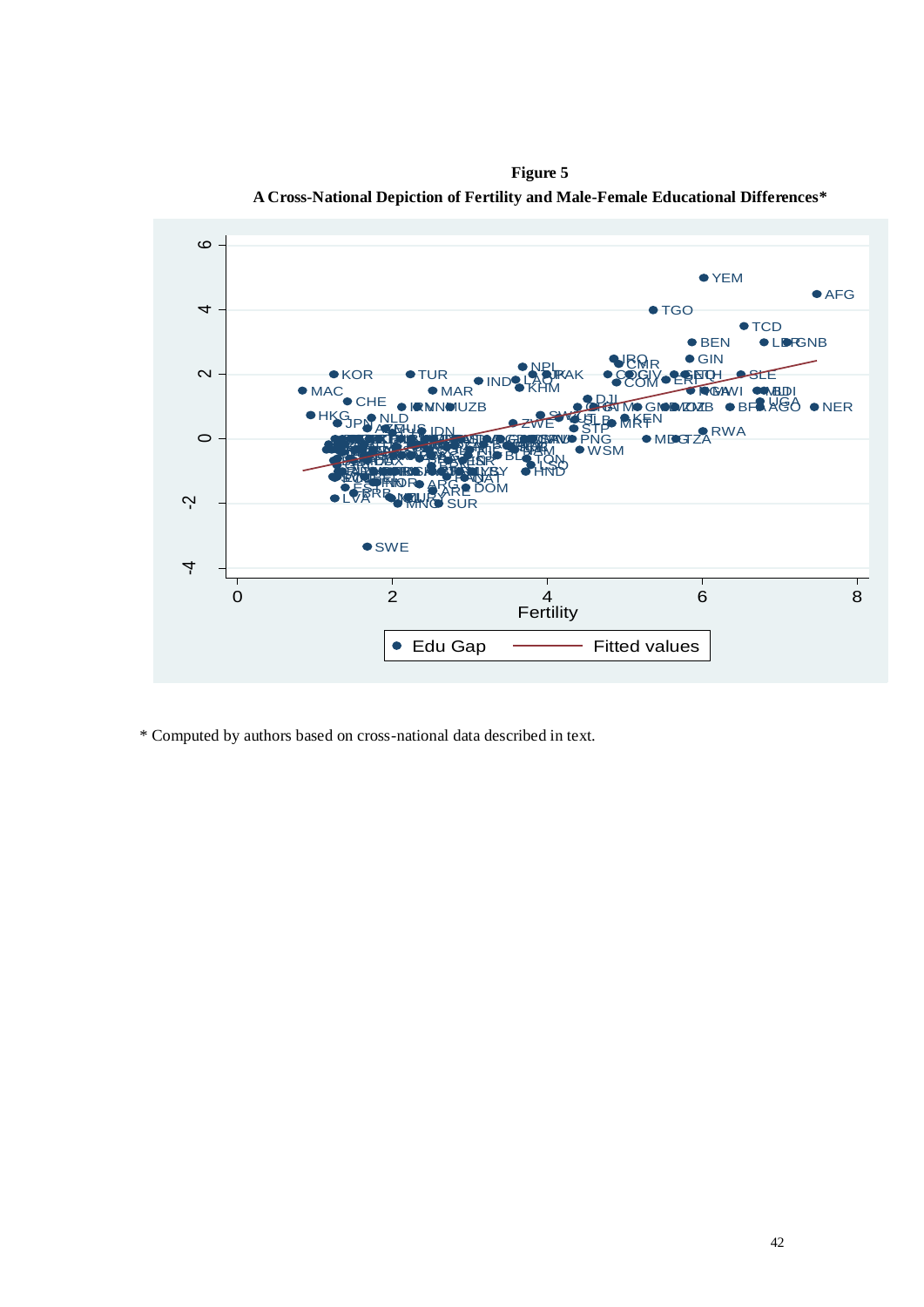**Figure 5**

**A Cross-National Depiction of Fertility and Male-Female Educational Differences***

\* Computed by authors based on cross-national data described in text.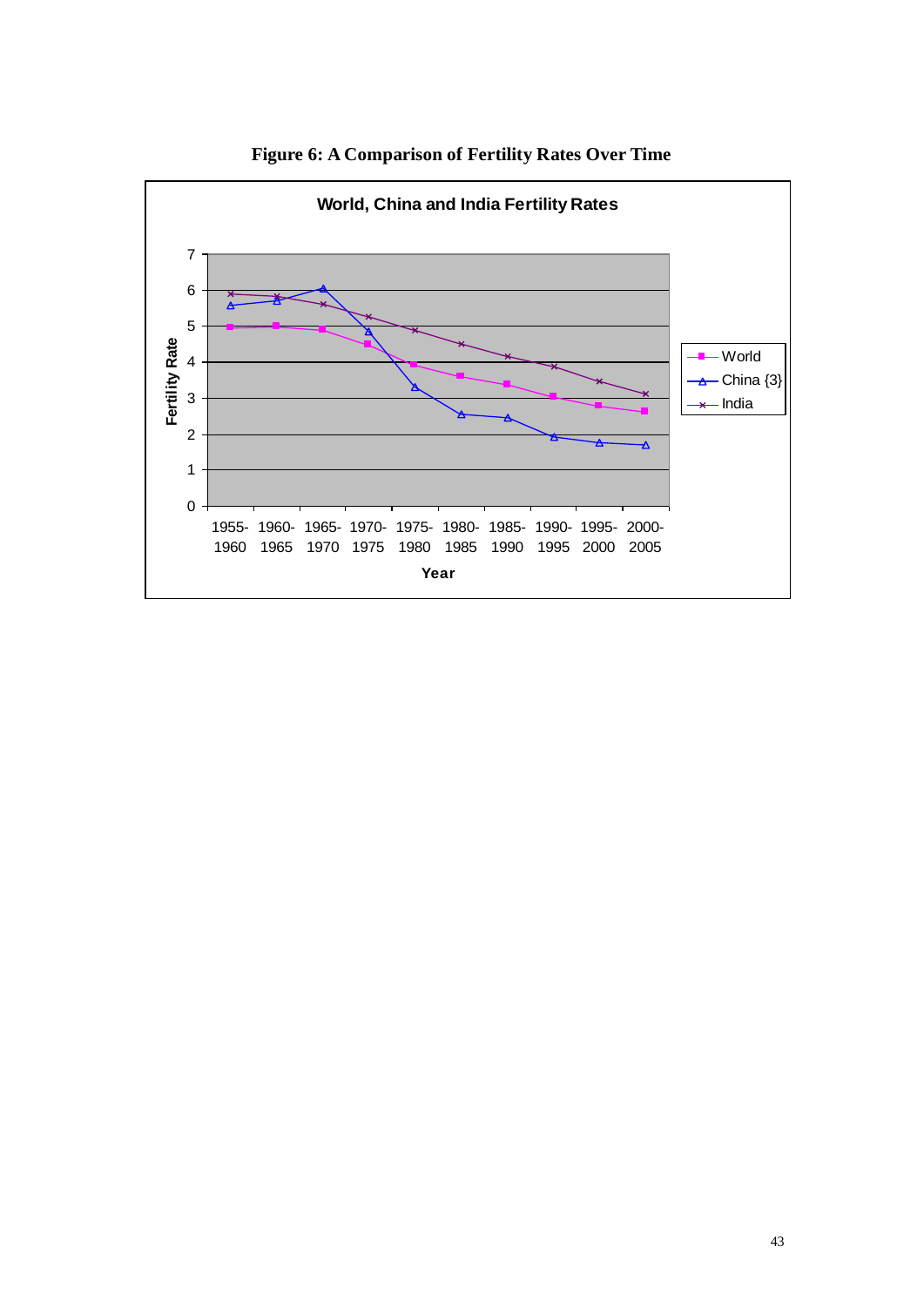**Figure 6: A Comparison of Fertility Rates Over Time**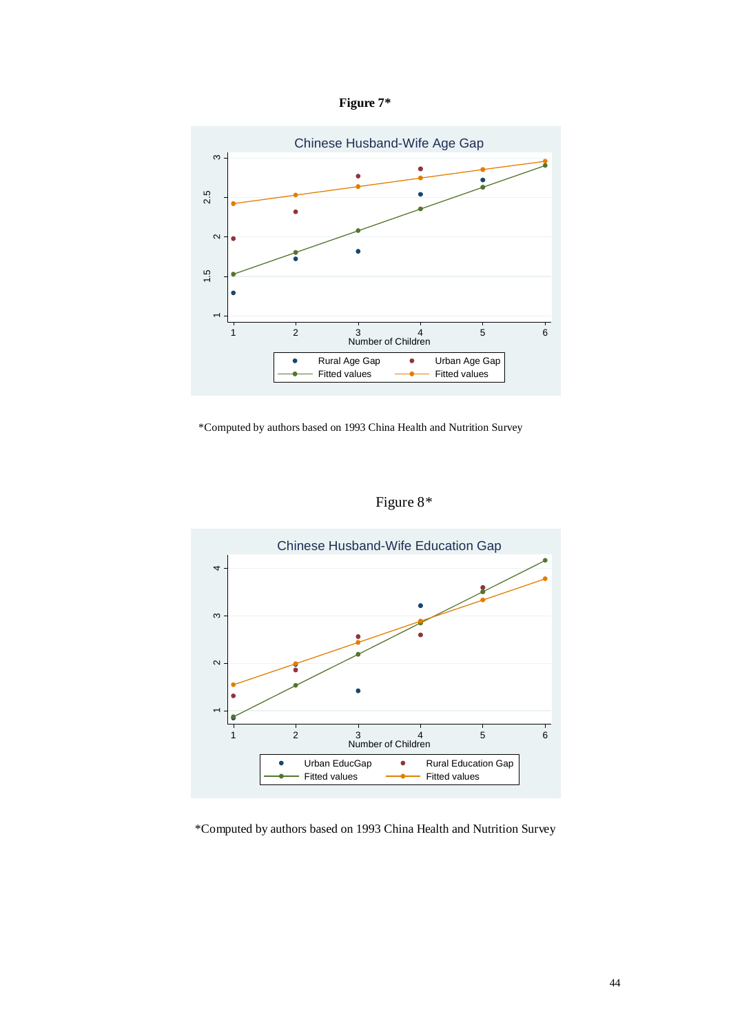**Figure 7***

*Computed by authors based on 1993 China Health and Nutrition Survey

Figure 8*

*Computed by authors based on 1993 China Health and Nutrition Survey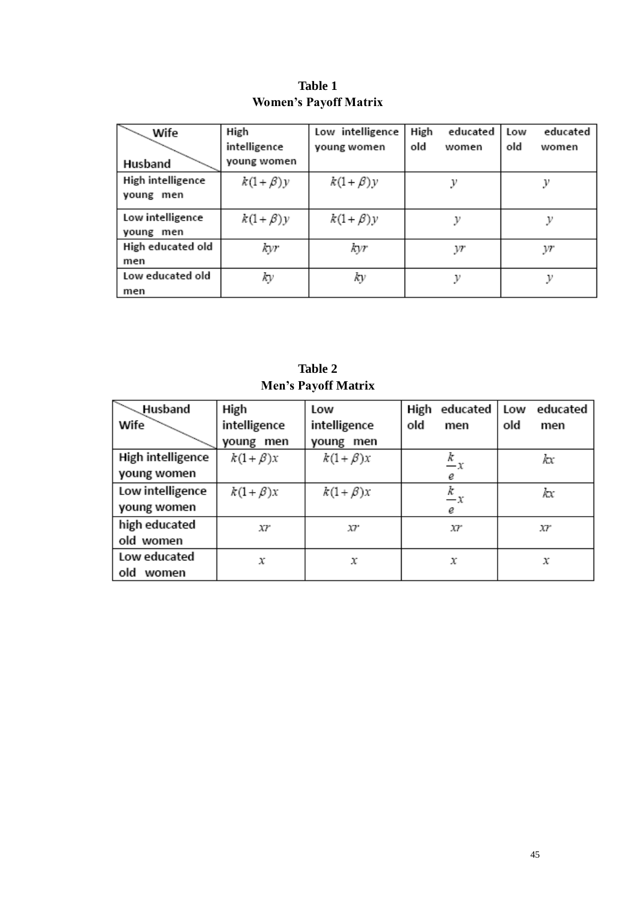**Table 1**
**Women's Payoff Matrix**

| Husband \ Wife | High intelligence young women | Low intelligence young women | High educated old women | Low educated old women |
|---|---|---|---|---|
| High intelligence young men | $k(1+\beta)y$ | $k(1+\beta)y$ | $y$ | $y$ |
| Low intelligence young men | $k(1+\beta)y$ | $k(1+\beta)y$ | $y$ | $y$ |
| High educated old men | $kyr$ | $kyr$ | $yr$ | $yr$ |
| Low educated old men | $ky$ | $ky$ | $y$ | $y$ |

**Table 2**
**Men's Payoff Matrix**

| Wife \ Husband | High intelligence young men | Low intelligence young men | High educated old men | Low educated old men |
|---|---|---|---|---|
| High intelligence young women | $k(1+\beta)x$ | $k(1+\beta)x$ | $\frac{k}{e}x$ | $kx$ |
| Low intelligence young women | $k(1+\beta)x$ | $k(1+\beta)x$ | $\frac{k}{e}x$ | $kx$ |
| high educated old women | $xr$ | $xr$ | $xr$ | $xr$ |
| Low educated old women | $x$ | $x$ | $x$ | $x$ |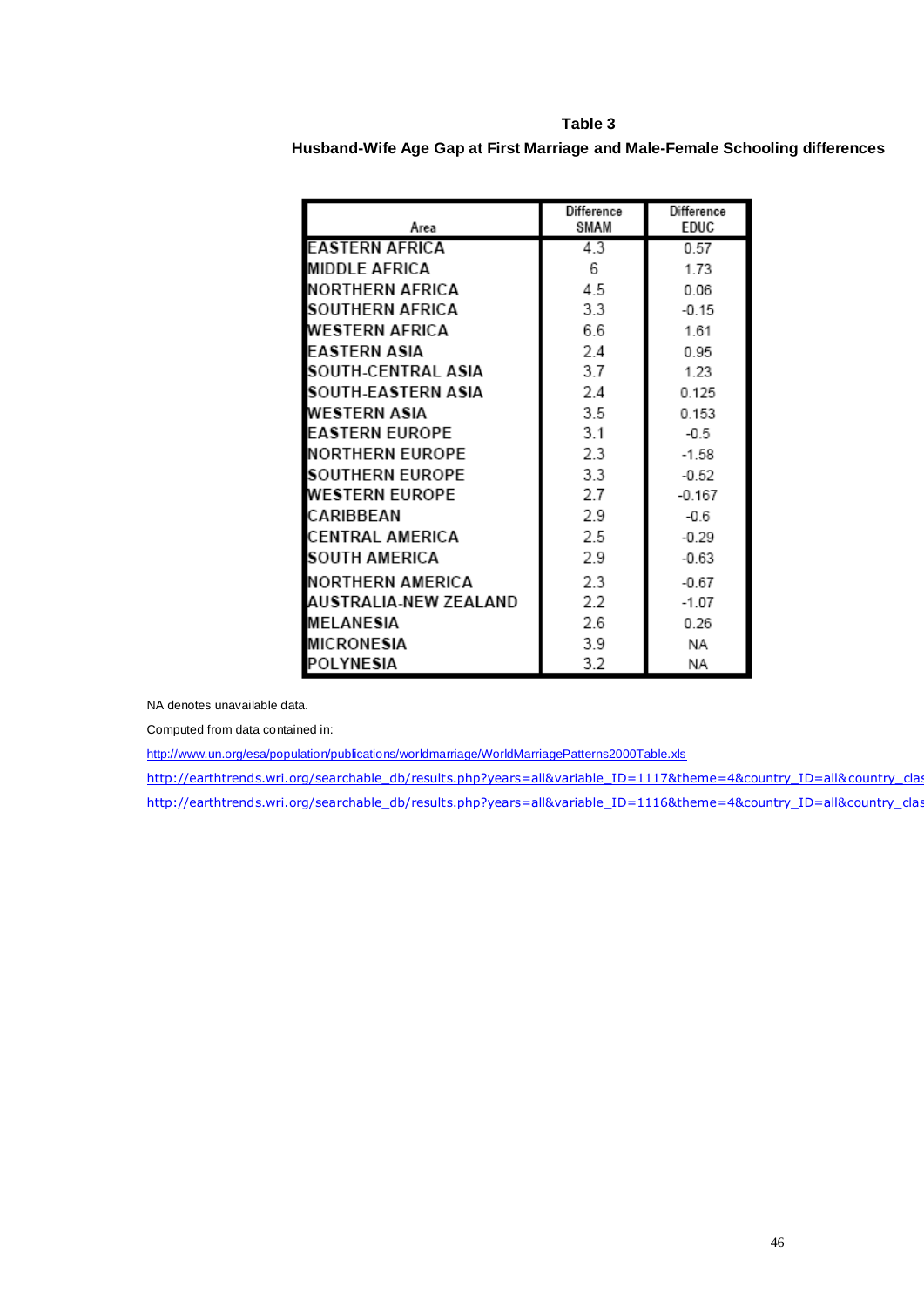**Table 3**

**Husband-Wife Age Gap at First Marriage and Male-Female Schooling differences**

| Area | Difference SMAM | Difference EDUC |
|---|---|---|
| EASTERN AFRICA | 4.3 | 0.57 |
| MIDDLE AFRICA | 6 | 1.73 |
| NORTHERN AFRICA | 4.5 | 0.06 |
| SOUTHERN AFRICA | 3.3 | -0.15 |
| WESTERN AFRICA | 6.6 | 1.61 |
| EASTERN ASIA | 2.4 | 0.95 |
| SOUTH-CENTRAL ASIA | 3.7 | 1.23 |
| SOUTH-EASTERN ASIA | 2.4 | 0.125 |
| WESTERN ASIA | 3.5 | 0.153 |
| EASTERN EUROPE | 3.1 | -0.5 |
| NORTHERN EUROPE | 2.3 | -1.58 |
| SOUTHERN EUROPE | 3.3 | -0.52 |
| WESTERN EUROPE | 2.7 | -0.167 |
| CARIBBEAN | 2.9 | -0.6 |
| CENTRAL AMERICA | 2.5 | -0.29 |
| SOUTH AMERICA | 2.9 | -0.63 |
| NORTHERN AMERICA | 2.3 | -0.67 |
| AUSTRALIA-NEW ZEALAND | 2.2 | -1.07 |
| MELANESIA | 2.6 | 0.26 |
| MICRONESIA | 3.9 | NA |
| POLYNESIA | 3.2 | NA |

NA denotes unavailable data.

Computed from data contained in:

http://www.un.org/esa/population/publications/worldmarriage/WorldMarriagePatterns2000Table.xls

http://earthtrends.wri.org/searchable_db/results.php?years=all&variable_ID=1117&theme=4&country_ID=all&country_clas

http://earthtrends.wri.org/searchable_db/results.php?years=all&variable_ID=1116&theme=4&country_ID=all&country_clas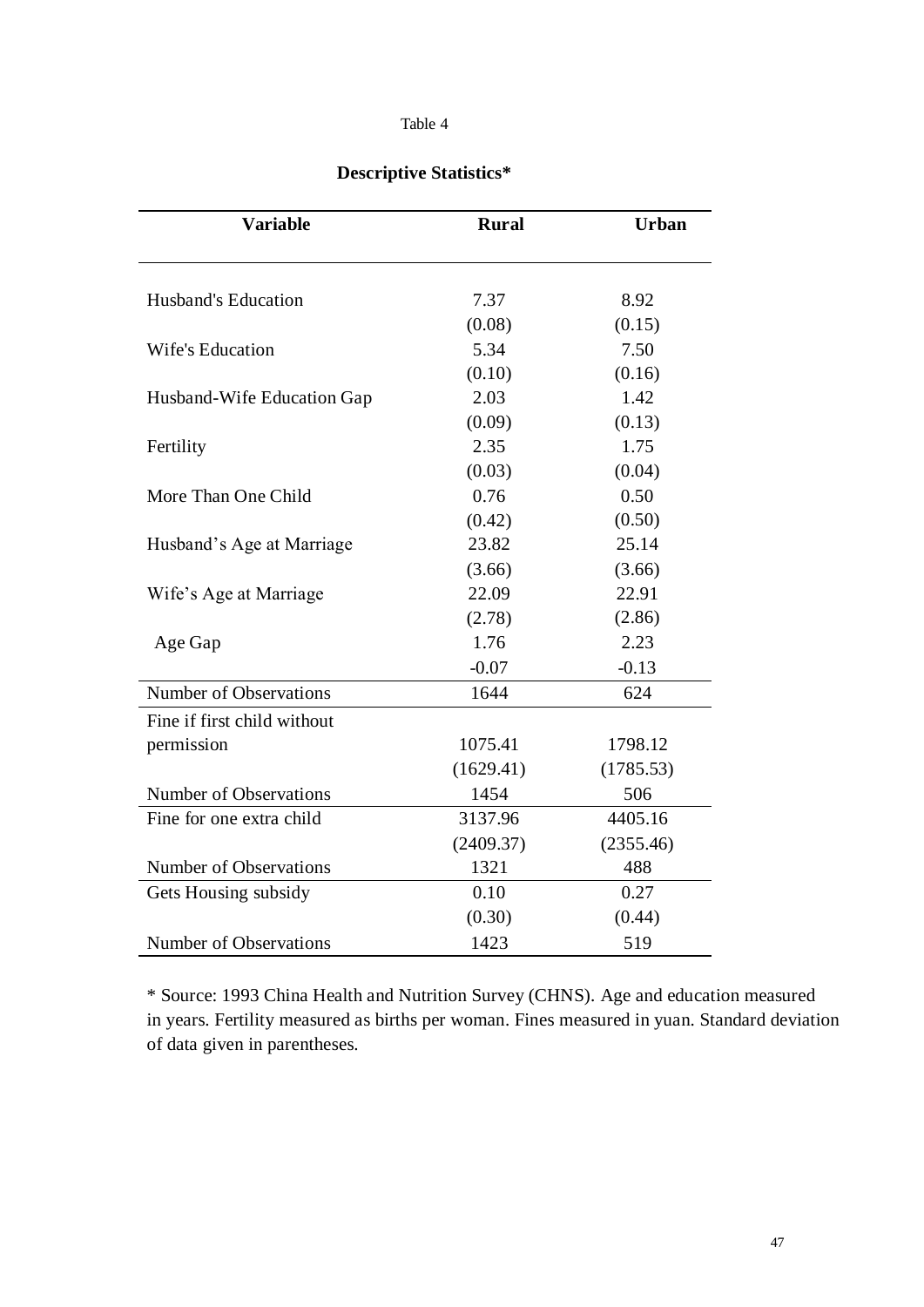Table 4

**Descriptive Statistics***

| Variable | Rural | Urban |
|---|---|---|
| Husband's Education | 7.37 | 8.92 |
| | (0.08) | (0.15) |
| Wife's Education | 5.34 | 7.50 |
| | (0.10) | (0.16) |
| Husband-Wife Education Gap | 2.03 | 1.42 |
| | (0.09) | (0.13) |
| Fertility | 2.35 | 1.75 |
| | (0.03) | (0.04) |
| More Than One Child | 0.76 | 0.50 |
| | (0.42) | (0.50) |
| Husband's Age at Marriage | 23.82 | 25.14 |
| | (3.66) | (3.66) |
| Wife's Age at Marriage | 22.09 | 22.91 |
| | (2.78) | (2.86) |
| Age Gap | 1.76 | 2.23 |
| | -0.07 | -0.13 |
| Number of Observations | 1644 | 624 |
| Fine if first child without permission | 1075.41 | 1798.12 |
| | (1629.41) | (1785.53) |
| Number of Observations | 1454 | 506 |
| Fine for one extra child | 3137.96 | 4405.16 |
| | (2409.37) | (2355.46) |
| Number of Observations | 1321 | 488 |
| Gets Housing subsidy | 0.10 | 0.27 |
| | (0.30) | (0.44) |
| Number of Observations | 1423 | 519 |

* Source: 1993 China Health and Nutrition Survey (CHNS). Age and education measured in years. Fertility measured as births per woman. Fines measured in yuan. Standard deviation of data given in parentheses.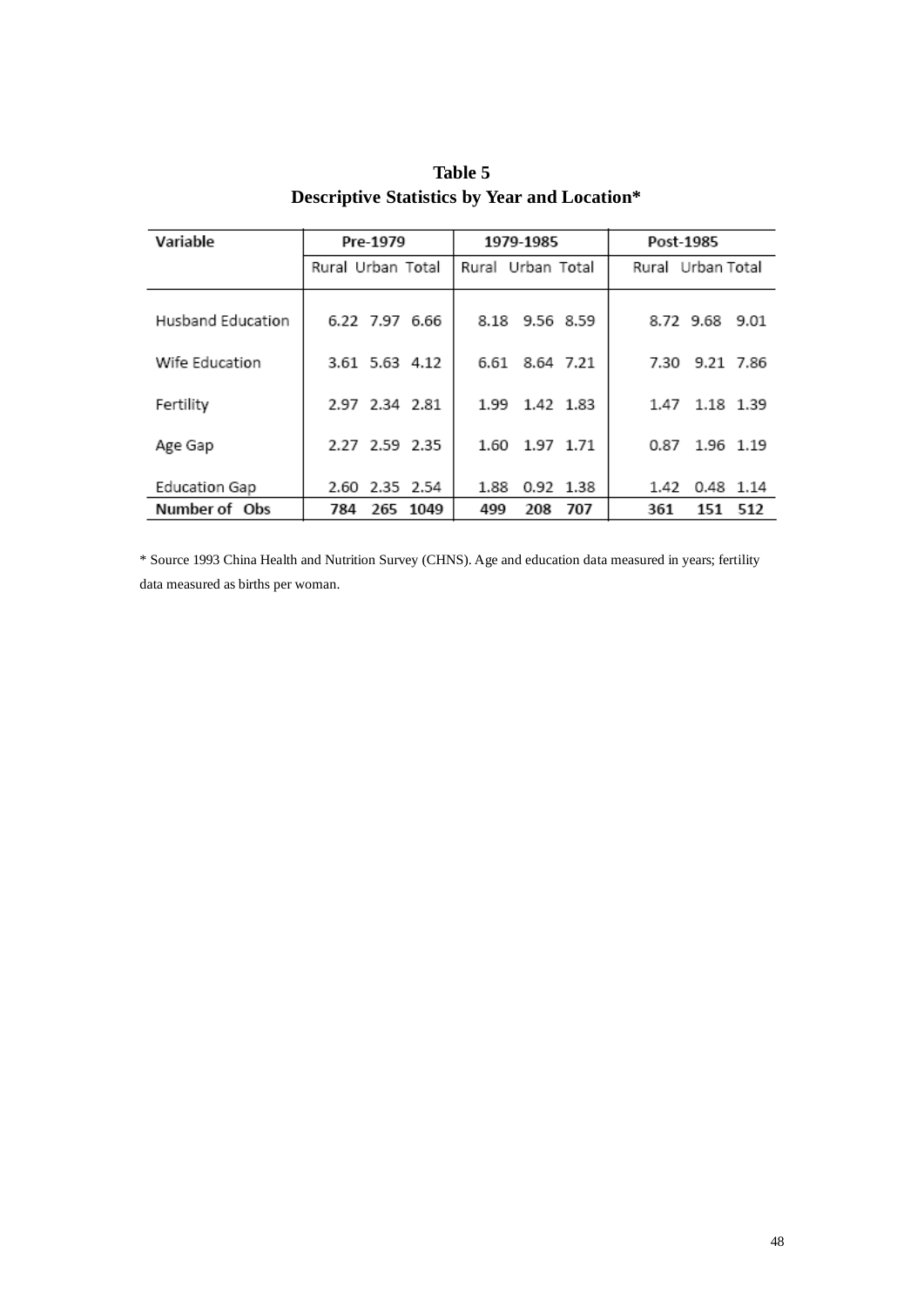**Table 5**
**Descriptive Statistics by Year and Location***

| Variable | Pre-1979 | | | 1979-1985 | | | Post-1985 | | |
|---|---|---|---|---|---|---|---|---|---|
| | Rural | Urban | Total | Rural | Urban | Total | Rural | Urban | Total |
| Husband Education | 6.22 | 7.97 | 6.66 | 8.18 | 9.56 | 8.59 | 8.72 | 9.68 | 9.01 |
| Wife Education | 3.61 | 5.63 | 4.12 | 6.61 | 8.64 | 7.21 | 7.30 | 9.21 | 7.86 |
| Fertility | 2.97 | 2.34 | 2.81 | 1.99 | 1.42 | 1.83 | 1.47 | 1.18 | 1.39 |
| Age Gap | 2.27 | 2.59 | 2.35 | 1.60 | 1.97 | 1.71 | 0.87 | 1.96 | 1.19 |
| Education Gap | 2.60 | 2.35 | 2.54 | 1.88 | 0.92 | 1.38 | 1.42 | 0.48 | 1.14 |
| **Number of Obs** | **784** | **265** | **1049** | **499** | **208** | **707** | **361** | **151** | **512** |

* Source 1993 China Health and Nutrition Survey (CHNS). Age and education data measured in years; fertility data measured as births per woman.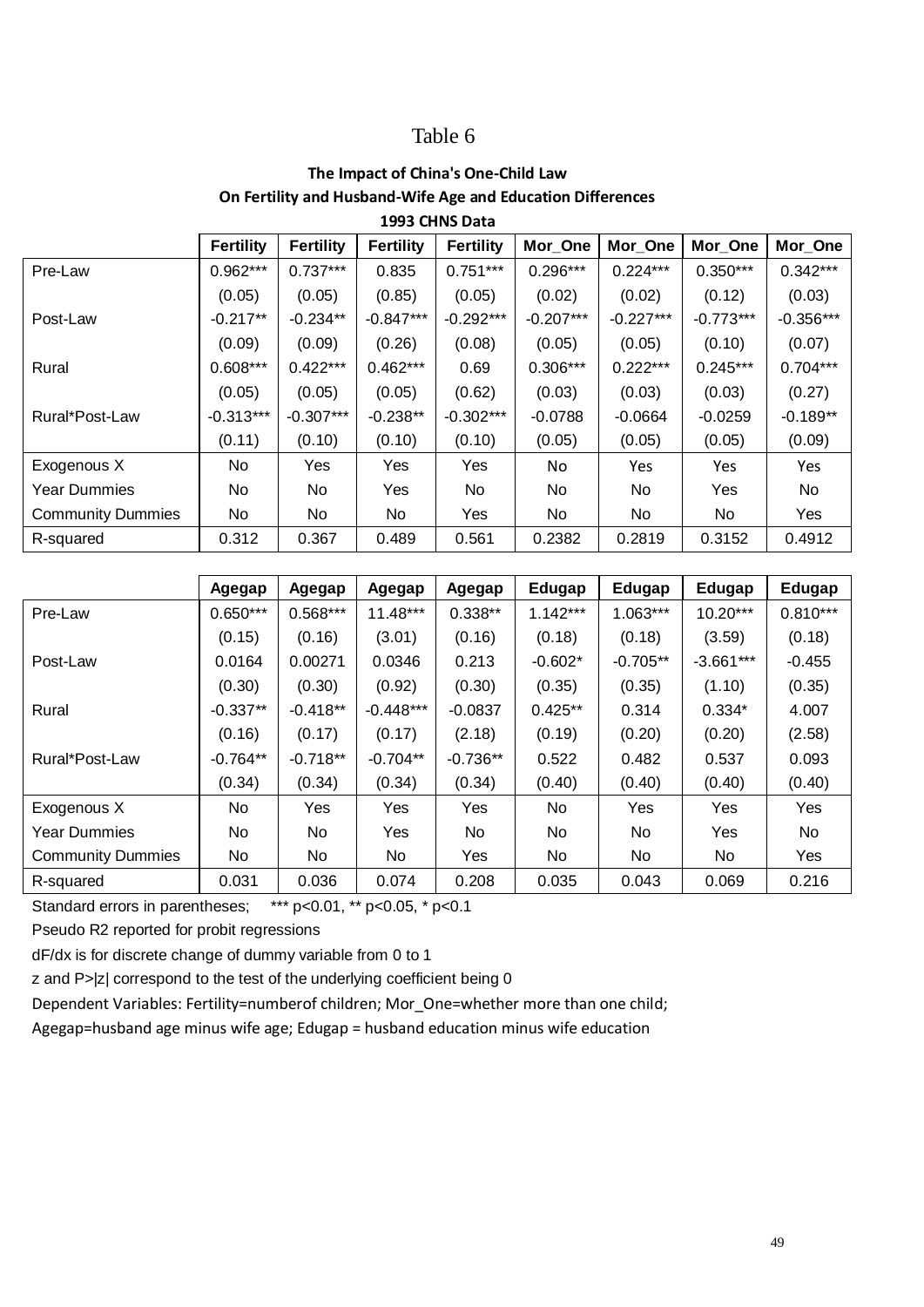Table 6

**The Impact of China's One-Child Law**
**On Fertility and Husband-Wife Age and Education Differences**
**1993 CHNS Data**

| | Fertility | Fertility | Fertility | Fertility | Mor_One | Mor_One | Mor_One | Mor_One |
|---|---|---|---|---|---|---|---|---|
| Pre-Law | 0.962*** | 0.737*** | 0.835 | 0.751*** | 0.296*** | 0.224*** | 0.350*** | 0.342*** |
| | (0.05) | (0.05) | (0.85) | (0.05) | (0.02) | (0.02) | (0.12) | (0.03) |
| Post-Law | -0.217** | -0.234** | -0.847*** | -0.292*** | -0.207*** | -0.227*** | -0.773*** | -0.356*** |
| | (0.09) | (0.09) | (0.26) | (0.08) | (0.05) | (0.05) | (0.10) | (0.07) |
| Rural | 0.608*** | 0.422*** | 0.462*** | 0.69 | 0.306*** | 0.222*** | 0.245*** | 0.704*** |
| | (0.05) | (0.05) | (0.05) | (0.62) | (0.03) | (0.03) | (0.03) | (0.27) |
| Rural*Post-Law | -0.313*** | -0.307*** | -0.238** | -0.302*** | -0.0788 | -0.0664 | -0.0259 | -0.189** |
| | (0.11) | (0.10) | (0.10) | (0.10) | (0.05) | (0.05) | (0.05) | (0.09) |
| Exogenous X | No | Yes | Yes | Yes | No | Yes | Yes | Yes |
| Year Dummies | No | No | Yes | No | No | No | Yes | No |
| Community Dummies | No | No | No | Yes | No | No | No | Yes |
| R-squared | 0.312 | 0.367 | 0.489 | 0.561 | 0.2382 | 0.2819 | 0.3152 | 0.4912 |

| | Agegap | Agegap | Agegap | Agegap | Edugap | Edugap | Edugap | Edugap |
|---|---|---|---|---|---|---|---|---|
| Pre-Law | 0.650*** | 0.568*** | 11.48*** | 0.338** | 1.142*** | 1.063*** | 10.20*** | 0.810*** |
| | (0.15) | (0.16) | (3.01) | (0.16) | (0.18) | (0.18) | (3.59) | (0.18) |
| Post-Law | 0.0164 | 0.00271 | 0.0346 | 0.213 | -0.602* | -0.705** | -3.661*** | -0.455 |
| | (0.30) | (0.30) | (0.92) | (0.30) | (0.35) | (0.35) | (1.10) | (0.35) |
| Rural | -0.337** | -0.418** | -0.448*** | -0.0837 | 0.425** | 0.314 | 0.334* | 4.007 |
| | (0.16) | (0.17) | (0.17) | (2.18) | (0.19) | (0.20) | (0.20) | (2.58) |
| Rural*Post-Law | -0.764** | -0.718** | -0.704** | -0.736** | 0.522 | 0.482 | 0.537 | 0.093 |
| | (0.34) | (0.34) | (0.34) | (0.34) | (0.40) | (0.40) | (0.40) | (0.40) |
| Exogenous X | No | Yes | Yes | Yes | No | Yes | Yes | Yes |
| Year Dummies | No | No | Yes | No | No | No | Yes | No |
| Community Dummies | No | No | No | Yes | No | No | No | Yes |
| R-squared | 0.031 | 0.036 | 0.074 | 0.208 | 0.035 | 0.043 | 0.069 | 0.216 |

Standard errors in parentheses; *** p<0.01, ** p<0.05, * p<0.1

Pseudo R2 reported for probit regressions

dF/dx is for discrete change of dummy variable from 0 to 1

z and P>|z| correspond to the test of the underlying coefficient being 0

Dependent Variables: Fertility=numberof children; Mor_One=whether more than one child;

Agegap=husband age minus wife age; Edugap = husband education minus wife education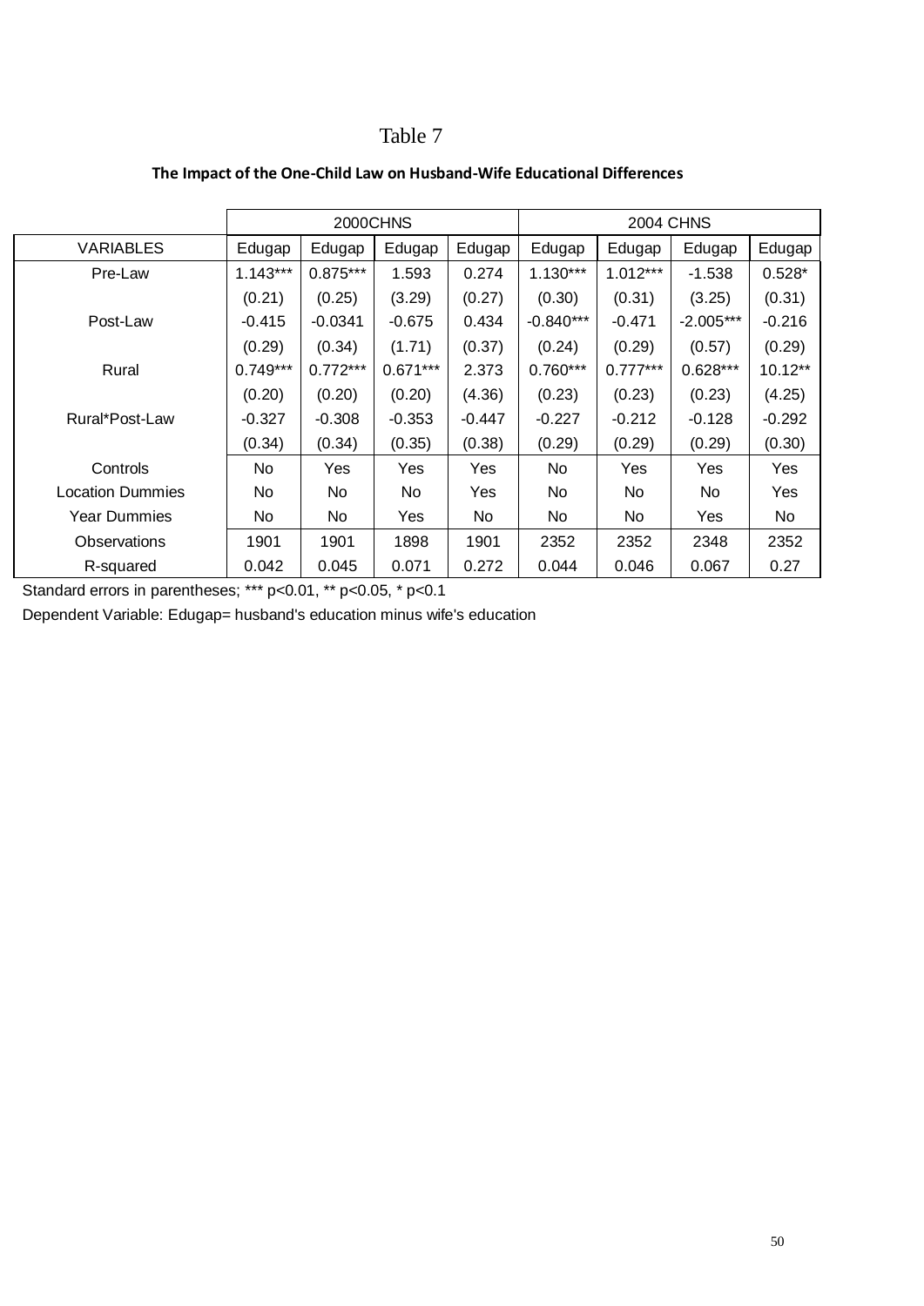# Table 7

**The Impact of the One-Child Law on Husband-Wife Educational Differences**

| | 2000CHNS | | | | 2004 CHNS | | | |
|---|---|---|---|---|---|---|---|---|
| VARIABLES | Edugap | Edugap | Edugap | Edugap | Edugap | Edugap | Edugap | Edugap |
| Pre-Law | 1.143*** | 0.875*** | 1.593 | 0.274 | 1.130*** | 1.012*** | -1.538 | 0.528* |
| | (0.21) | (0.25) | (3.29) | (0.27) | (0.30) | (0.31) | (3.25) | (0.31) |
| Post-Law | -0.415 | -0.0341 | -0.675 | 0.434 | -0.840*** | -0.471 | -2.005*** | -0.216 |
| | (0.29) | (0.34) | (1.71) | (0.37) | (0.24) | (0.29) | (0.57) | (0.29) |
| Rural | 0.749*** | 0.772*** | 0.671*** | 2.373 | 0.760*** | 0.777*** | 0.628*** | 10.12** |
| | (0.20) | (0.20) | (0.20) | (4.36) | (0.23) | (0.23) | (0.23) | (4.25) |
| Rural*Post-Law | -0.327 | -0.308 | -0.353 | -0.447 | -0.227 | -0.212 | -0.128 | -0.292 |
| | (0.34) | (0.34) | (0.35) | (0.38) | (0.29) | (0.29) | (0.29) | (0.30) |
| Controls | No | Yes | Yes | Yes | No | Yes | Yes | Yes |
| Location Dummies | No | No | No | Yes | No | No | No | Yes |
| Year Dummies | No | No | Yes | No | No | No | Yes | No |
| Observations | 1901 | 1901 | 1898 | 1901 | 2352 | 2352 | 2348 | 2352 |
| R-squared | 0.042 | 0.045 | 0.071 | 0.272 | 0.044 | 0.046 | 0.067 | 0.27 |

Standard errors in parentheses; *** p<0.01, ** p<0.05, * p<0.1

Dependent Variable: Edugap= husband's education minus wife's education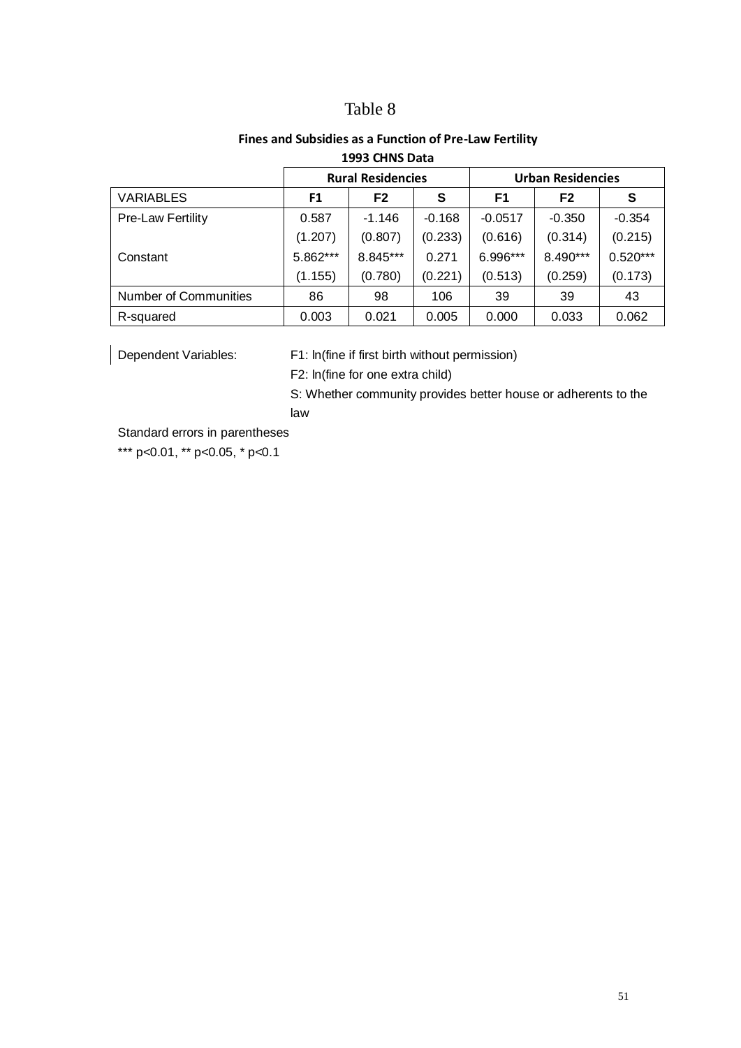# Table 8

**Fines and Subsidies as a Function of Pre-Law Fertility**

**1993 CHNS Data**

| | **Rural Residencies** | | | **Urban Residencies** | | |
|---|---|---|---|---|---|---|
| VARIABLES | **F1** | **F2** | **S** | **F1** | **F2** | **S** |
| Pre-Law Fertility | 0.587 | -1.146 | -0.168 | -0.0517 | -0.350 | -0.354 |
| | (1.207) | (0.807) | (0.233) | (0.616) | (0.314) | (0.215) |
| Constant | 5.862*** | 8.845*** | 0.271 | 6.996*** | 8.490*** | 0.520*** |
| | (1.155) | (0.780) | (0.221) | (0.513) | (0.259) | (0.173) |
| Number of Communities | 86 | 98 | 106 | 39 | 39 | 43 |
| R-squared | 0.003 | 0.021 | 0.005 | 0.000 | 0.033 | 0.062 |

Dependent Variables: F1: ln(fine if first birth without permission)

F2: ln(fine for one extra child)

S: Whether community provides better house or adherents to the law

Standard errors in parentheses

*** p<0.01, ** p<0.05, * p<0.1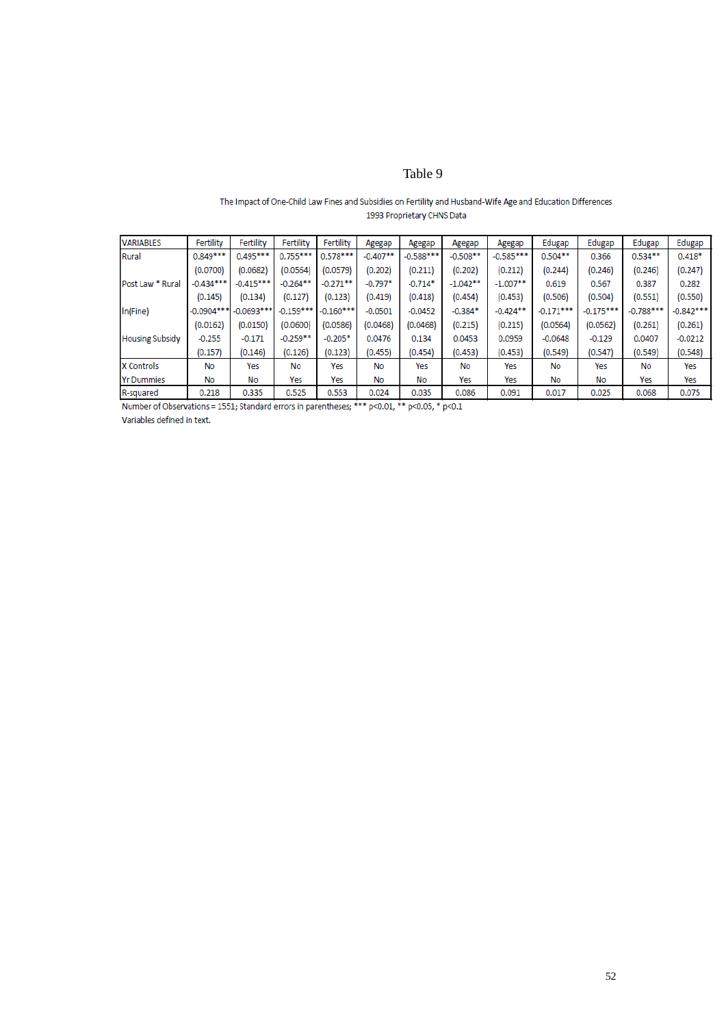# Table 9

The Impact of One-Child Law Fines and Subsidies on Fertility and Husband-Wife Age and Education Differences
1993 Proprietary CHNS Data

| VARIABLES | Fertility | Fertility | Fertility | Fertility | Agegap | Agegap | Agegap | Agegap | Edugap | Edugap | Edugap | Edugap |
|---|---|---|---|---|---|---|---|---|---|---|---|---|
| Rural | 0.849*** | 0.495*** | 0.755*** | 0.578*** | -0.407** | -0.588*** | -0.508** | -0.585*** | 0.504** | 0.366 | 0.534** | 0.418* |
| | (0.0700) | (0.0682) | (0.0564) | (0.0579) | (0.202) | (0.211) | (0.202) | (0.212) | (0.244) | (0.246) | (0.246) | (0.247) |
| Post Law * Rural | -0.434*** | -0.415*** | -0.264** | -0.271** | -0.797* | -0.714* | -1.042** | -1.007** | 0.619 | 0.567 | 0.387 | 0.282 |
| | (0.145) | (0.134) | (0.127) | (0.123) | (0.419) | (0.418) | (0.454) | (0.453) | (0.506) | (0.504) | (0.551) | (0.550) |
| ln(Fine) | -0.0904*** | -0.0693*** | -0.159*** | -0.160*** | -0.0501 | -0.0452 | -0.384* | -0.424** | -0.171*** | -0.175*** | -0.788*** | -0.842*** |
| | (0.0162) | (0.0150) | (0.0600) | (0.0586) | (0.0468) | (0.0468) | (0.215) | (0.215) | (0.0564) | (0.0562) | (0.261) | (0.261) |
| Housing Subsidy | -0.255 | -0.171 | -0.259** | -0.205* | 0.0476 | 0.134 | 0.0453 | 0.0959 | -0.0648 | -0.129 | 0.0407 | -0.0212 |
| | (0.157) | (0.146) | (0.126) | (0.123) | (0.455) | (0.454) | (0.453) | (0.453) | (0.549) | (0.547) | (0.549) | (0.548) |
| X Controls | No | Yes | No | Yes | No | Yes | No | Yes | No | Yes | No | Yes |
| Yr Dummies | No | No | Yes | Yes | No | No | Yes | Yes | No | No | Yes | Yes |
| R-squared | 0.218 | 0.335 | 0.525 | 0.553 | 0.024 | 0.035 | 0.086 | 0.091 | 0.017 | 0.025 | 0.068 | 0.075 |

Number of Observations = 1551; Standard errors in parentheses; *** p<0.01, ** p<0.05, * p<0.1
Variables defined in text.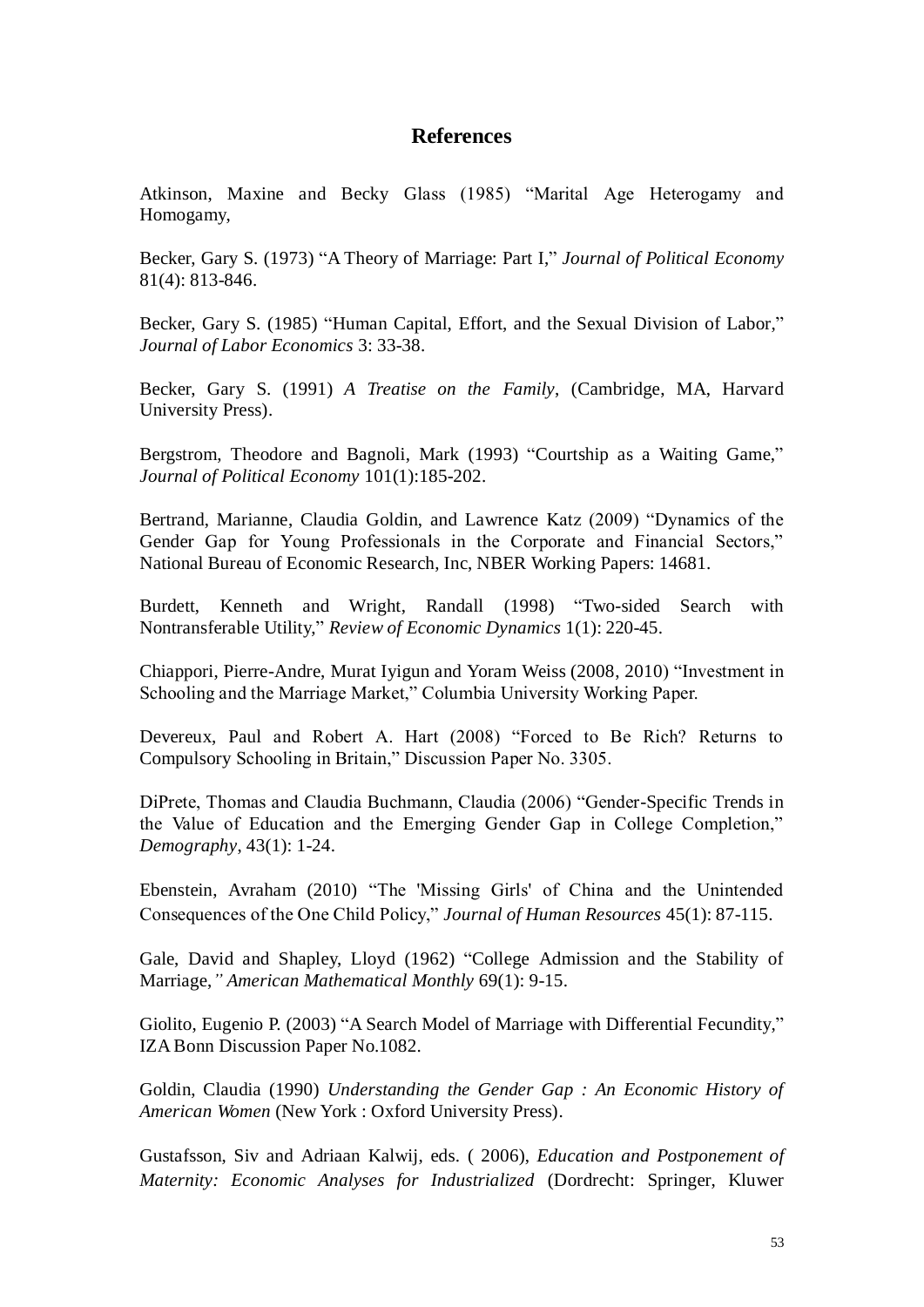# References

Atkinson, Maxine and Becky Glass (1985) "Marital Age Heterogamy and Homogamy,

Becker, Gary S. (1973) "A Theory of Marriage: Part I," *Journal of Political Economy* 81(4): 813-846.

Becker, Gary S. (1985) "Human Capital, Effort, and the Sexual Division of Labor," *Journal of Labor Economics* 3: 33-38.

Becker, Gary S. (1991) *A Treatise on the Family*, (Cambridge, MA, Harvard University Press).

Bergstrom, Theodore and Bagnoli, Mark (1993) "Courtship as a Waiting Game," *Journal of Political Economy* 101(1):185-202.

Bertrand, Marianne, Claudia Goldin, and Lawrence Katz (2009) "Dynamics of the Gender Gap for Young Professionals in the Corporate and Financial Sectors," National Bureau of Economic Research, Inc, NBER Working Papers: 14681.

Burdett, Kenneth and Wright, Randall (1998) "Two-sided Search with Nontransferable Utility," *Review of Economic Dynamics* 1(1): 220-45.

Chiappori, Pierre-Andre, Murat Iyigun and Yoram Weiss (2008, 2010) "Investment in Schooling and the Marriage Market," Columbia University Working Paper.

Devereux, Paul and Robert A. Hart (2008) "Forced to Be Rich? Returns to Compulsory Schooling in Britain," Discussion Paper No. 3305.

DiPrete, Thomas and Claudia Buchmann, Claudia (2006) "Gender-Specific Trends in the Value of Education and the Emerging Gender Gap in College Completion," *Demography*, 43(1): 1-24.

Ebenstein, Avraham (2010) "The 'Missing Girls' of China and the Unintended Consequences of the One Child Policy," *Journal of Human Resources* 45(1): 87-115.

Gale, David and Shapley, Lloyd (1962) "College Admission and the Stability of Marriage," *American Mathematical Monthly* 69(1): 9-15.

Giolito, Eugenio P. (2003) "A Search Model of Marriage with Differential Fecundity," IZA Bonn Discussion Paper No.1082.

Goldin, Claudia (1990) *Understanding the Gender Gap : An Economic History of American Women* (New York : Oxford University Press).

Gustafsson, Siv and Adriaan Kalwij, eds. ( 2006), *Education and Postponement of Maternity: Economic Analyses for Industrialized* (Dordrecht: Springer, Kluwer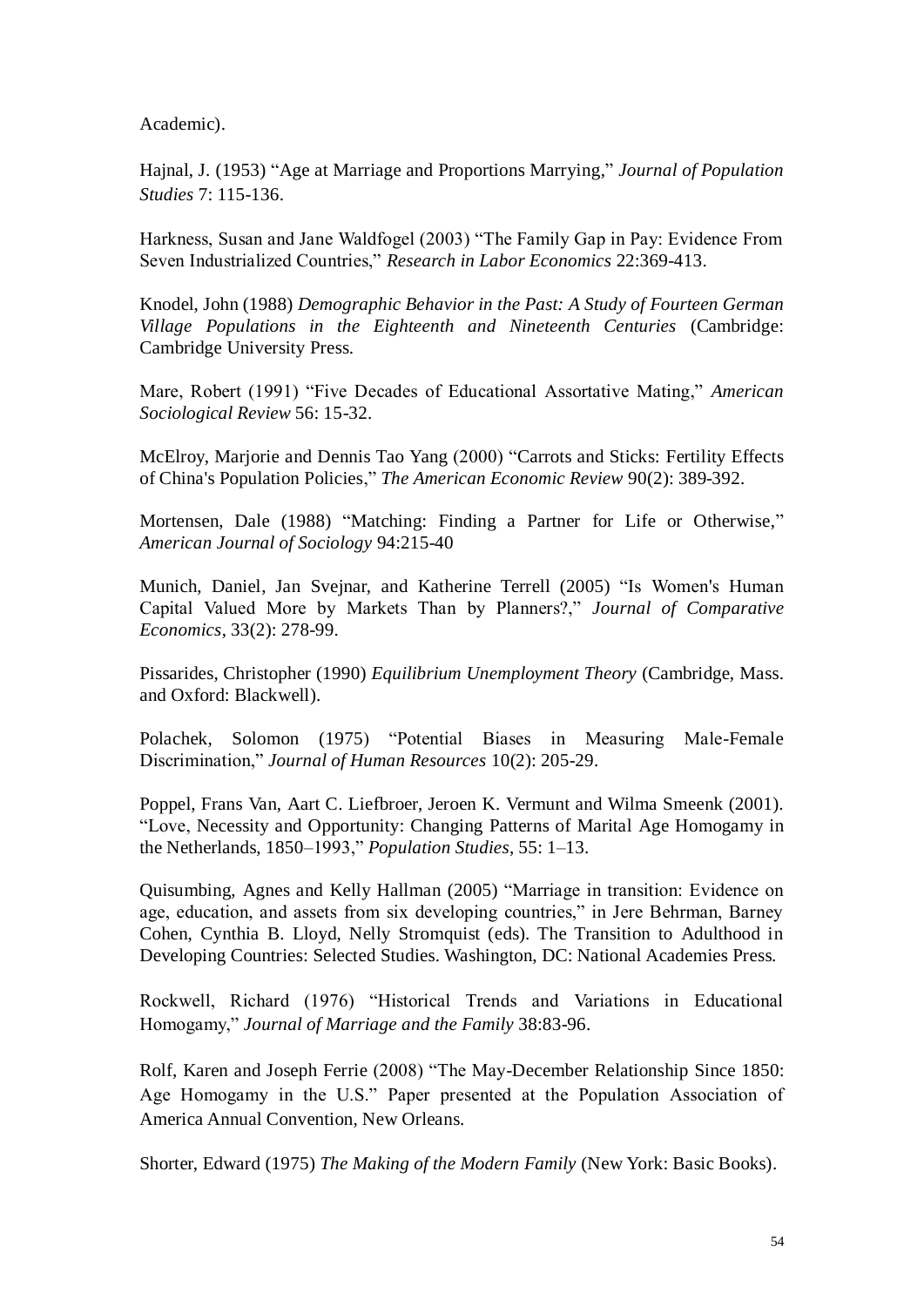Academic).

Hajnal, J. (1953) "Age at Marriage and Proportions Marrying," *Journal of Population Studies* 7: 115-136.

Harkness, Susan and Jane Waldfogel (2003) "The Family Gap in Pay: Evidence From Seven Industrialized Countries," *Research in Labor Economics* 22:369-413.

Knodel, John (1988) *Demographic Behavior in the Past: A Study of Fourteen German Village Populations in the Eighteenth and Nineteenth Centuries* (Cambridge: Cambridge University Press.

Mare, Robert (1991) "Five Decades of Educational Assortative Mating," *American Sociological Review* 56: 15-32.

McElroy, Marjorie and Dennis Tao Yang (2000) "Carrots and Sticks: Fertility Effects of China's Population Policies," *The American Economic Review* 90(2): 389-392.

Mortensen, Dale (1988) "Matching: Finding a Partner for Life or Otherwise," *American Journal of Sociology* 94:215-40

Munich, Daniel, Jan Svejnar, and Katherine Terrell (2005) "Is Women's Human Capital Valued More by Markets Than by Planners?," *Journal of Comparative Economics*, 33(2): 278-99.

Pissarides, Christopher (1990) *Equilibrium Unemployment Theory* (Cambridge, Mass. and Oxford: Blackwell).

Polachek, Solomon (1975) "Potential Biases in Measuring Male-Female Discrimination," *Journal of Human Resources* 10(2): 205-29.

Poppel, Frans Van, Aart C. Liefbroer, Jeroen K. Vermunt and Wilma Smeenk (2001). "Love, Necessity and Opportunity: Changing Patterns of Marital Age Homogamy in the Netherlands, 1850–1993," *Population Studies*, 55: 1–13.

Quisumbing, Agnes and Kelly Hallman (2005) "Marriage in transition: Evidence on age, education, and assets from six developing countries," in Jere Behrman, Barney Cohen, Cynthia B. Lloyd, Nelly Stromquist (eds). The Transition to Adulthood in Developing Countries: Selected Studies. Washington, DC: National Academies Press.

Rockwell, Richard (1976) "Historical Trends and Variations in Educational Homogamy," *Journal of Marriage and the Family* 38:83-96.

Rolf, Karen and Joseph Ferrie (2008) "The May-December Relationship Since 1850: Age Homogamy in the U.S." Paper presented at the Population Association of America Annual Convention, New Orleans.

Shorter, Edward (1975) *The Making of the Modern Family* (New York: Basic Books).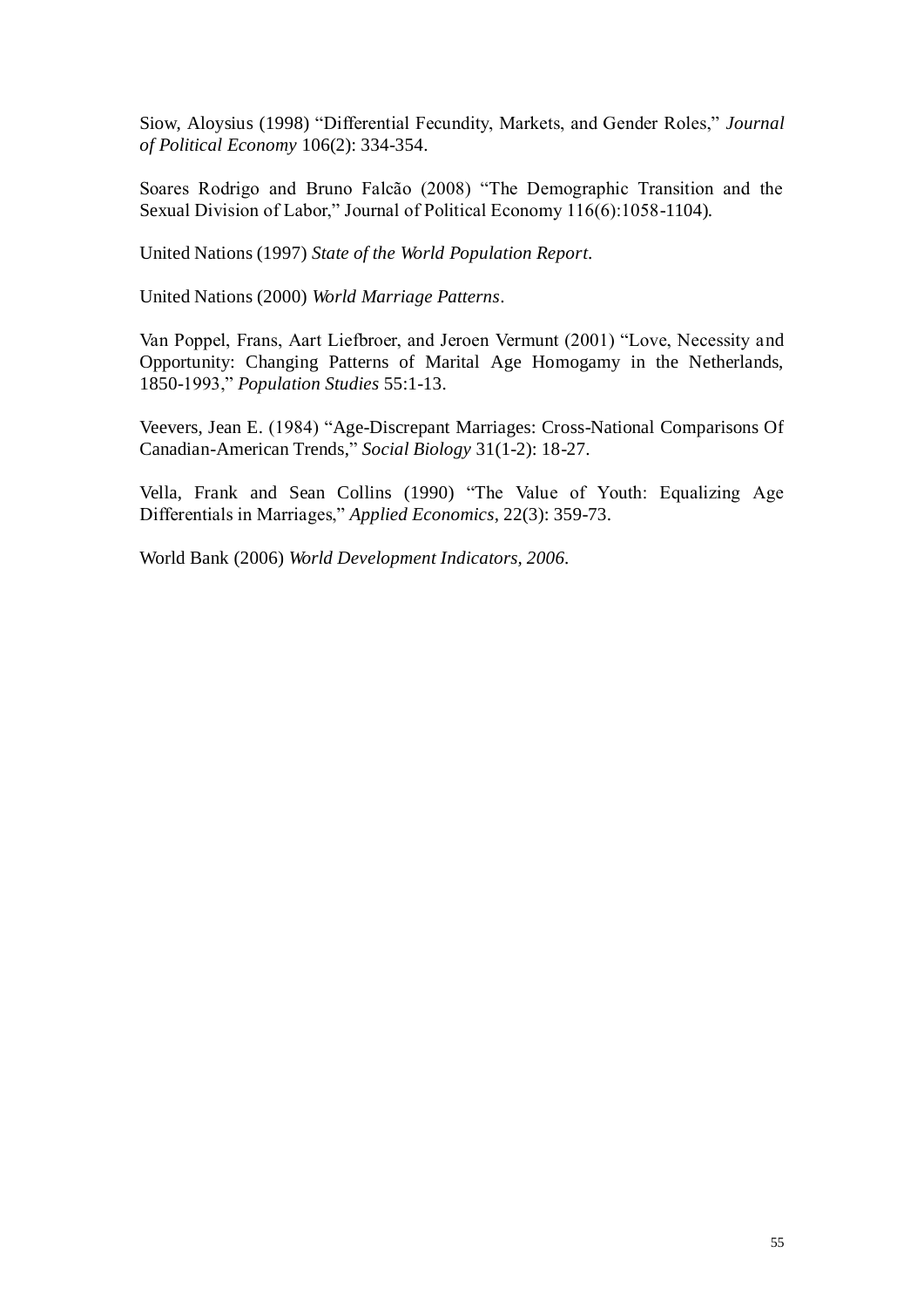Siow, Aloysius (1998) "Differential Fecundity, Markets, and Gender Roles," *Journal of Political Economy* 106(2): 334-354.

Soares Rodrigo and Bruno Falcão (2008) "The Demographic Transition and the Sexual Division of Labor," Journal of Political Economy 116(6):1058-1104).

United Nations (1997) *State of the World Population Report*.

United Nations (2000) *World Marriage Patterns*.

Van Poppel, Frans, Aart Liefbroer, and Jeroen Vermunt (2001) "Love, Necessity and Opportunity: Changing Patterns of Marital Age Homogamy in the Netherlands, 1850-1993," *Population Studies* 55:1-13.

Veevers, Jean E. (1984) "Age-Discrepant Marriages: Cross-National Comparisons Of Canadian-American Trends," *Social Biology* 31(1-2): 18-27.

Vella, Frank and Sean Collins (1990) "The Value of Youth: Equalizing Age Differentials in Marriages," *Applied Economics*, 22(3): 359-73.

World Bank (2006) *World Development Indicators, 2006*.